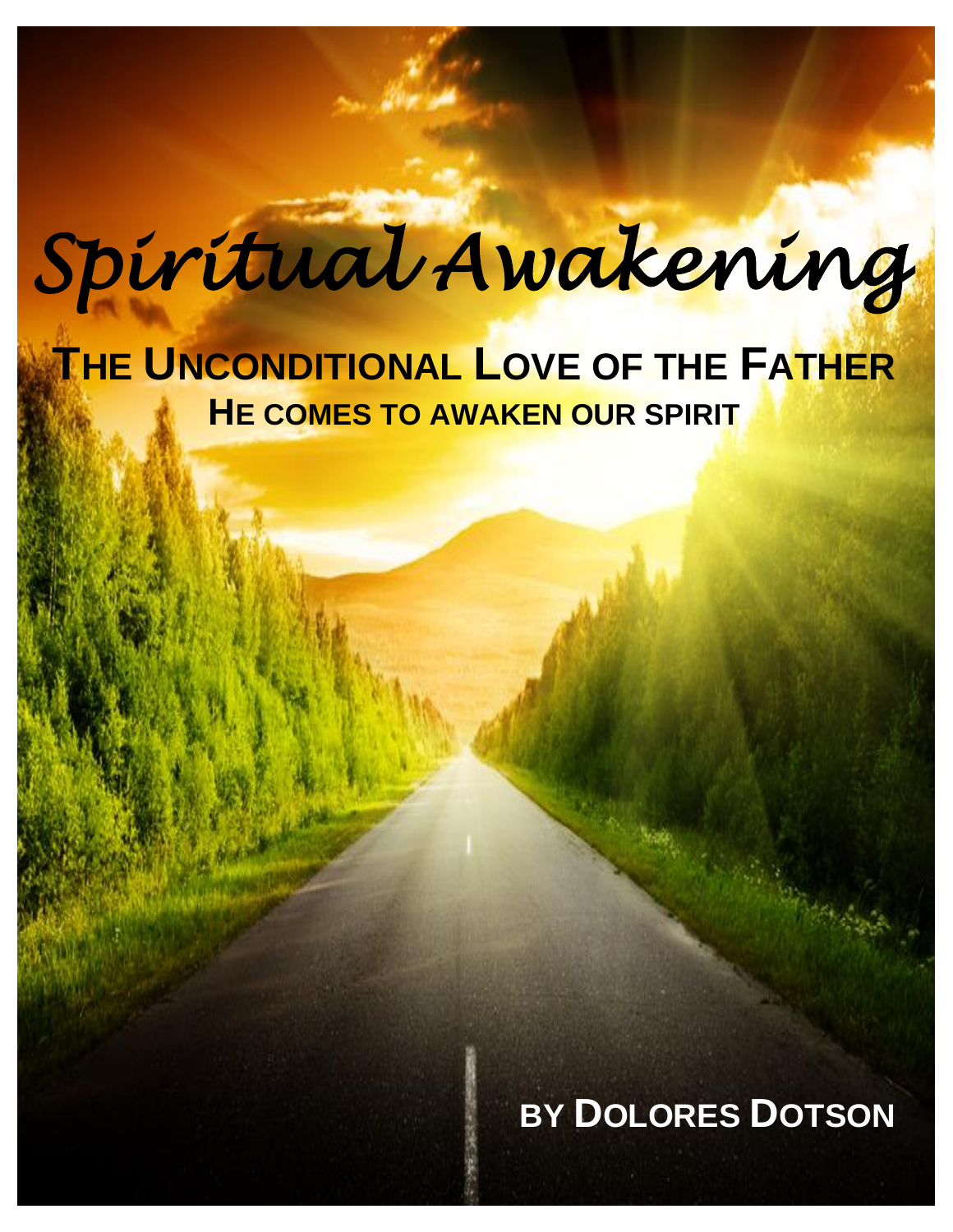# Spiritual Awakening

## The Unconditional Love of the Father

### He comes to awaken our spirit

**By Dolores Dotson**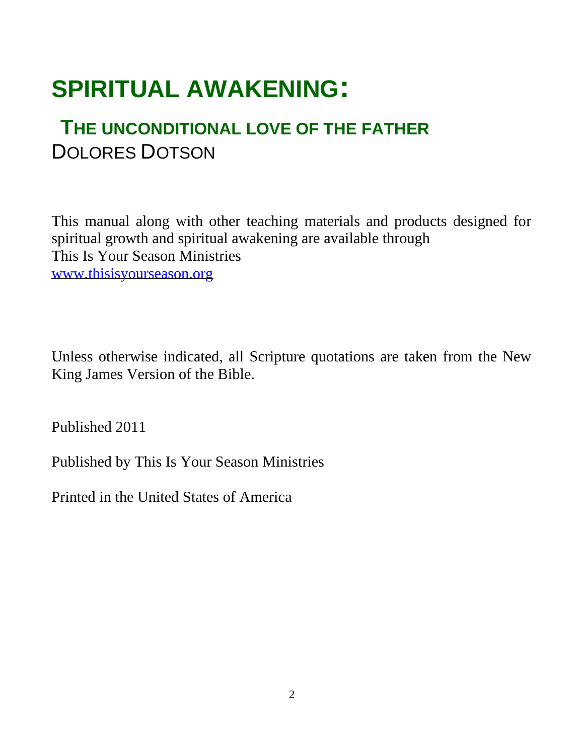# SPIRITUAL AWAKENING:

## THE UNCONDITIONAL LOVE OF THE FATHER

DOLORES DOTSON

This manual along with other teaching materials and products designed for spiritual growth and spiritual awakening are available through
This Is Your Season Ministries
www.thisisyourseason.org

Unless otherwise indicated, all Scripture quotations are taken from the New King James Version of the Bible.

Published 2011

Published by This Is Your Season Ministries

Printed in the United States of America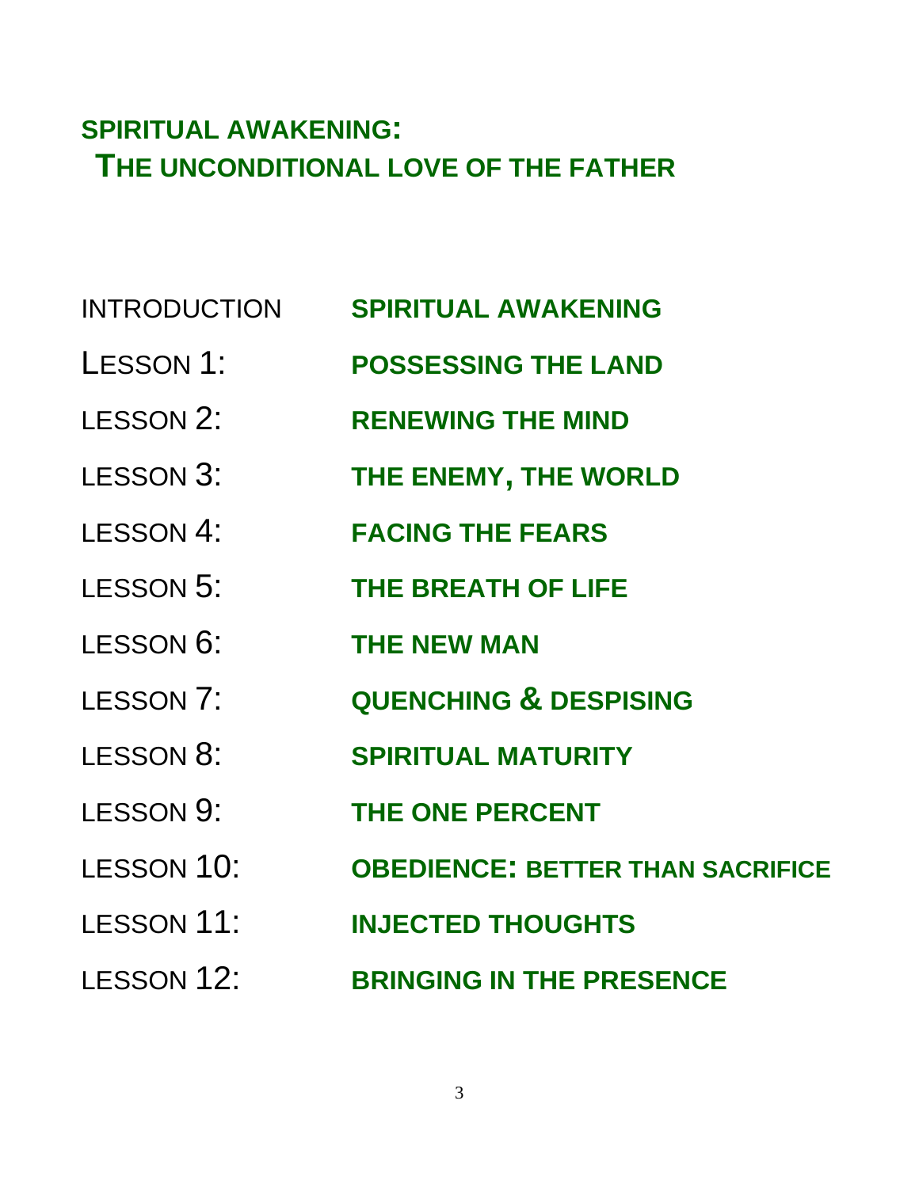# SPIRITUAL AWAKENING: THE UNCONDITIONAL LOVE OF THE FATHER

| | |
|---|---|
| INTRODUCTION | **SPIRITUAL AWAKENING** |
| LESSON 1: | **POSSESSING THE LAND** |
| LESSON 2: | **RENEWING THE MIND** |
| LESSON 3: | **THE ENEMY, THE WORLD** |
| LESSON 4: | **FACING THE FEARS** |
| LESSON 5: | **THE BREATH OF LIFE** |
| LESSON 6: | **THE NEW MAN** |
| LESSON 7: | **QUENCHING & DESPISING** |
| LESSON 8: | **SPIRITUAL MATURITY** |
| LESSON 9: | **THE ONE PERCENT** |
| LESSON 10: | **OBEDIENCE: BETTER THAN SACRIFICE** |
| LESSON 11: | **INJECTED THOUGHTS** |
| LESSON 12: | **BRINGING IN THE PRESENCE** |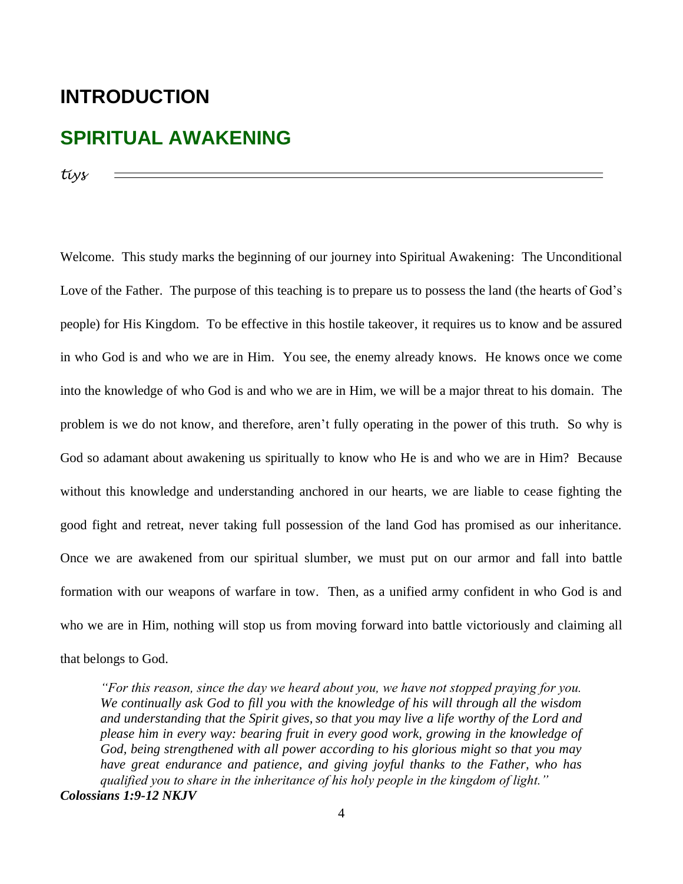# INTRODUCTION

## SPIRITUAL AWAKENING

*tiys*

---

Welcome. This study marks the beginning of our journey into Spiritual Awakening: The Unconditional Love of the Father. The purpose of this teaching is to prepare us to possess the land (the hearts of God's people) for His Kingdom. To be effective in this hostile takeover, it requires us to know and be assured in who God is and who we are in Him. You see, the enemy already knows. He knows once we come into the knowledge of who God is and who we are in Him, we will be a major threat to his domain. The problem is we do not know, and therefore, aren't fully operating in the power of this truth. So why is God so adamant about awakening us spiritually to know who He is and who we are in Him? Because without this knowledge and understanding anchored in our hearts, we are liable to cease fighting the good fight and retreat, never taking full possession of the land God has promised as our inheritance. Once we are awakened from our spiritual slumber, we must put on our armor and fall into battle formation with our weapons of warfare in tow. Then, as a unified army confident in who God is and who we are in Him, nothing will stop us from moving forward into battle victoriously and claiming all that belongs to God.

> *"For this reason, since the day we heard about you, we have not stopped praying for you. We continually ask God to fill you with the knowledge of his will through all the wisdom and understanding that the Spirit gives, so that you may live a life worthy of the Lord and please him in every way: bearing fruit in every good work, growing in the knowledge of God, being strengthened with all power according to his glorious might so that you may have great endurance and patience, and giving joyful thanks to the Father, who has qualified you to share in the inheritance of his holy people in the kingdom of light."*

***Colossians 1:9-12 NKJV***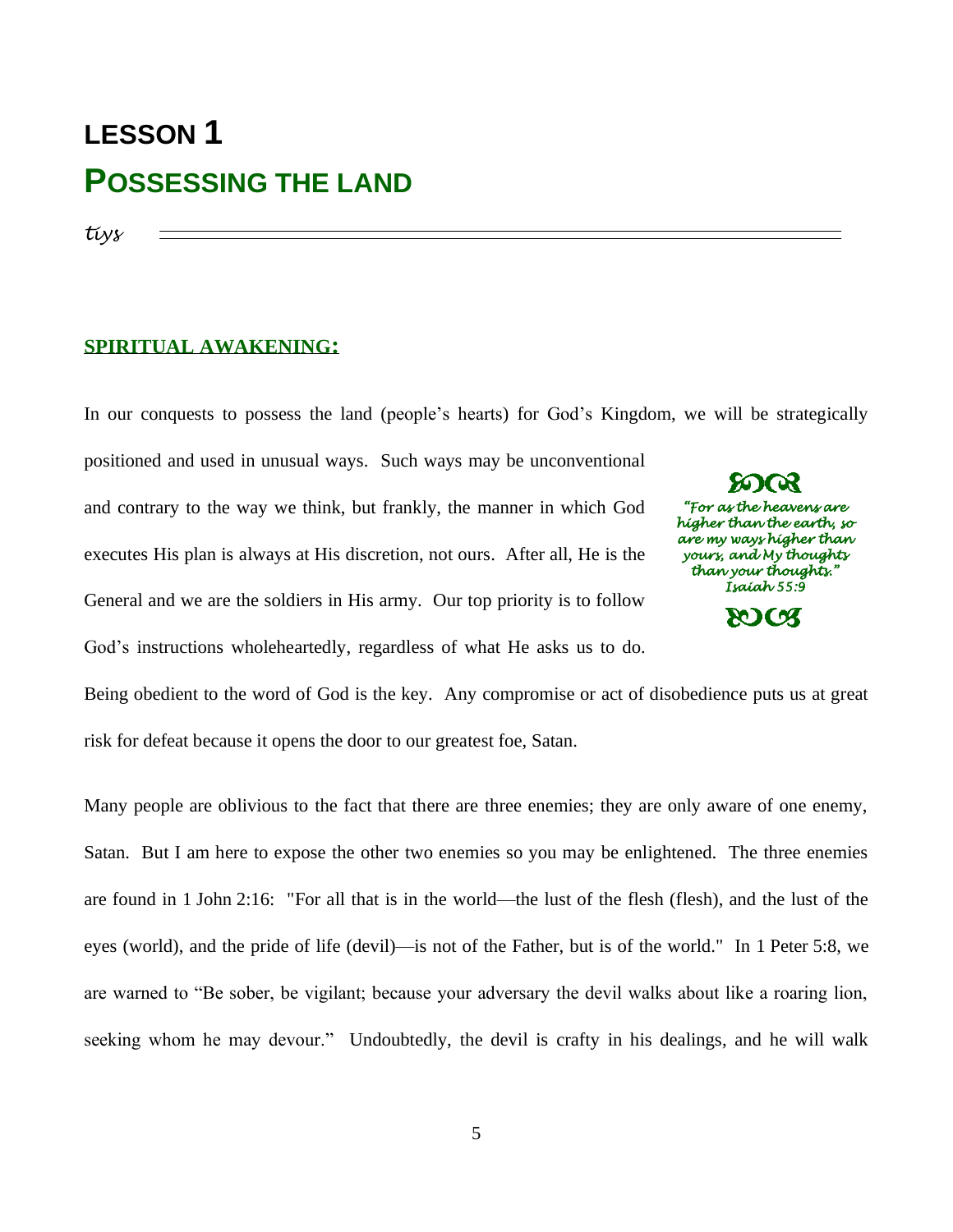# LESSON 1

# POSSESSING THE LAND

*tiys*

---

**SPIRITUAL AWAKENING:**

In our conquests to possess the land (people's hearts) for God's Kingdom, we will be strategically positioned and used in unusual ways. Such ways may be unconventional and contrary to the way we think, but frankly, the manner in which God executes His plan is always at His discretion, not ours. After all, He is the General and we are the soldiers in His army. Our top priority is to follow God's instructions wholeheartedly, regardless of what He asks us to do. Being obedient to the word of God is the key. Any compromise or act of disobedience puts us at great risk for defeat because it opens the door to our greatest foe, Satan.

> *"For as the heavens are higher than the earth, so are my ways higher than yours, and My thoughts than your thoughts."*
> *Isaiah 55:9*

Many people are oblivious to the fact that there are three enemies; they are only aware of one enemy, Satan. But I am here to expose the other two enemies so you may be enlightened. The three enemies are found in 1 John 2:16: "For all that is in the world—the lust of the flesh (flesh), and the lust of the eyes (world), and the pride of life (devil)—is not of the Father, but is of the world." In 1 Peter 5:8, we are warned to "Be sober, be vigilant; because your adversary the devil walks about like a roaring lion, seeking whom he may devour." Undoubtedly, the devil is crafty in his dealings, and he will walk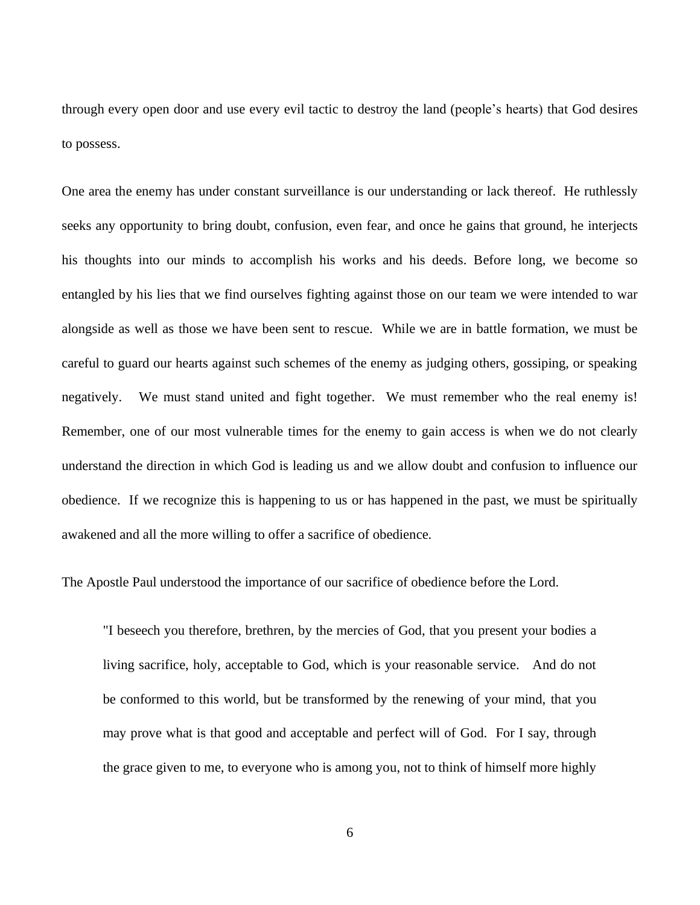through every open door and use every evil tactic to destroy the land (people's hearts) that God desires to possess.

One area the enemy has under constant surveillance is our understanding or lack thereof. He ruthlessly seeks any opportunity to bring doubt, confusion, even fear, and once he gains that ground, he interjects his thoughts into our minds to accomplish his works and his deeds. Before long, we become so entangled by his lies that we find ourselves fighting against those on our team we were intended to war alongside as well as those we have been sent to rescue. While we are in battle formation, we must be careful to guard our hearts against such schemes of the enemy as judging others, gossiping, or speaking negatively. We must stand united and fight together. We must remember who the real enemy is! Remember, one of our most vulnerable times for the enemy to gain access is when we do not clearly understand the direction in which God is leading us and we allow doubt and confusion to influence our obedience. If we recognize this is happening to us or has happened in the past, we must be spiritually awakened and all the more willing to offer a sacrifice of obedience.

The Apostle Paul understood the importance of our sacrifice of obedience before the Lord.

> "I beseech you therefore, brethren, by the mercies of God, that you present your bodies a living sacrifice, holy, acceptable to God, which is your reasonable service. And do not be conformed to this world, but be transformed by the renewing of your mind, that you may prove what is that good and acceptable and perfect will of God. For I say, through the grace given to me, to everyone who is among you, not to think of himself more highly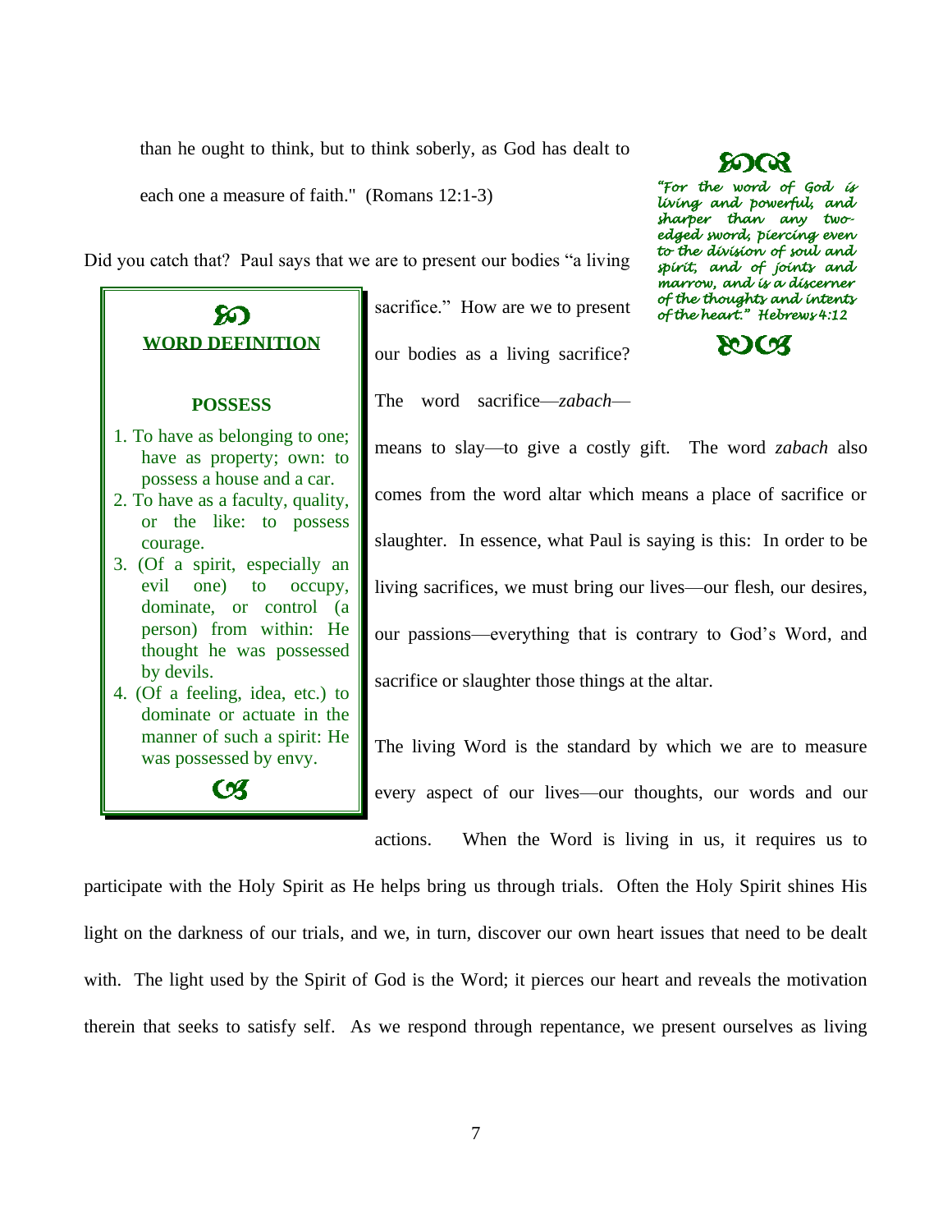than he ought to think, but to think soberly, as God has dealt to each one a measure of faith." (Romans 12:1-3)

> *"For the word of God is living and powerful, and sharper than any two-edged sword, piercing even to the division of soul and spirit, and of joints and marrow, and is a discerner of the thoughts and intents of the heart." Hebrews 4:12*

Did you catch that? Paul says that we are to present our bodies "a living sacrifice." How are we to present our bodies as a living sacrifice? The word sacrifice—*zabach*—means to slay—to give a costly gift. The word *zabach* also comes from the word altar which means a place of sacrifice or slaughter. In essence, what Paul is saying is this: In order to be living sacrifices, we must bring our lives—our flesh, our desires, our passions—everything that is contrary to God's Word, and sacrifice or slaughter those things at the altar.

> **WORD DEFINITION**
>
> **POSSESS**
>
> 1. To have as belonging to one; have as property; own: to possess a house and a car.
> 2. To have as a faculty, quality, or the like: to possess courage.
> 3. (Of a spirit, especially an evil one) to occupy, dominate, or control (a person) from within: He thought he was possessed by devils.
> 4. (Of a feeling, idea, etc.) to dominate or actuate in the manner of such a spirit: He was possessed by envy.

The living Word is the standard by which we are to measure every aspect of our lives—our thoughts, our words and our actions. When the Word is living in us, it requires us to participate with the Holy Spirit as He helps bring us through trials. Often the Holy Spirit shines His light on the darkness of our trials, and we, in turn, discover our own heart issues that need to be dealt with. The light used by the Spirit of God is the Word; it pierces our heart and reveals the motivation therein that seeks to satisfy self. As we respond through repentance, we present ourselves as living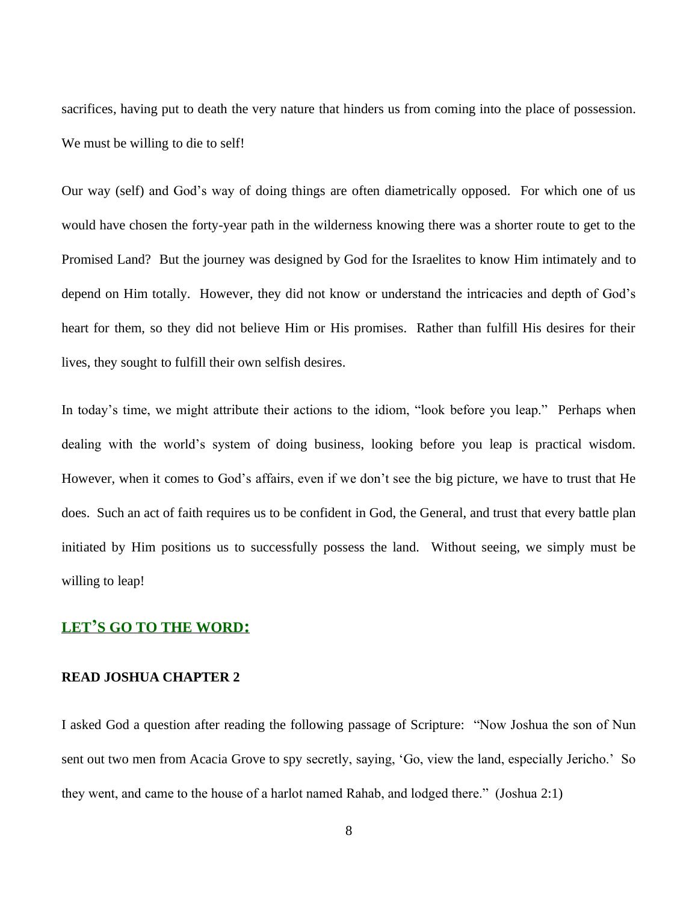sacrifices, having put to death the very nature that hinders us from coming into the place of possession. We must be willing to die to self!

Our way (self) and God's way of doing things are often diametrically opposed. For which one of us would have chosen the forty-year path in the wilderness knowing there was a shorter route to get to the Promised Land? But the journey was designed by God for the Israelites to know Him intimately and to depend on Him totally. However, they did not know or understand the intricacies and depth of God's heart for them, so they did not believe Him or His promises. Rather than fulfill His desires for their lives, they sought to fulfill their own selfish desires.

In today's time, we might attribute their actions to the idiom, "look before you leap." Perhaps when dealing with the world's system of doing business, looking before you leap is practical wisdom. However, when it comes to God's affairs, even if we don't see the big picture, we have to trust that He does. Such an act of faith requires us to be confident in God, the General, and trust that every battle plan initiated by Him positions us to successfully possess the land. Without seeing, we simply must be willing to leap!

## LET'S GO TO THE WORD:

**READ JOSHUA CHAPTER 2**

I asked God a question after reading the following passage of Scripture: "Now Joshua the son of Nun sent out two men from Acacia Grove to spy secretly, saying, 'Go, view the land, especially Jericho.' So they went, and came to the house of a harlot named Rahab, and lodged there." (Joshua 2:1)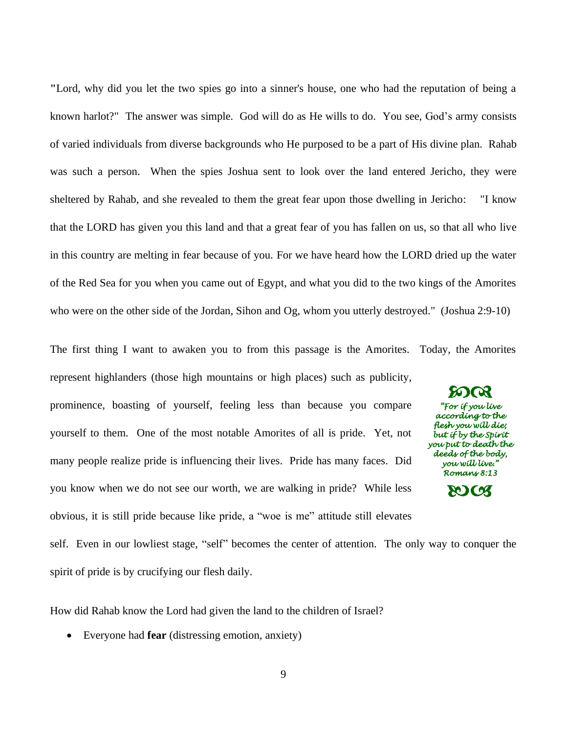"Lord, why did you let the two spies go into a sinner's house, one who had the reputation of being a known harlot?" The answer was simple. God will do as He wills to do. You see, God's army consists of varied individuals from diverse backgrounds who He purposed to be a part of His divine plan. Rahab was such a person. When the spies Joshua sent to look over the land entered Jericho, they were sheltered by Rahab, and she revealed to them the great fear upon those dwelling in Jericho: "I know that the LORD has given you this land and that a great fear of you has fallen on us, so that all who live in this country are melting in fear because of you. For we have heard how the LORD dried up the water of the Red Sea for you when you came out of Egypt, and what you did to the two kings of the Amorites who were on the other side of the Jordan, Sihon and Og, whom you utterly destroyed." (Joshua 2:9-10)

The first thing I want to awaken you to from this passage is the Amorites. Today, the Amorites represent highlanders (those high mountains or high places) such as publicity, prominence, boasting of yourself, feeling less than because you compare yourself to them. One of the most notable Amorites of all is pride. Yet, not many people realize pride is influencing their lives. Pride has many faces. Did you know when we do not see our worth, we are walking in pride? While less obvious, it is still pride because like pride, a "woe is me" attitude still elevates self. Even in our lowliest stage, "self" becomes the center of attention. The only way to conquer the spirit of pride is by crucifying our flesh daily.

> *"For if you live according to the flesh you will die; but if by the Spirit you put to death the deeds of the body, you will live."*
> *Romans 8:13*

How did Rahab know the Lord had given the land to the children of Israel?

- Everyone had **fear** (distressing emotion, anxiety)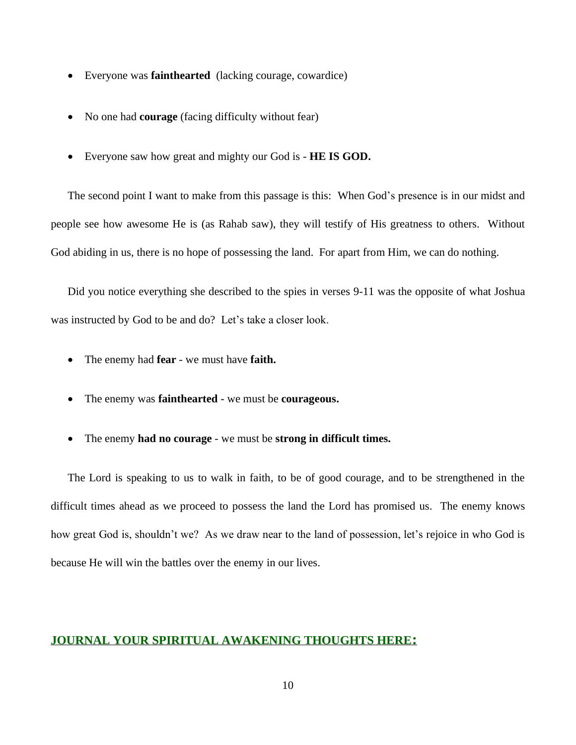- Everyone was **fainthearted** (lacking courage, cowardice)

- No one had **courage** (facing difficulty without fear)

- Everyone saw how great and mighty our God is - **HE IS GOD.**

The second point I want to make from this passage is this: When God's presence is in our midst and people see how awesome He is (as Rahab saw), they will testify of His greatness to others. Without God abiding in us, there is no hope of possessing the land. For apart from Him, we can do nothing.

Did you notice everything she described to the spies in verses 9-11 was the opposite of what Joshua was instructed by God to be and do? Let's take a closer look.

- The enemy had **fear** - we must have **faith.**

- The enemy was **fainthearted** - we must be **courageous.**

- The enemy **had no courage** - we must be **strong in difficult times.**

The Lord is speaking to us to walk in faith, to be of good courage, and to be strengthened in the difficult times ahead as we proceed to possess the land the Lord has promised us. The enemy knows how great God is, shouldn't we? As we draw near to the land of possession, let's rejoice in who God is because He will win the battles over the enemy in our lives.

## JOURNAL YOUR SPIRITUAL AWAKENING THOUGHTS HERE: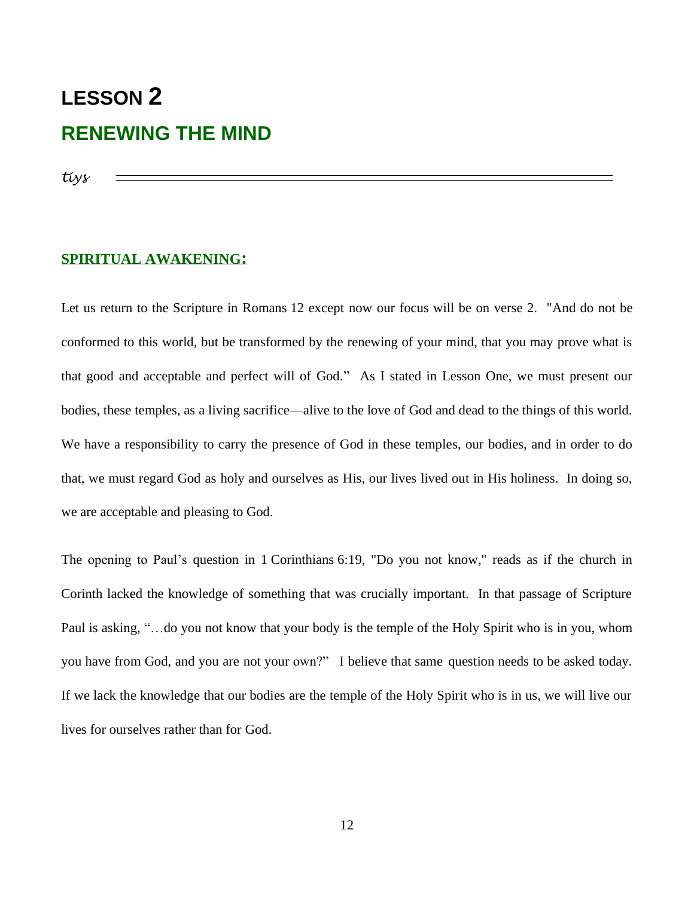# LESSON 2

## RENEWING THE MIND

*tiys*

**SPIRITUAL AWAKENING:**

Let us return to the Scripture in Romans 12 except now our focus will be on verse 2. "And do not be conformed to this world, but be transformed by the renewing of your mind, that you may prove what is that good and acceptable and perfect will of God." As I stated in Lesson One, we must present our bodies, these temples, as a living sacrifice—alive to the love of God and dead to the things of this world. We have a responsibility to carry the presence of God in these temples, our bodies, and in order to do that, we must regard God as holy and ourselves as His, our lives lived out in His holiness. In doing so, we are acceptable and pleasing to God.

The opening to Paul's question in 1 Corinthians 6:19, "Do you not know," reads as if the church in Corinth lacked the knowledge of something that was crucially important. In that passage of Scripture Paul is asking, "…do you not know that your body is the temple of the Holy Spirit who is in you, whom you have from God, and you are not your own?" I believe that same question needs to be asked today. If we lack the knowledge that our bodies are the temple of the Holy Spirit who is in us, we will live our lives for ourselves rather than for God.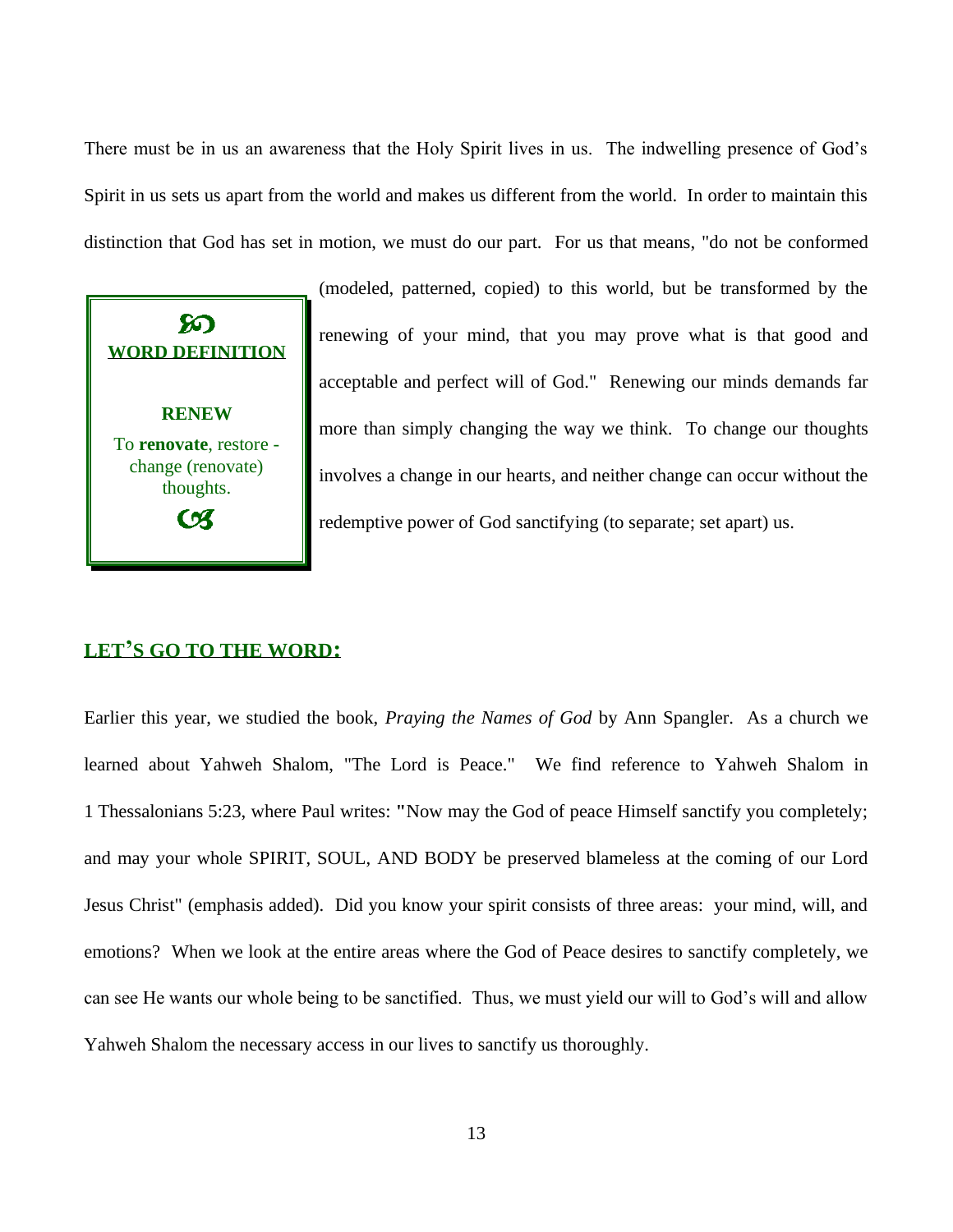There must be in us an awareness that the Holy Spirit lives in us. The indwelling presence of God's Spirit in us sets us apart from the world and makes us different from the world. In order to maintain this distinction that God has set in motion, we must do our part. For us that means, "do not be conformed (modeled, patterned, copied) to this world, but be transformed by the renewing of your mind, that you may prove what is that good and acceptable and perfect will of God." Renewing our minds demands far more than simply changing the way we think. To change our thoughts involves a change in our hearts, and neither change can occur without the redemptive power of God sanctifying (to separate; set apart) us.

> **WORD DEFINITION**
>
> **RENEW**
>
> To **renovate**, restore - change (renovate) thoughts.

## LET'S GO TO THE WORD:

Earlier this year, we studied the book, *Praying the Names of God* by Ann Spangler. As a church we learned about Yahweh Shalom, "The Lord is Peace." We find reference to Yahweh Shalom in 1 Thessalonians 5:23, where Paul writes: "Now may the God of peace Himself sanctify you completely; and may your whole SPIRIT, SOUL, AND BODY be preserved blameless at the coming of our Lord Jesus Christ" (emphasis added). Did you know your spirit consists of three areas: your mind, will, and emotions? When we look at the entire areas where the God of Peace desires to sanctify completely, we can see He wants our whole being to be sanctified. Thus, we must yield our will to God's will and allow Yahweh Shalom the necessary access in our lives to sanctify us thoroughly.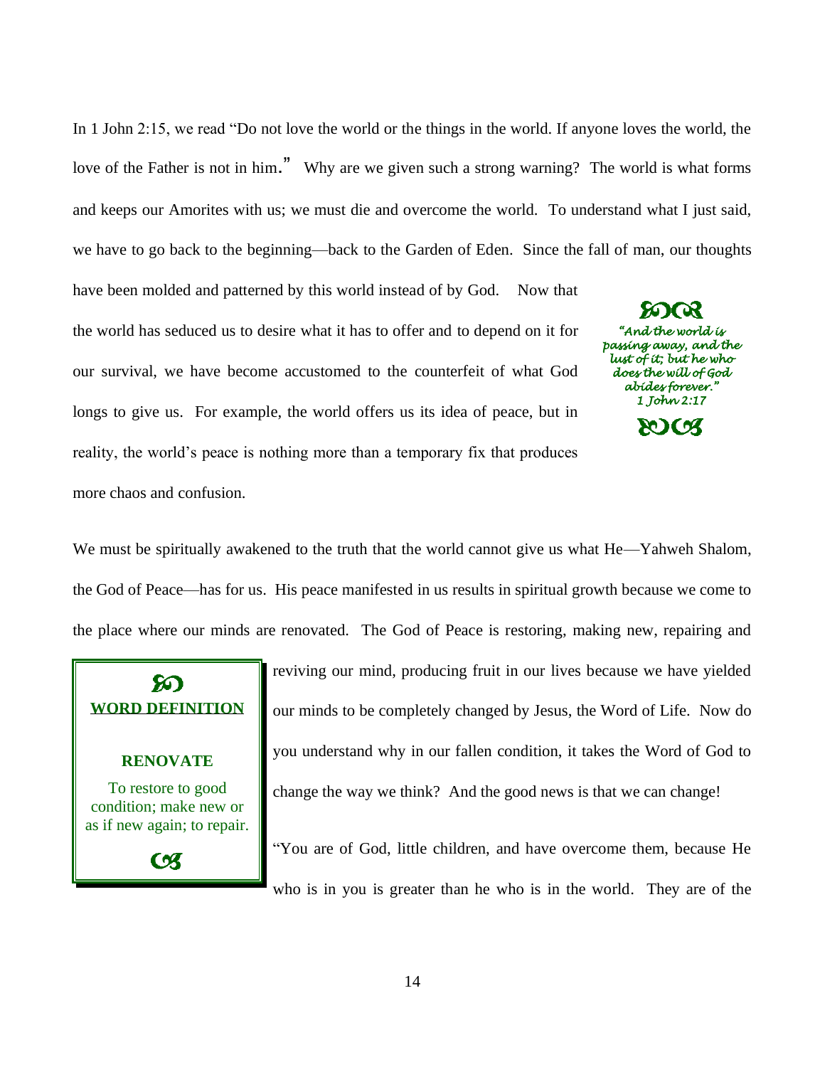In 1 John 2:15, we read "Do not love the world or the things in the world. If anyone loves the world, the love of the Father is not in him." Why are we given such a strong warning? The world is what forms and keeps our Amorites with us; we must die and overcome the world. To understand what I just said, we have to go back to the beginning—back to the Garden of Eden. Since the fall of man, our thoughts have been molded and patterned by this world instead of by God. Now that the world has seduced us to desire what it has to offer and to depend on it for our survival, we have become accustomed to the counterfeit of what God longs to give us. For example, the world offers us its idea of peace, but in reality, the world's peace is nothing more than a temporary fix that produces more chaos and confusion.

> *"And the world is passing away, and the lust of it; but he who does the will of God abides forever."*
> *1 John 2:17*

We must be spiritually awakened to the truth that the world cannot give us what He—Yahweh Shalom, the God of Peace—has for us. His peace manifested in us results in spiritual growth because we come to the place where our minds are renovated. The God of Peace is restoring, making new, repairing and reviving our mind, producing fruit in our lives because we have yielded our minds to be completely changed by Jesus, the Word of Life. Now do you understand why in our fallen condition, it takes the Word of God to change the way we think? And the good news is that we can change!

> **WORD DEFINITION**
>
> **RENOVATE**
>
> To restore to good condition; make new or as if new again; to repair.

"You are of God, little children, and have overcome them, because He who is in you is greater than he who is in the world. They are of the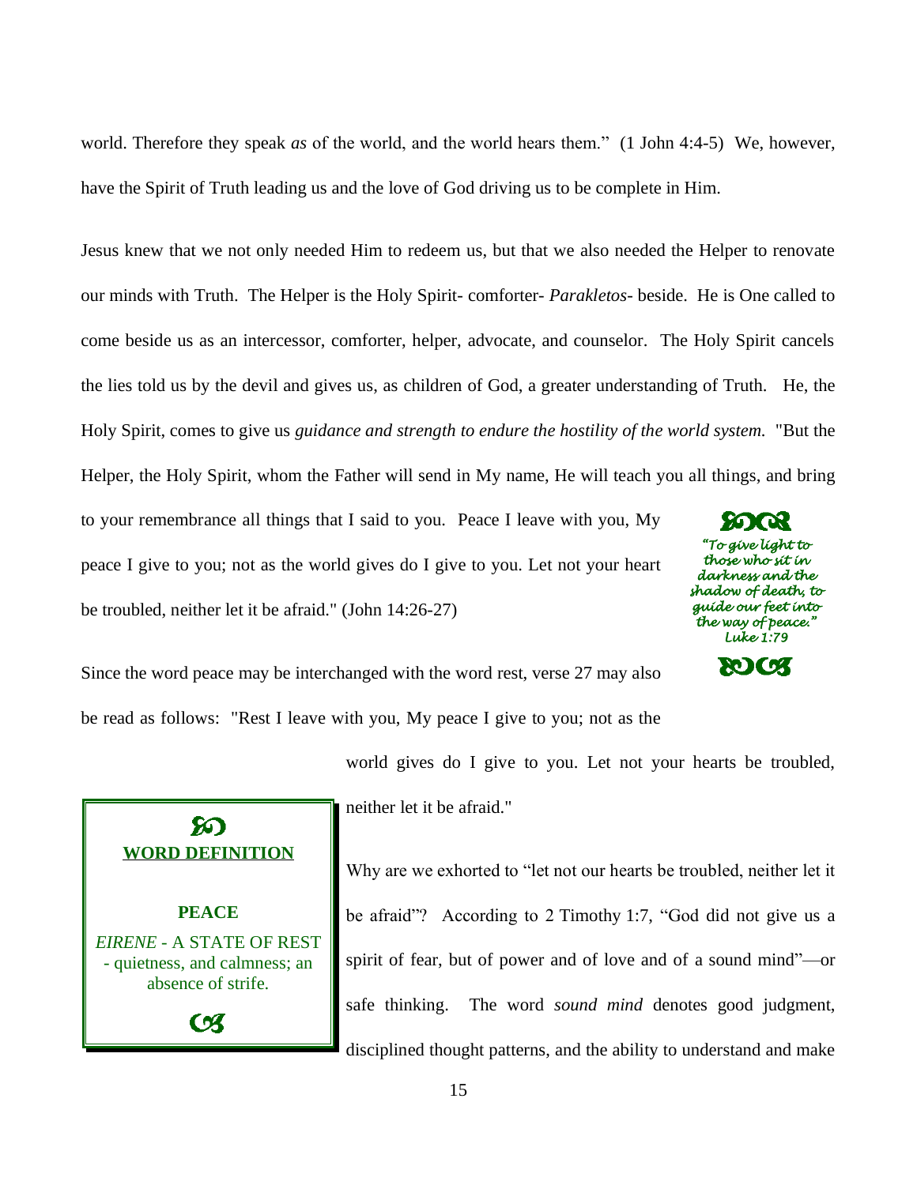world. Therefore they speak *as* of the world, and the world hears them." (1 John 4:4-5) We, however, have the Spirit of Truth leading us and the love of God driving us to be complete in Him.

Jesus knew that we not only needed Him to redeem us, but that we also needed the Helper to renovate our minds with Truth. The Helper is the Holy Spirit- comforter- *Parakletos*- beside. He is One called to come beside us as an intercessor, comforter, helper, advocate, and counselor. The Holy Spirit cancels the lies told us by the devil and gives us, as children of God, a greater understanding of Truth. He, the Holy Spirit, comes to give us *guidance and strength to endure the hostility of the world system.* "But the Helper, the Holy Spirit, whom the Father will send in My name, He will teach you all things, and bring to your remembrance all things that I said to you. Peace I leave with you, My peace I give to you; not as the world gives do I give to you. Let not your heart be troubled, neither let it be afraid." (John 14:26-27)

> *"To give light to those who sit in darkness and the shadow of death, to guide our feet into the way of peace." Luke 1:79*

Since the word peace may be interchanged with the word rest, verse 27 may also be read as follows: "Rest I leave with you, My peace I give to you; not as the world gives do I give to you. Let not your hearts be troubled, neither let it be afraid."

> **WORD DEFINITION**
>
> **PEACE**
>
> *EIRENE* - A STATE OF REST - quietness, and calmness; an absence of strife.

Why are we exhorted to "let not our hearts be troubled, neither let it be afraid"? According to 2 Timothy 1:7, "God did not give us a spirit of fear, but of power and of love and of a sound mind"—or safe thinking. The word *sound mind* denotes good judgment, disciplined thought patterns, and the ability to understand and make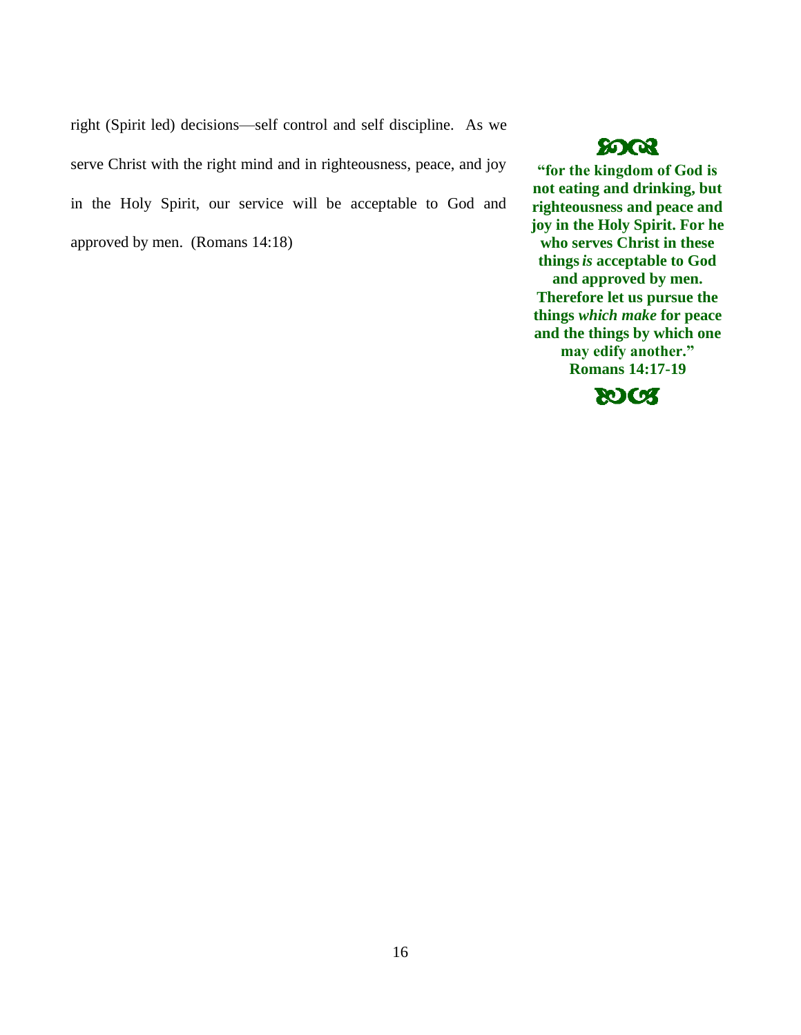right (Spirit led) decisions—self control and self discipline. As we serve Christ with the right mind and in righteousness, peace, and joy in the Holy Spirit, our service will be acceptable to God and approved by men. (Romans 14:18)

**"for the kingdom of God is not eating and drinking, but righteousness and peace and joy in the Holy Spirit. For he who serves Christ in these things *is* acceptable to God and approved by men. Therefore let us pursue the things *which make* for peace and the things by which one may edify another." Romans 14:17-19**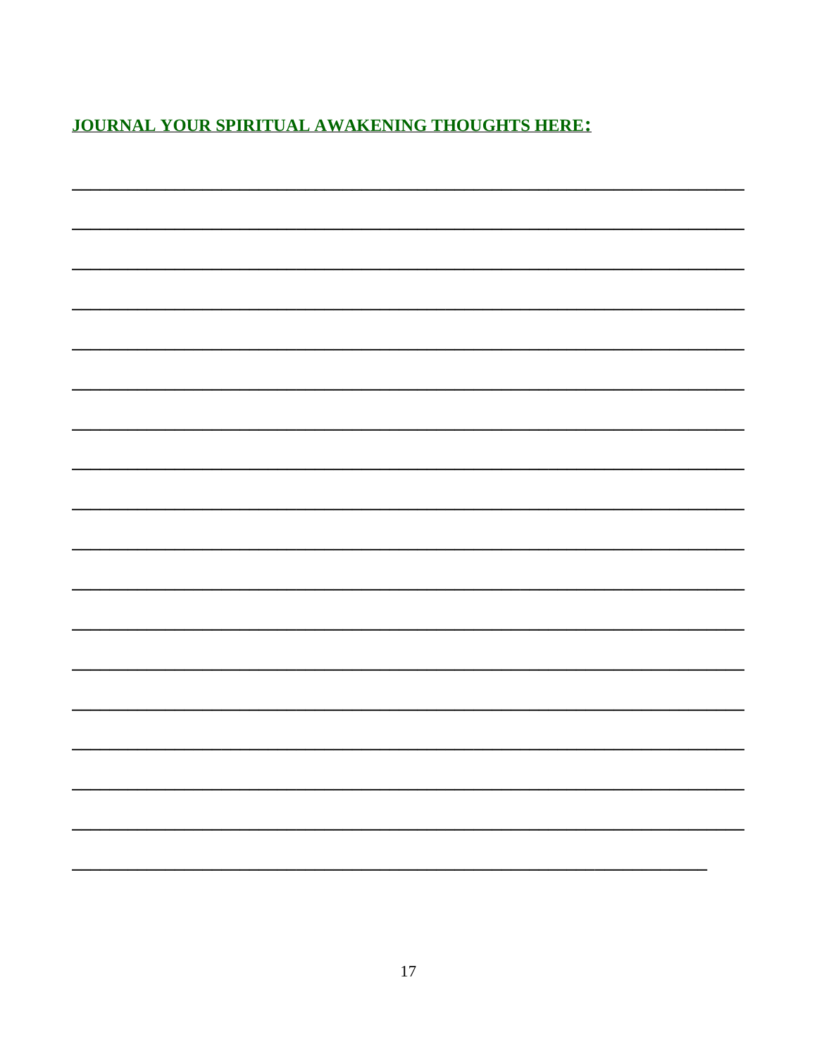**JOURNAL YOUR SPIRITUAL AWAKENING THOUGHTS HERE:**

___________________________________________________________________________

___________________________________________________________________________

___________________________________________________________________________

___________________________________________________________________________

___________________________________________________________________________

___________________________________________________________________________

___________________________________________________________________________

___________________________________________________________________________

___________________________________________________________________________

___________________________________________________________________________

___________________________________________________________________________

___________________________________________________________________________

___________________________________________________________________________

___________________________________________________________________________

___________________________________________________________________________

___________________________________________________________________________

___________________________________________________________________________

_______________________________________________________________________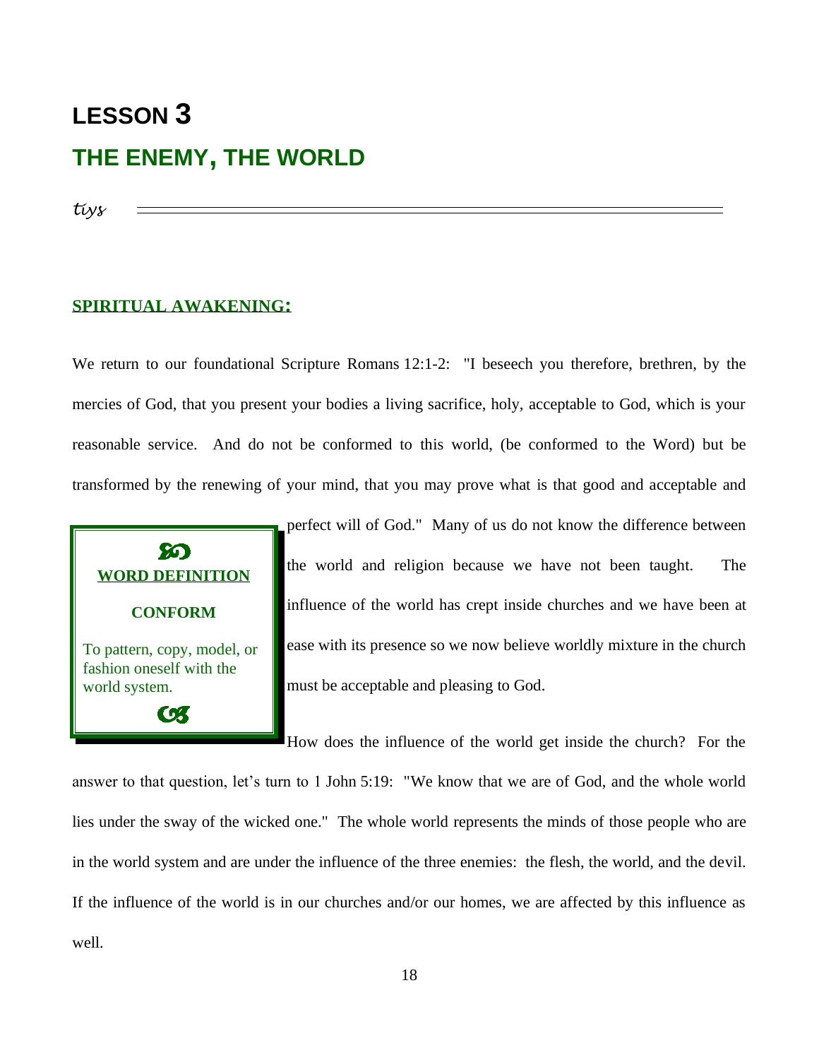# LESSON 3

## THE ENEMY, THE WORLD

*tiys*

---

### SPIRITUAL AWAKENING:

We return to our foundational Scripture Romans 12:1-2: "I beseech you therefore, brethren, by the mercies of God, that you present your bodies a living sacrifice, holy, acceptable to God, which is your reasonable service. And do not be conformed to this world, (be conformed to the Word) but be transformed by the renewing of your mind, that you may prove what is that good and acceptable and perfect will of God." Many of us do not know the difference between the world and religion because we have not been taught. The influence of the world has crept inside churches and we have been at ease with its presence so we now believe worldly mixture in the church must be acceptable and pleasing to God.

> **WORD DEFINITION**
>
> **CONFORM**
>
> To pattern, copy, model, or fashion oneself with the world system.

How does the influence of the world get inside the church? For the answer to that question, let's turn to 1 John 5:19: "We know that we are of God, and the whole world lies under the sway of the wicked one." The whole world represents the minds of those people who are in the world system and are under the influence of the three enemies: the flesh, the world, and the devil. If the influence of the world is in our churches and/or our homes, we are affected by this influence as well.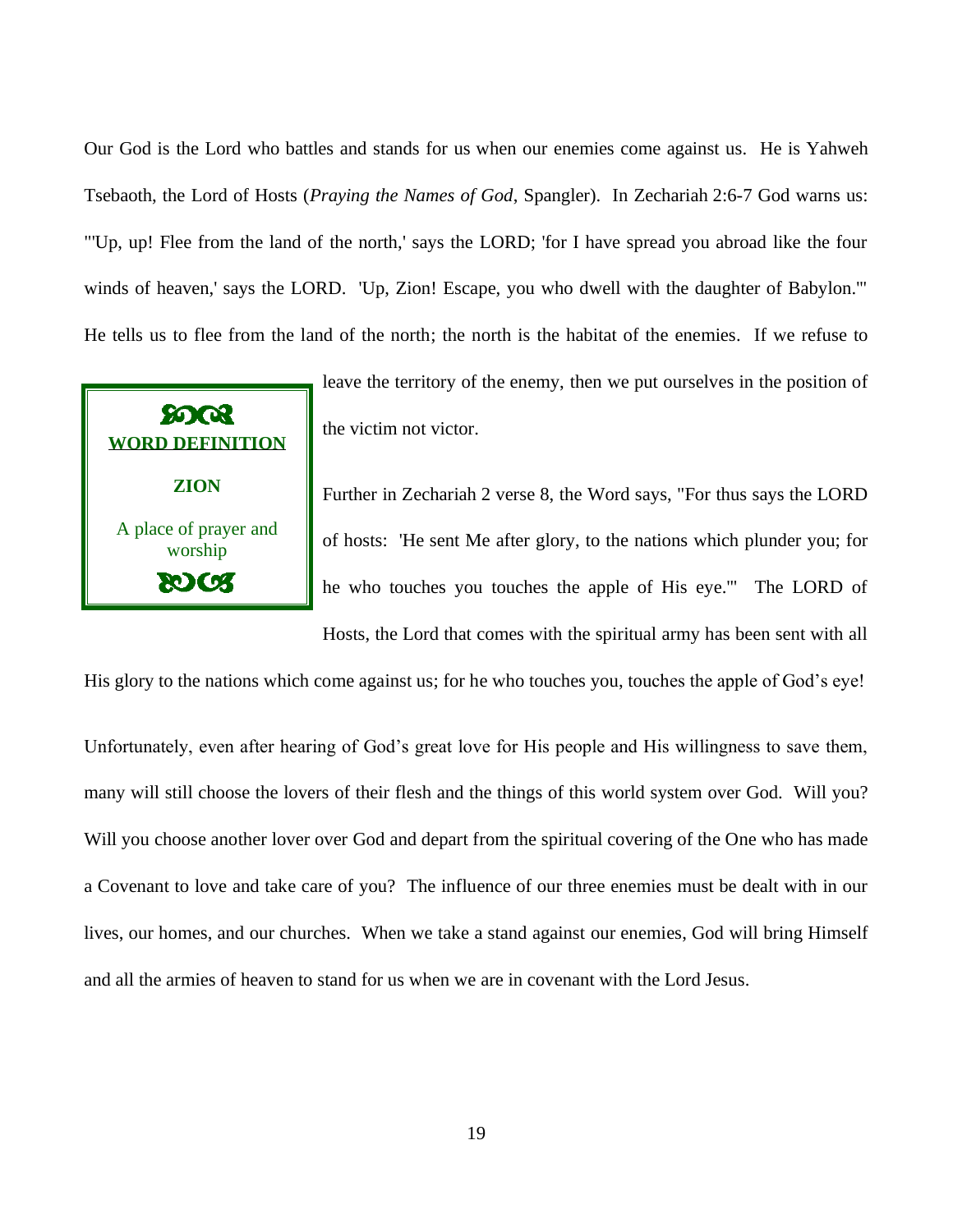Our God is the Lord who battles and stands for us when our enemies come against us. He is Yahweh Tsebaoth, the Lord of Hosts (*Praying the Names of God*, Spangler). In Zechariah 2:6-7 God warns us: "'Up, up! Flee from the land of the north,' says the LORD; 'for I have spread you abroad like the four winds of heaven,' says the LORD. 'Up, Zion! Escape, you who dwell with the daughter of Babylon.'" He tells us to flee from the land of the north; the north is the habitat of the enemies. If we refuse to leave the territory of the enemy, then we put ourselves in the position of the victim not victor.

> **WORD DEFINITION**
>
> **ZION**
>
> A place of prayer and worship

Further in Zechariah 2 verse 8, the Word says, "For thus says the LORD of hosts: 'He sent Me after glory, to the nations which plunder you; for he who touches you touches the apple of His eye.'" The LORD of Hosts, the Lord that comes with the spiritual army has been sent with all His glory to the nations which come against us; for he who touches you, touches the apple of God's eye!

Unfortunately, even after hearing of God's great love for His people and His willingness to save them, many will still choose the lovers of their flesh and the things of this world system over God. Will you? Will you choose another lover over God and depart from the spiritual covering of the One who has made a Covenant to love and take care of you? The influence of our three enemies must be dealt with in our lives, our homes, and our churches. When we take a stand against our enemies, God will bring Himself and all the armies of heaven to stand for us when we are in covenant with the Lord Jesus.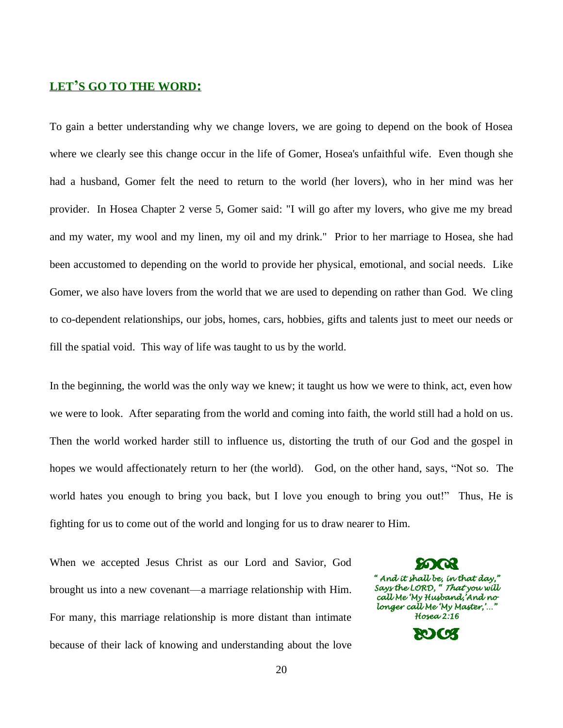## LET'S GO TO THE WORD:

To gain a better understanding why we change lovers, we are going to depend on the book of Hosea where we clearly see this change occur in the life of Gomer, Hosea's unfaithful wife. Even though she had a husband, Gomer felt the need to return to the world (her lovers), who in her mind was her provider. In Hosea Chapter 2 verse 5, Gomer said: "I will go after my lovers, who give me my bread and my water, my wool and my linen, my oil and my drink." Prior to her marriage to Hosea, she had been accustomed to depending on the world to provide her physical, emotional, and social needs. Like Gomer, we also have lovers from the world that we are used to depending on rather than God. We cling to co-dependent relationships, our jobs, homes, cars, hobbies, gifts and talents just to meet our needs or fill the spatial void. This way of life was taught to us by the world.

In the beginning, the world was the only way we knew; it taught us how we were to think, act, even how we were to look. After separating from the world and coming into faith, the world still had a hold on us. Then the world worked harder still to influence us, distorting the truth of our God and the gospel in hopes we would affectionately return to her (the world). God, on the other hand, says, "Not so. The world hates you enough to bring you back, but I love you enough to bring you out!" Thus, He is fighting for us to come out of the world and longing for us to draw nearer to Him.

*" And it shall be, in that day," Says the LORD, " That you will call Me 'My Husband,' And no longer call Me 'My Master,'..." Hosea 2:16*

When we accepted Jesus Christ as our Lord and Savior, God brought us into a new covenant—a marriage relationship with Him. For many, this marriage relationship is more distant than intimate because of their lack of knowing and understanding about the love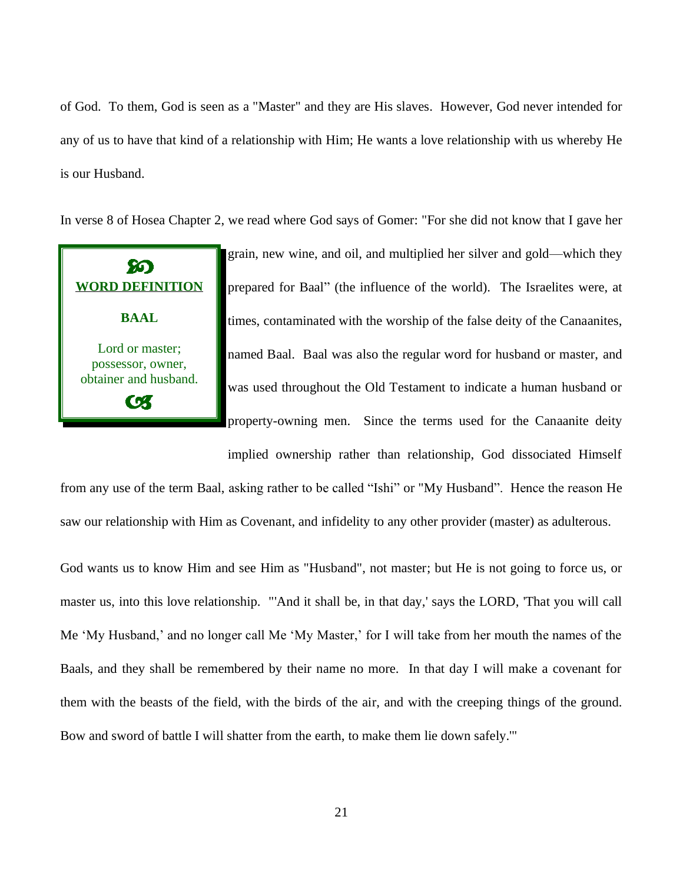of God. To them, God is seen as a "Master" and they are His slaves. However, God never intended for any of us to have that kind of a relationship with Him; He wants a love relationship with us whereby He is our Husband.

In verse 8 of Hosea Chapter 2, we read where God says of Gomer: "For she did not know that I gave her grain, new wine, and oil, and multiplied her silver and gold—which they prepared for Baal" (the influence of the world). The Israelites were, at times, contaminated with the worship of the false deity of the Canaanites, named Baal. Baal was also the regular word for husband or master, and was used throughout the Old Testament to indicate a human husband or property-owning men. Since the terms used for the Canaanite deity implied ownership rather than relationship, God dissociated Himself from any use of the term Baal, asking rather to be called "Ishi" or "My Husband". Hence the reason He saw our relationship with Him as Covenant, and infidelity to any other provider (master) as adulterous.

> **WORD DEFINITION**
>
> **BAAL**
>
> Lord or master; possessor, owner, obtainer and husband.

God wants us to know Him and see Him as "Husband", not master; but He is not going to force us, or master us, into this love relationship. "'And it shall be, in that day,' says the LORD, 'That you will call Me 'My Husband,' and no longer call Me 'My Master,' for I will take from her mouth the names of the Baals, and they shall be remembered by their name no more. In that day I will make a covenant for them with the beasts of the field, with the birds of the air, and with the creeping things of the ground. Bow and sword of battle I will shatter from the earth, to make them lie down safely.'"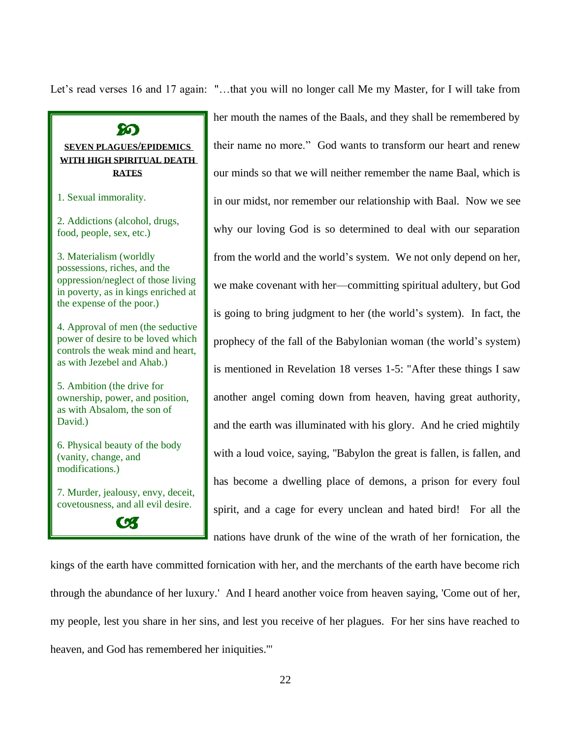Let's read verses 16 and 17 again: "…that you will no longer call Me my Master, for I will take from her mouth the names of the Baals, and they shall be remembered by their name no more." God wants to transform our heart and renew our minds so that we will neither remember the name Baal, which is in our midst, nor remember our relationship with Baal. Now we see why our loving God is so determined to deal with our separation from the world and the world's system. We not only depend on her, we make covenant with her—committing spiritual adultery, but God is going to bring judgment to her (the world's system). In fact, the prophecy of the fall of the Babylonian woman (the world's system) is mentioned in Revelation 18 verses 1-5: "After these things I saw another angel coming down from heaven, having great authority, and the earth was illuminated with his glory. And he cried mightily with a loud voice, saying, "Babylon the great is fallen, is fallen, and has become a dwelling place of demons, a prison for every foul spirit, and a cage for every unclean and hated bird! For all the nations have drunk of the wine of the wrath of her fornication, the kings of the earth have committed fornication with her, and the merchants of the earth have become rich through the abundance of her luxury.' And I heard another voice from heaven saying, 'Come out of her, my people, lest you share in her sins, and lest you receive of her plagues. For her sins have reached to heaven, and God has remembered her iniquities.'"

> **SEVEN PLAGUES/EPIDEMICS WITH HIGH SPIRITUAL DEATH RATES**
>
> 1. Sexual immorality.
> 2. Addictions (alcohol, drugs, food, people, sex, etc.)
> 3. Materialism (worldly possessions, riches, and the oppression/neglect of those living in poverty, as in kings enriched at the expense of the poor.)
> 4. Approval of men (the seductive power of desire to be loved which controls the weak mind and heart, as with Jezebel and Ahab.)
> 5. Ambition (the drive for ownership, power, and position, as with Absalom, the son of David.)
> 6. Physical beauty of the body (vanity, change, and modifications.)
> 7. Murder, jealousy, envy, deceit, covetousness, and all evil desire.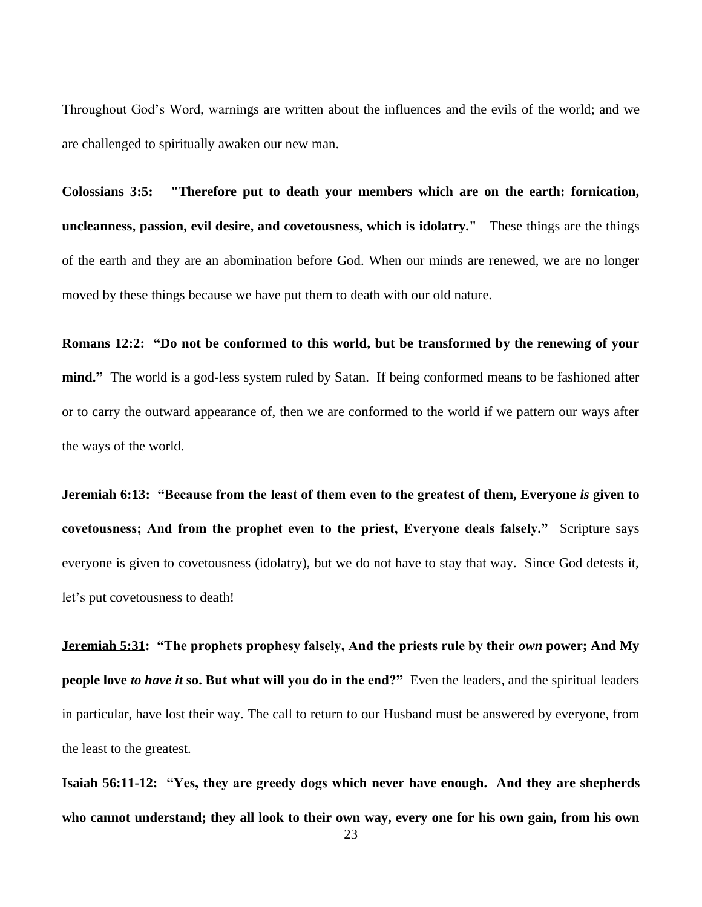Throughout God's Word, warnings are written about the influences and the evils of the world; and we are challenged to spiritually awaken our new man.

**<u>Colossians 3:5</u>: "Therefore put to death your members which are on the earth: fornication, uncleanness, passion, evil desire, and covetousness, which is idolatry."** These things are the things of the earth and they are an abomination before God. When our minds are renewed, we are no longer moved by these things because we have put them to death with our old nature.

**<u>Romans 12:2</u>: "Do not be conformed to this world, but be transformed by the renewing of your mind."** The world is a god-less system ruled by Satan. If being conformed means to be fashioned after or to carry the outward appearance of, then we are conformed to the world if we pattern our ways after the ways of the world.

**<u>Jeremiah 6:13</u>: "Because from the least of them even to the greatest of them, Everyone *is* given to covetousness; And from the prophet even to the priest, Everyone deals falsely."** Scripture says everyone is given to covetousness (idolatry), but we do not have to stay that way. Since God detests it, let's put covetousness to death!

**<u>Jeremiah 5:31</u>: "The prophets prophesy falsely, And the priests rule by their *own* power; And My people love *to have it* so. But what will you do in the end?"** Even the leaders, and the spiritual leaders in particular, have lost their way. The call to return to our Husband must be answered by everyone, from the least to the greatest.

**<u>Isaiah 56:11-12</u>: "Yes, they are greedy dogs which never have enough. And they are shepherds who cannot understand; they all look to their own way, every one for his own gain, from his own**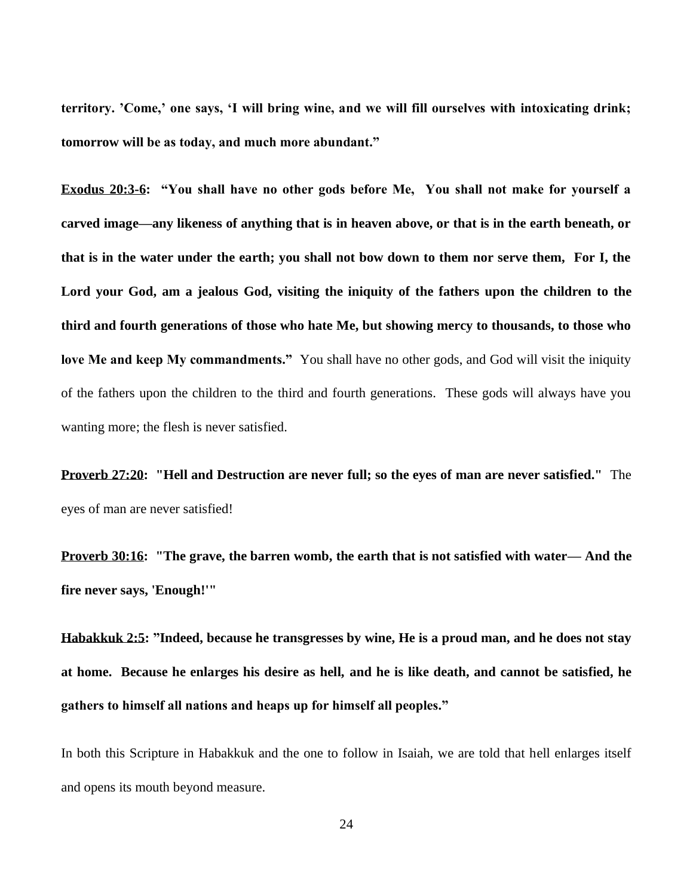**territory. ’Come,’ one says, ‘I will bring wine, and we will fill ourselves with intoxicating drink; tomorrow will be as today, and much more abundant.”**

**<u>Exodus 20:3-6</u>: “You shall have no other gods before Me, You shall not make for yourself a carved image—any likeness of anything that is in heaven above, or that is in the earth beneath, or that is in the water under the earth; you shall not bow down to them nor serve them, For I, the Lord your God, am a jealous God, visiting the iniquity of the fathers upon the children to the third and fourth generations of those who hate Me, but showing mercy to thousands, to those who love Me and keep My commandments.”** You shall have no other gods, and God will visit the iniquity of the fathers upon the children to the third and fourth generations. These gods will always have you wanting more; the flesh is never satisfied.

**<u>Proverb 27:20</u>: "Hell and Destruction are never full; so the eyes of man are never satisfied."** The eyes of man are never satisfied!

**<u>Proverb 30:16</u>: "The grave, the barren womb, the earth that is not satisfied with water— And the fire never says, 'Enough!'"**

**<u>Habakkuk 2:5</u>: ”Indeed, because he transgresses by wine, He is a proud man, and he does not stay at home. Because he enlarges his desire as hell, and he is like death, and cannot be satisfied, he gathers to himself all nations and heaps up for himself all peoples.”**

In both this Scripture in Habakkuk and the one to follow in Isaiah, we are told that hell enlarges itself and opens its mouth beyond measure.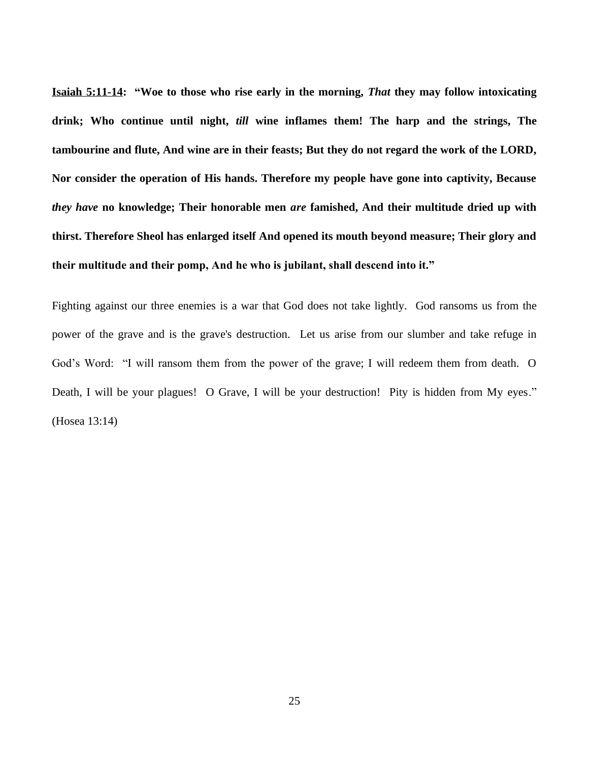**<u>Isaiah 5:11-14</u>: "Woe to those who rise early in the morning, *That* they may follow intoxicating drink; Who continue until night, *till* wine inflames them! The harp and the strings, The tambourine and flute, And wine are in their feasts; But they do not regard the work of the LORD, Nor consider the operation of His hands. Therefore my people have gone into captivity, Because *they have* no knowledge; Their honorable men *are* famished, And their multitude dried up with thirst. Therefore Sheol has enlarged itself And opened its mouth beyond measure; Their glory and their multitude and their pomp, And he who is jubilant, shall descend into it."**

Fighting against our three enemies is a war that God does not take lightly. God ransoms us from the power of the grave and is the grave's destruction. Let us arise from our slumber and take refuge in God's Word: "I will ransom them from the power of the grave; I will redeem them from death. O Death, I will be your plagues! O Grave, I will be your destruction! Pity is hidden from My eyes." (Hosea 13:14)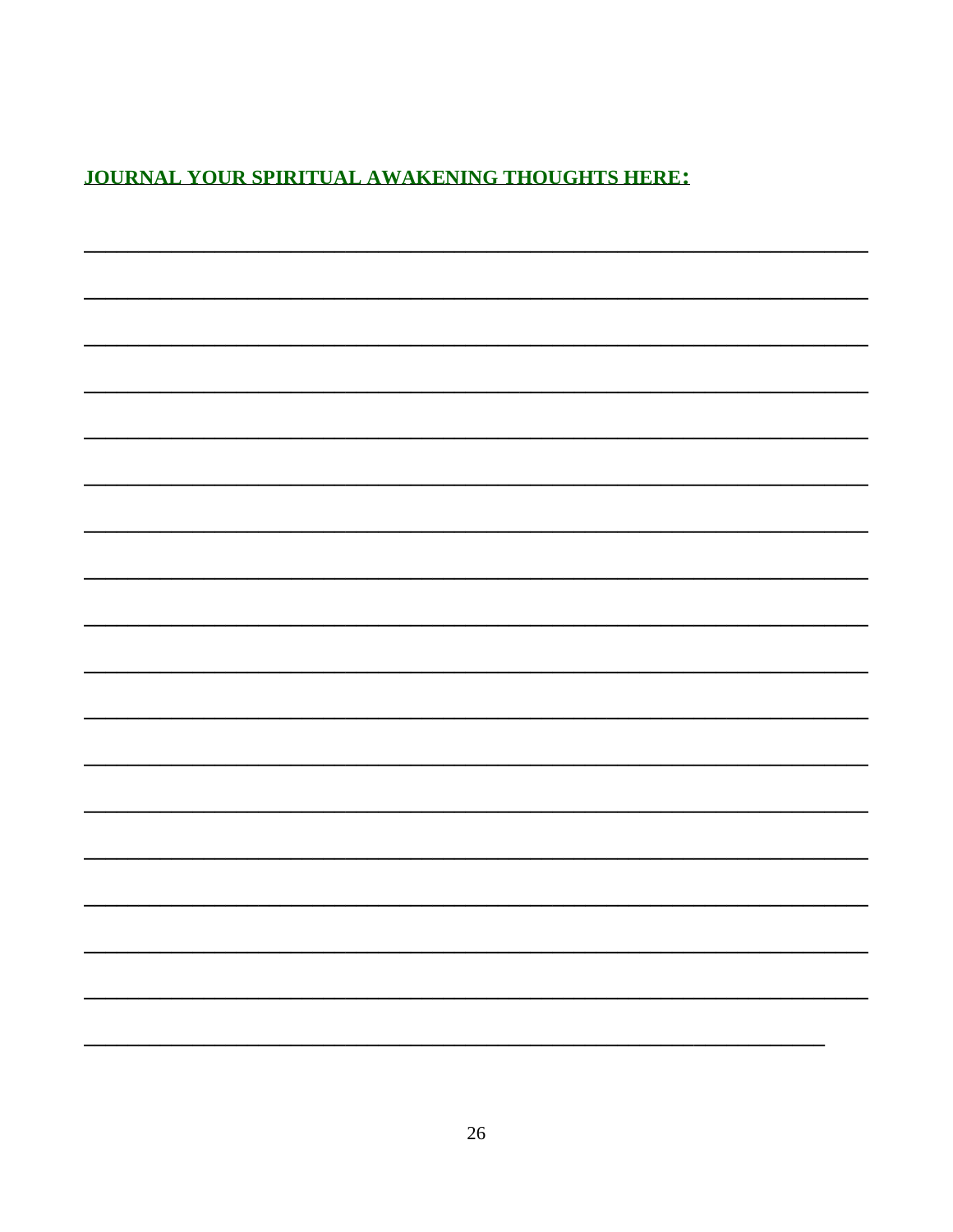**JOURNAL YOUR SPIRITUAL AWAKENING THOUGHTS HERE:**

___________________________________________________________________________

___________________________________________________________________________

___________________________________________________________________________

___________________________________________________________________________

___________________________________________________________________________

___________________________________________________________________________

___________________________________________________________________________

___________________________________________________________________________

___________________________________________________________________________

___________________________________________________________________________

___________________________________________________________________________

___________________________________________________________________________

___________________________________________________________________________

___________________________________________________________________________

___________________________________________________________________________

___________________________________________________________________________

___________________________________________________________________________

_______________________________________________________________________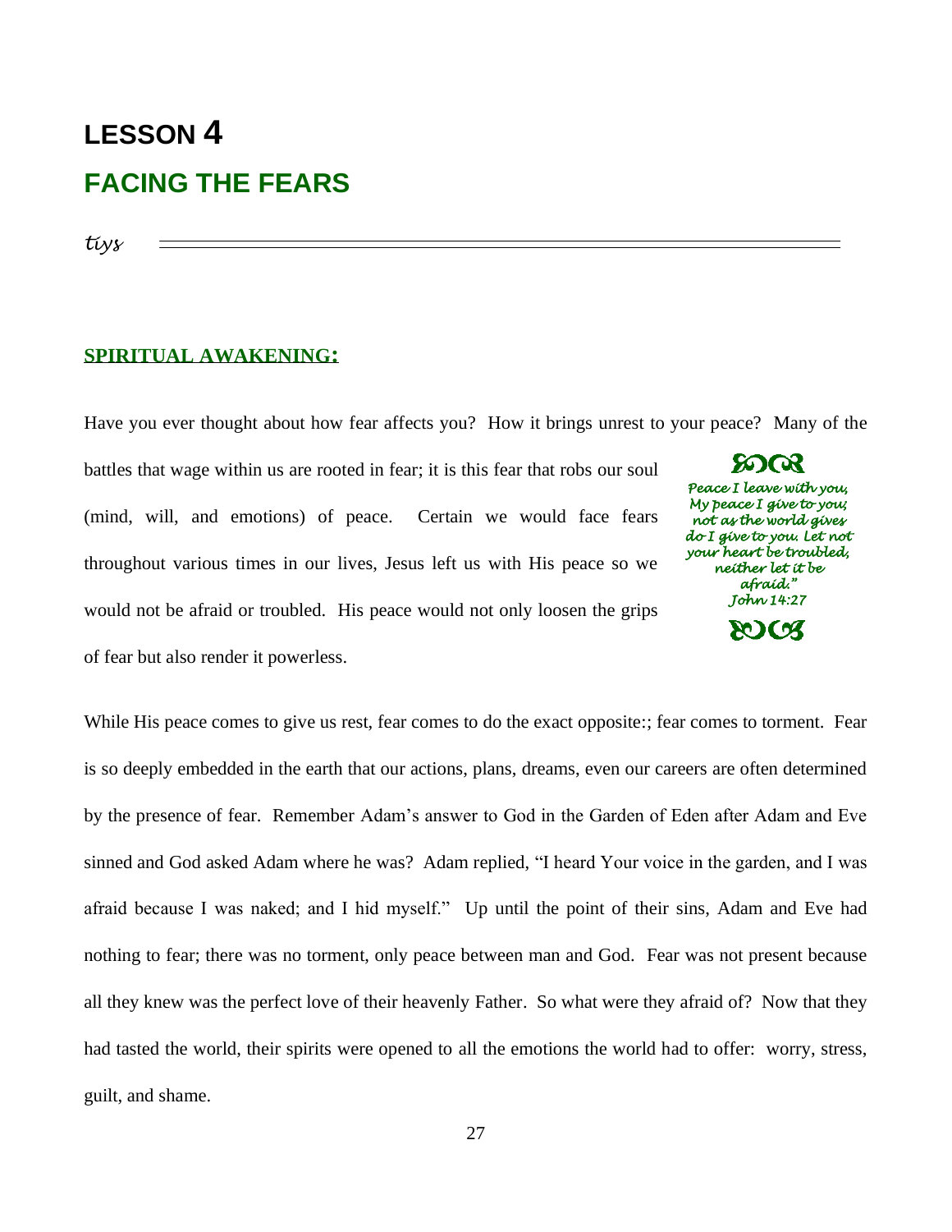# LESSON 4

## FACING THE FEARS

*tiys*

---

### SPIRITUAL AWAKENING:

Have you ever thought about how fear affects you? How it brings unrest to your peace? Many of the battles that wage within us are rooted in fear; it is this fear that robs our soul (mind, will, and emotions) of peace. Certain we would face fears throughout various times in our lives, Jesus left us with His peace so we would not be afraid or troubled. His peace would not only loosen the grips of fear but also render it powerless.

> *Peace I leave with you, My peace I give to you; not as the world gives do I give to you. Let not your heart be troubled, neither let it be afraid."*
> *John 14:27*

While His peace comes to give us rest, fear comes to do the exact opposite:; fear comes to torment. Fear is so deeply embedded in the earth that our actions, plans, dreams, even our careers are often determined by the presence of fear. Remember Adam's answer to God in the Garden of Eden after Adam and Eve sinned and God asked Adam where he was? Adam replied, "I heard Your voice in the garden, and I was afraid because I was naked; and I hid myself." Up until the point of their sins, Adam and Eve had nothing to fear; there was no torment, only peace between man and God. Fear was not present because all they knew was the perfect love of their heavenly Father. So what were they afraid of? Now that they had tasted the world, their spirits were opened to all the emotions the world had to offer: worry, stress, guilt, and shame.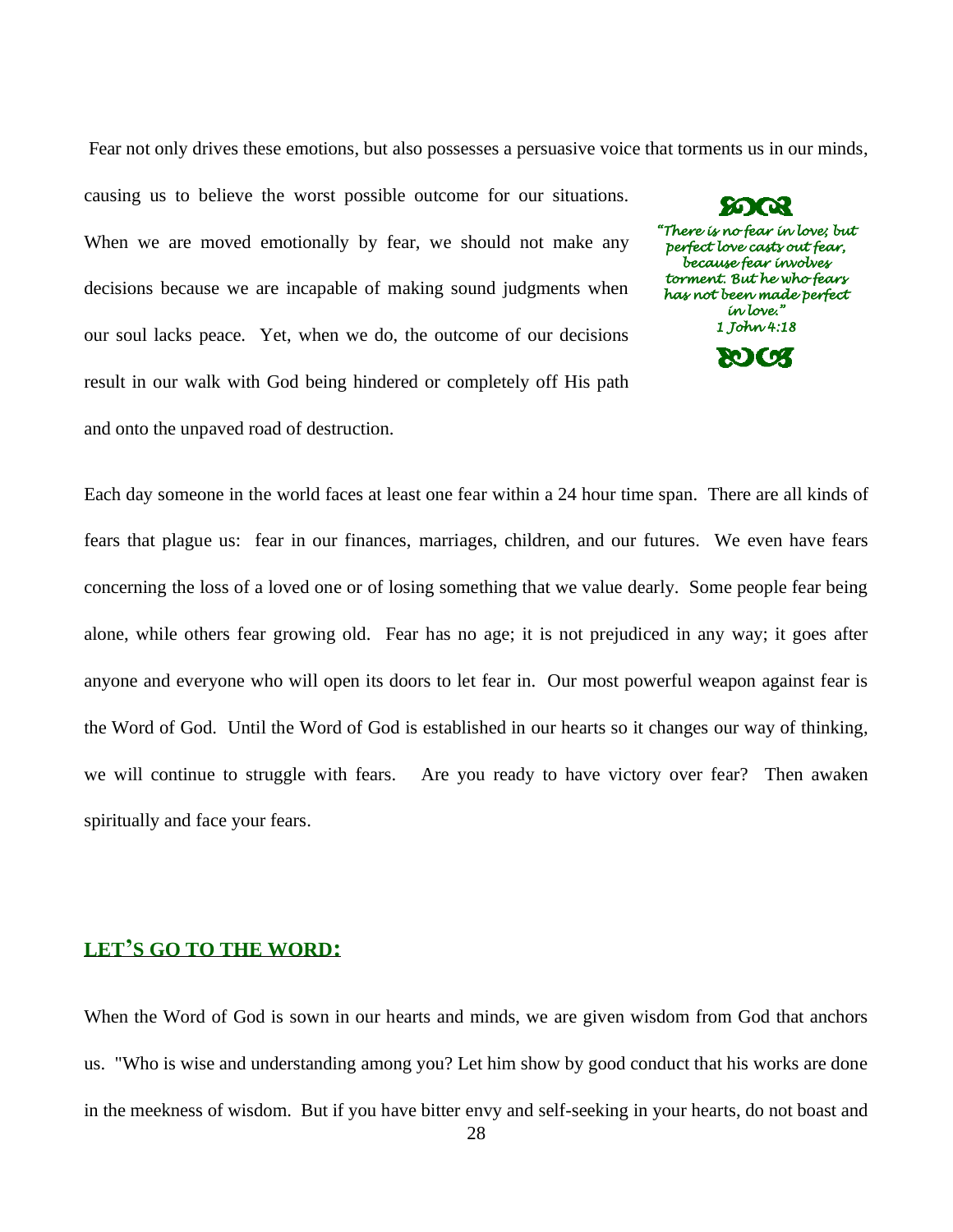Fear not only drives these emotions, but also possesses a persuasive voice that torments us in our minds, causing us to believe the worst possible outcome for our situations. When we are moved emotionally by fear, we should not make any decisions because we are incapable of making sound judgments when our soul lacks peace. Yet, when we do, the outcome of our decisions result in our walk with God being hindered or completely off His path and onto the unpaved road of destruction.

> *"There is no fear in love; but perfect love casts out fear, because fear involves torment. But he who fears has not been made perfect in love."*
> *1 John 4:18*

Each day someone in the world faces at least one fear within a 24 hour time span. There are all kinds of fears that plague us: fear in our finances, marriages, children, and our futures. We even have fears concerning the loss of a loved one or of losing something that we value dearly. Some people fear being alone, while others fear growing old. Fear has no age; it is not prejudiced in any way; it goes after anyone and everyone who will open its doors to let fear in. Our most powerful weapon against fear is the Word of God. Until the Word of God is established in our hearts so it changes our way of thinking, we will continue to struggle with fears. Are you ready to have victory over fear? Then awaken spiritually and face your fears.

## LET'S GO TO THE WORD:

When the Word of God is sown in our hearts and minds, we are given wisdom from God that anchors us. "Who is wise and understanding among you? Let him show by good conduct that his works are done in the meekness of wisdom. But if you have bitter envy and self-seeking in your hearts, do not boast and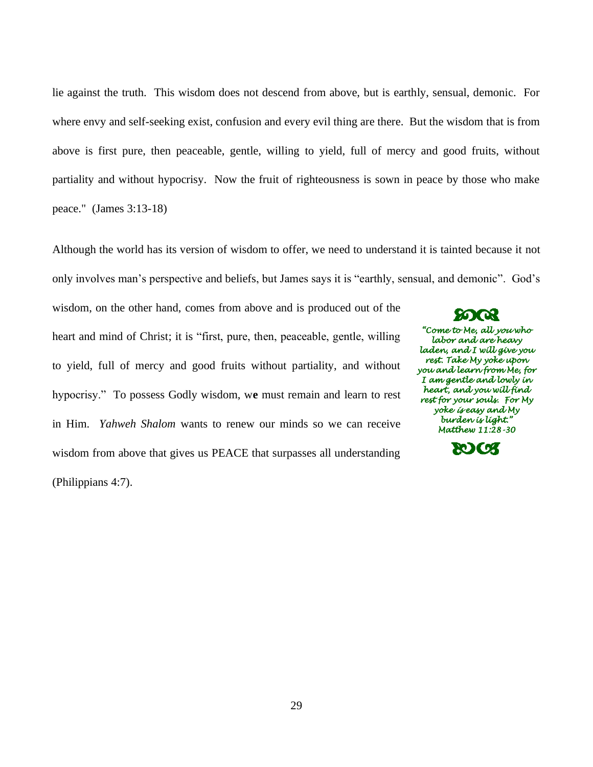lie against the truth. This wisdom does not descend from above, but is earthly, sensual, demonic. For where envy and self-seeking exist, confusion and every evil thing are there. But the wisdom that is from above is first pure, then peaceable, gentle, willing to yield, full of mercy and good fruits, without partiality and without hypocrisy. Now the fruit of righteousness is sown in peace by those who make peace." (James 3:13-18)

Although the world has its version of wisdom to offer, we need to understand it is tainted because it not only involves man's perspective and beliefs, but James says it is "earthly, sensual, and demonic". God's wisdom, on the other hand, comes from above and is produced out of the heart and mind of Christ; it is "first, pure, then, peaceable, gentle, willing to yield, full of mercy and good fruits without partiality, and without hypocrisy." To possess Godly wisdom, w**e** must remain and learn to rest in Him. *Yahweh Shalom* wants to renew our minds so we can receive wisdom from above that gives us PEACE that surpasses all understanding (Philippians 4:7).

*"Come to Me, all you who labor and are heavy laden, and I will give you rest. Take My yoke upon you and learn from Me, for I am gentle and lowly in heart, and you will find rest for your souls. For My yoke is easy and My burden is light."*
*Matthew 11:28-30*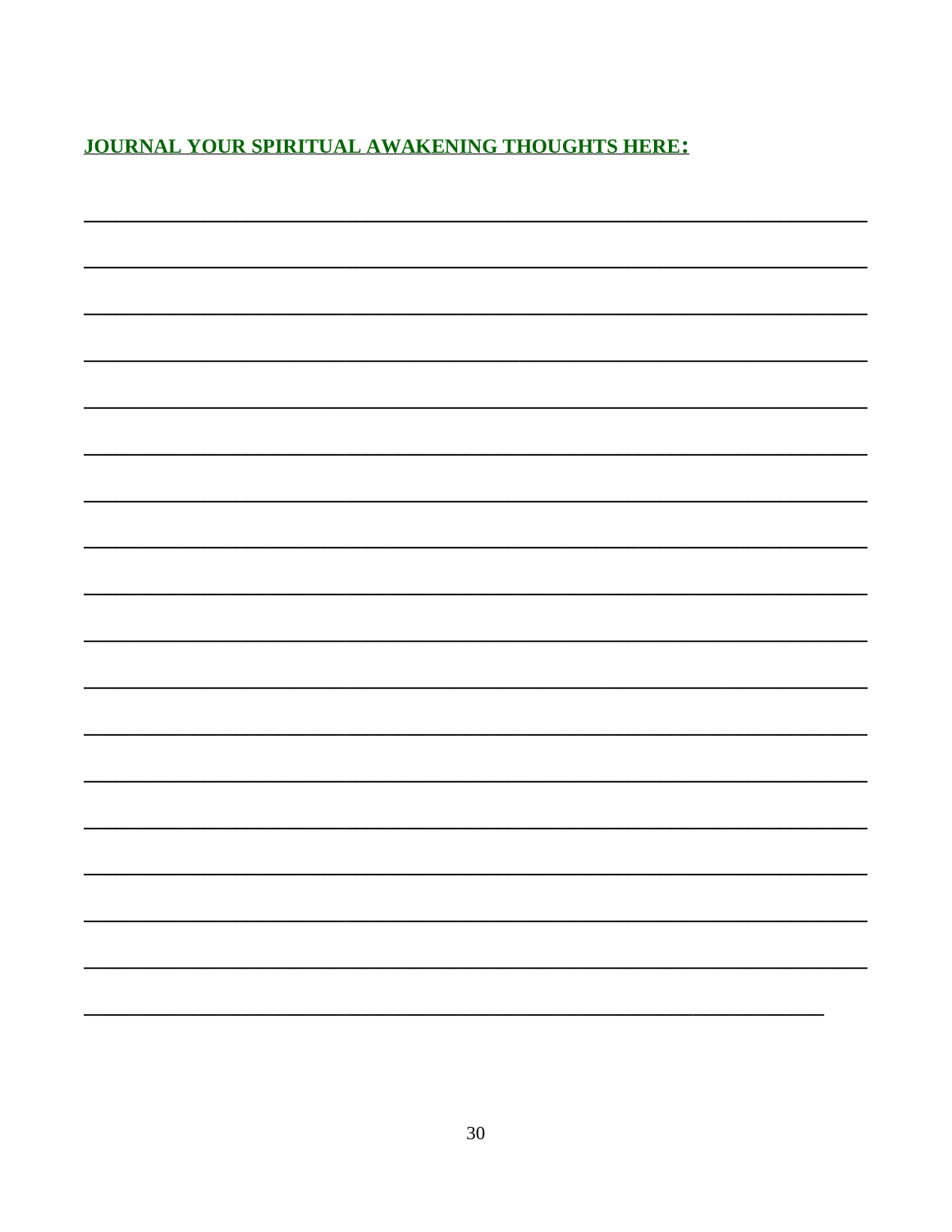**JOURNAL YOUR SPIRITUAL AWAKENING THOUGHTS HERE:**

______________________________________________________________________________

______________________________________________________________________________

______________________________________________________________________________

______________________________________________________________________________

______________________________________________________________________________

______________________________________________________________________________

______________________________________________________________________________

______________________________________________________________________________

______________________________________________________________________________

______________________________________________________________________________

______________________________________________________________________________

______________________________________________________________________________

______________________________________________________________________________

______________________________________________________________________________

______________________________________________________________________________

______________________________________________________________________________

______________________________________________________________________________

__________________________________________________________________________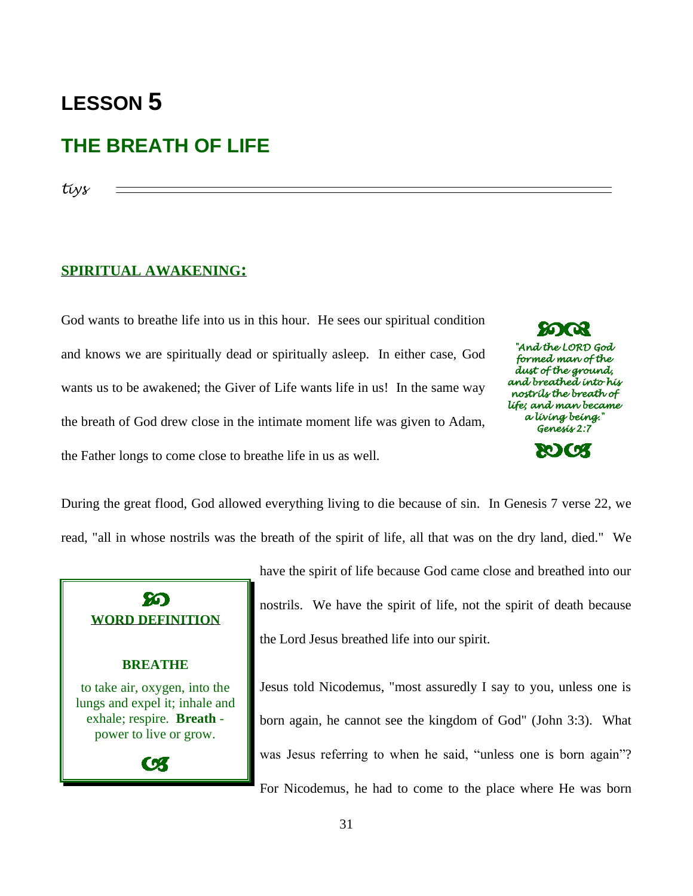# LESSON 5

## THE BREATH OF LIFE

*tiys*

---

### SPIRITUAL AWAKENING:

God wants to breathe life into us in this hour. He sees our spiritual condition and knows we are spiritually dead or spiritually asleep. In either case, God wants us to be awakened; the Giver of Life wants life in us! In the same way the breath of God drew close in the intimate moment life was given to Adam, the Father longs to come close to breathe life in us as well.

> *"And the LORD God formed man of the dust of the ground, and breathed into his nostrils the breath of life; and man became a living being."*
> *Genesis 2:7*

During the great flood, God allowed everything living to die because of sin. In Genesis 7 verse 22, we read, "all in whose nostrils was the breath of the spirit of life, all that was on the dry land, died." We have the spirit of life because God came close and breathed into our nostrils. We have the spirit of life, not the spirit of death because the Lord Jesus breathed life into our spirit.

> **WORD DEFINITION**
>
> **BREATHE**
>
> to take air, oxygen, into the lungs and expel it; inhale and exhale; respire. **Breath** - power to live or grow.

Jesus told Nicodemus, "most assuredly I say to you, unless one is born again, he cannot see the kingdom of God" (John 3:3). What was Jesus referring to when he said, "unless one is born again"? For Nicodemus, he had to come to the place where He was born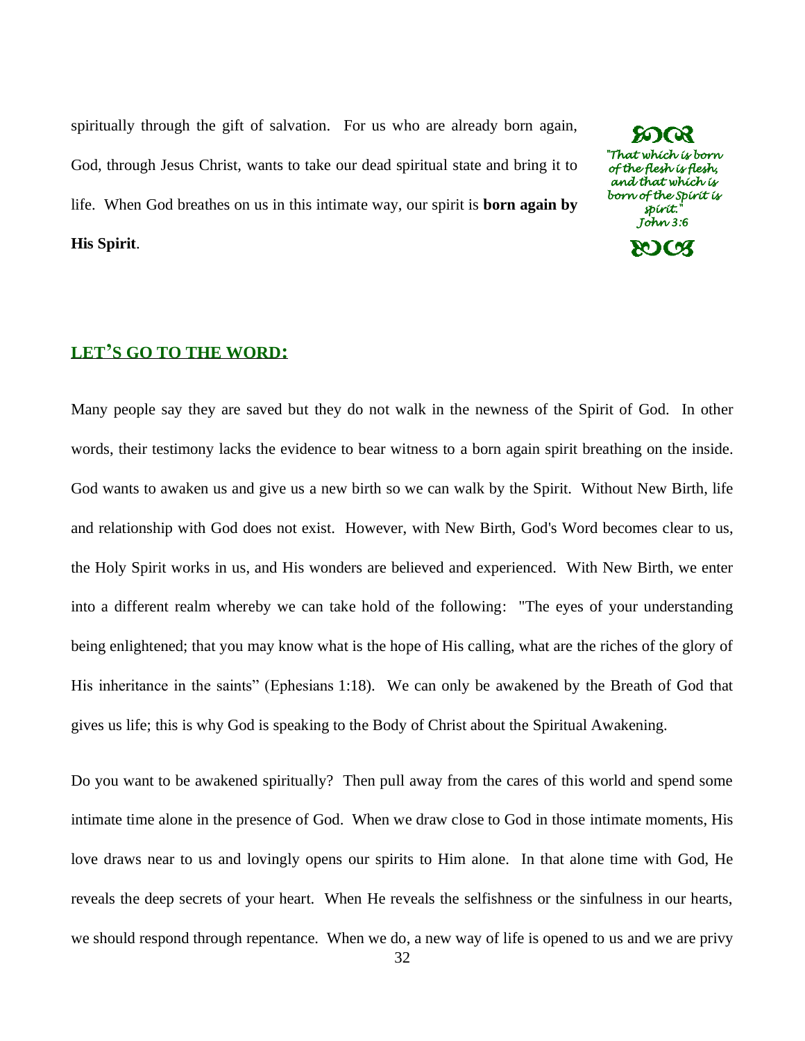spiritually through the gift of salvation. For us who are already born again, God, through Jesus Christ, wants to take our dead spiritual state and bring it to life. When God breathes on us in this intimate way, our spirit is **born again by His Spirit**.

*"That which is born of the flesh is flesh, and that which is born of the Spirit is spirit." John 3:6*

## LET'S GO TO THE WORD:

Many people say they are saved but they do not walk in the newness of the Spirit of God. In other words, their testimony lacks the evidence to bear witness to a born again spirit breathing on the inside. God wants to awaken us and give us a new birth so we can walk by the Spirit. Without New Birth, life and relationship with God does not exist. However, with New Birth, God's Word becomes clear to us, the Holy Spirit works in us, and His wonders are believed and experienced. With New Birth, we enter into a different realm whereby we can take hold of the following: "The eyes of your understanding being enlightened; that you may know what is the hope of His calling, what are the riches of the glory of His inheritance in the saints" (Ephesians 1:18). We can only be awakened by the Breath of God that gives us life; this is why God is speaking to the Body of Christ about the Spiritual Awakening.

Do you want to be awakened spiritually? Then pull away from the cares of this world and spend some intimate time alone in the presence of God. When we draw close to God in those intimate moments, His love draws near to us and lovingly opens our spirits to Him alone. In that alone time with God, He reveals the deep secrets of your heart. When He reveals the selfishness or the sinfulness in our hearts, we should respond through repentance. When we do, a new way of life is opened to us and we are privy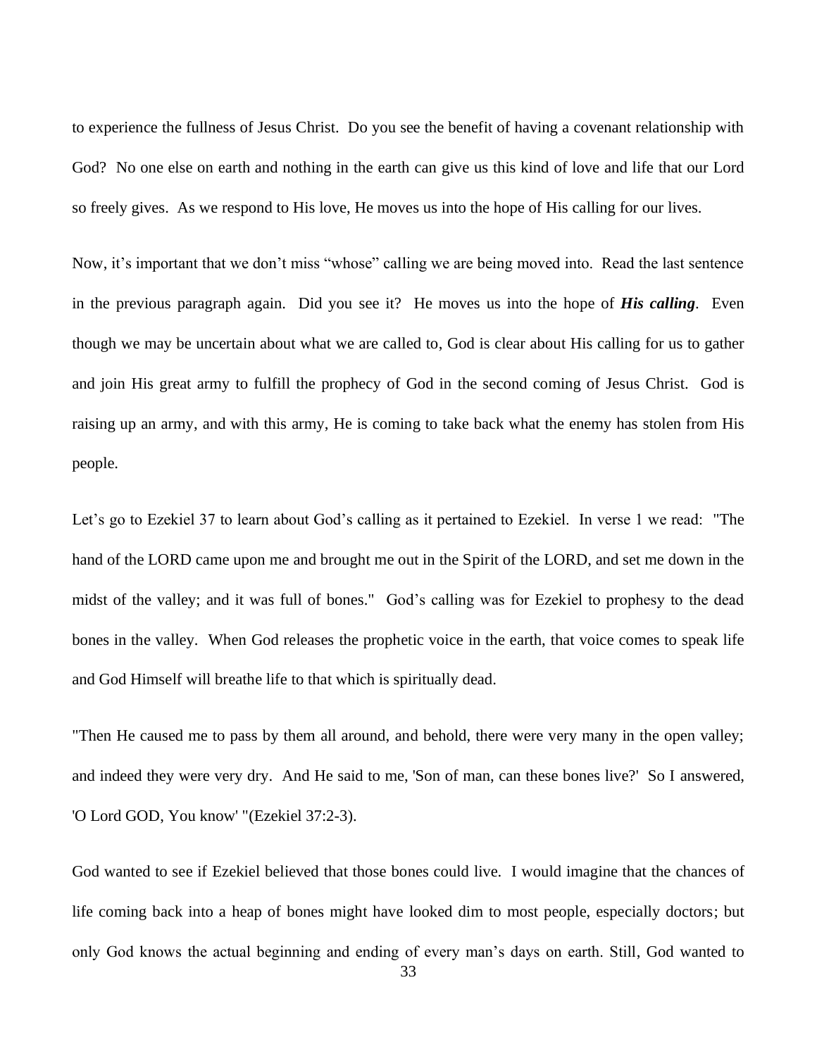to experience the fullness of Jesus Christ. Do you see the benefit of having a covenant relationship with God? No one else on earth and nothing in the earth can give us this kind of love and life that our Lord so freely gives. As we respond to His love, He moves us into the hope of His calling for our lives.

Now, it's important that we don't miss "whose" calling we are being moved into. Read the last sentence in the previous paragraph again. Did you see it? He moves us into the hope of ***His calling***. Even though we may be uncertain about what we are called to, God is clear about His calling for us to gather and join His great army to fulfill the prophecy of God in the second coming of Jesus Christ. God is raising up an army, and with this army, He is coming to take back what the enemy has stolen from His people.

Let's go to Ezekiel 37 to learn about God's calling as it pertained to Ezekiel. In verse 1 we read: "The hand of the LORD came upon me and brought me out in the Spirit of the LORD, and set me down in the midst of the valley; and it was full of bones." God's calling was for Ezekiel to prophesy to the dead bones in the valley. When God releases the prophetic voice in the earth, that voice comes to speak life and God Himself will breathe life to that which is spiritually dead.

"Then He caused me to pass by them all around, and behold, there were very many in the open valley; and indeed they were very dry. And He said to me, 'Son of man, can these bones live?' So I answered, 'O Lord GOD, You know' "(Ezekiel 37:2-3).

God wanted to see if Ezekiel believed that those bones could live. I would imagine that the chances of life coming back into a heap of bones might have looked dim to most people, especially doctors; but only God knows the actual beginning and ending of every man's days on earth. Still, God wanted to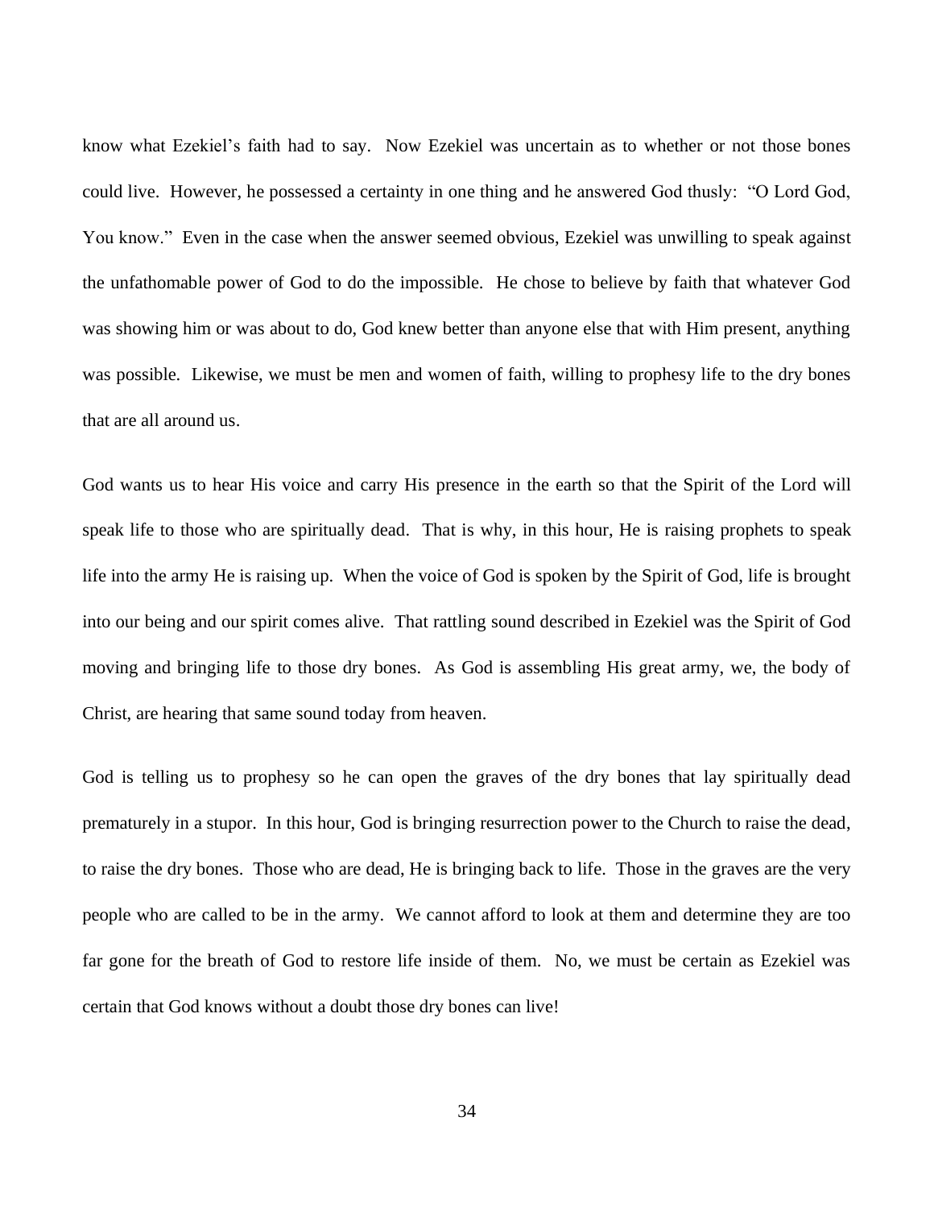know what Ezekiel's faith had to say. Now Ezekiel was uncertain as to whether or not those bones could live. However, he possessed a certainty in one thing and he answered God thusly: "O Lord God, You know." Even in the case when the answer seemed obvious, Ezekiel was unwilling to speak against the unfathomable power of God to do the impossible. He chose to believe by faith that whatever God was showing him or was about to do, God knew better than anyone else that with Him present, anything was possible. Likewise, we must be men and women of faith, willing to prophesy life to the dry bones that are all around us.

God wants us to hear His voice and carry His presence in the earth so that the Spirit of the Lord will speak life to those who are spiritually dead. That is why, in this hour, He is raising prophets to speak life into the army He is raising up. When the voice of God is spoken by the Spirit of God, life is brought into our being and our spirit comes alive. That rattling sound described in Ezekiel was the Spirit of God moving and bringing life to those dry bones. As God is assembling His great army, we, the body of Christ, are hearing that same sound today from heaven.

God is telling us to prophesy so he can open the graves of the dry bones that lay spiritually dead prematurely in a stupor. In this hour, God is bringing resurrection power to the Church to raise the dead, to raise the dry bones. Those who are dead, He is bringing back to life. Those in the graves are the very people who are called to be in the army. We cannot afford to look at them and determine they are too far gone for the breath of God to restore life inside of them. No, we must be certain as Ezekiel was certain that God knows without a doubt those dry bones can live!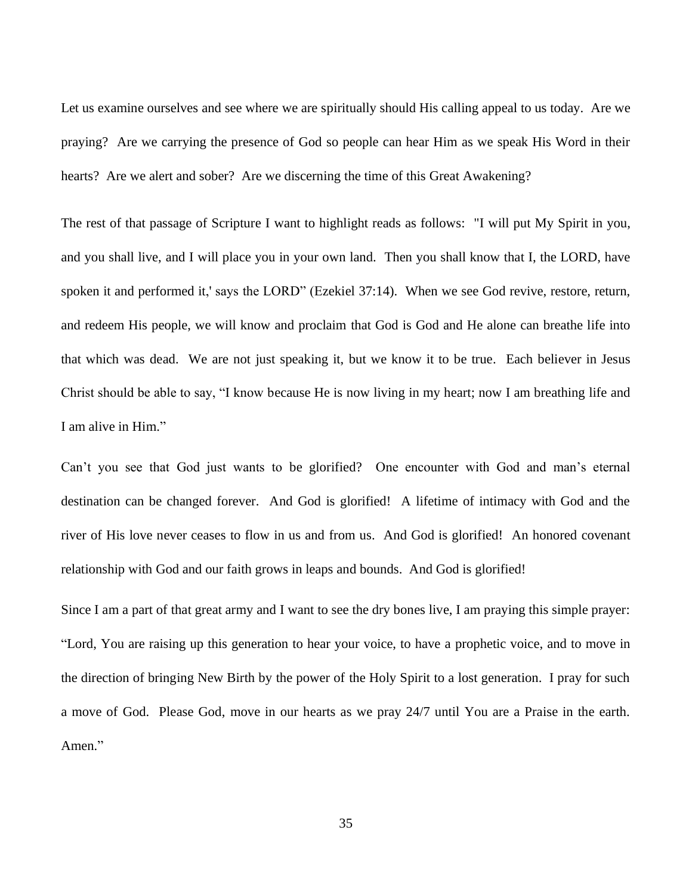Let us examine ourselves and see where we are spiritually should His calling appeal to us today. Are we praying? Are we carrying the presence of God so people can hear Him as we speak His Word in their hearts? Are we alert and sober? Are we discerning the time of this Great Awakening?

The rest of that passage of Scripture I want to highlight reads as follows: "I will put My Spirit in you, and you shall live, and I will place you in your own land. Then you shall know that I, the LORD, have spoken it and performed it,' says the LORD" (Ezekiel 37:14). When we see God revive, restore, return, and redeem His people, we will know and proclaim that God is God and He alone can breathe life into that which was dead. We are not just speaking it, but we know it to be true. Each believer in Jesus Christ should be able to say, "I know because He is now living in my heart; now I am breathing life and I am alive in Him."

Can't you see that God just wants to be glorified? One encounter with God and man's eternal destination can be changed forever. And God is glorified! A lifetime of intimacy with God and the river of His love never ceases to flow in us and from us. And God is glorified! An honored covenant relationship with God and our faith grows in leaps and bounds. And God is glorified!

Since I am a part of that great army and I want to see the dry bones live, I am praying this simple prayer: "Lord, You are raising up this generation to hear your voice, to have a prophetic voice, and to move in the direction of bringing New Birth by the power of the Holy Spirit to a lost generation. I pray for such a move of God. Please God, move in our hearts as we pray 24/7 until You are a Praise in the earth. Amen."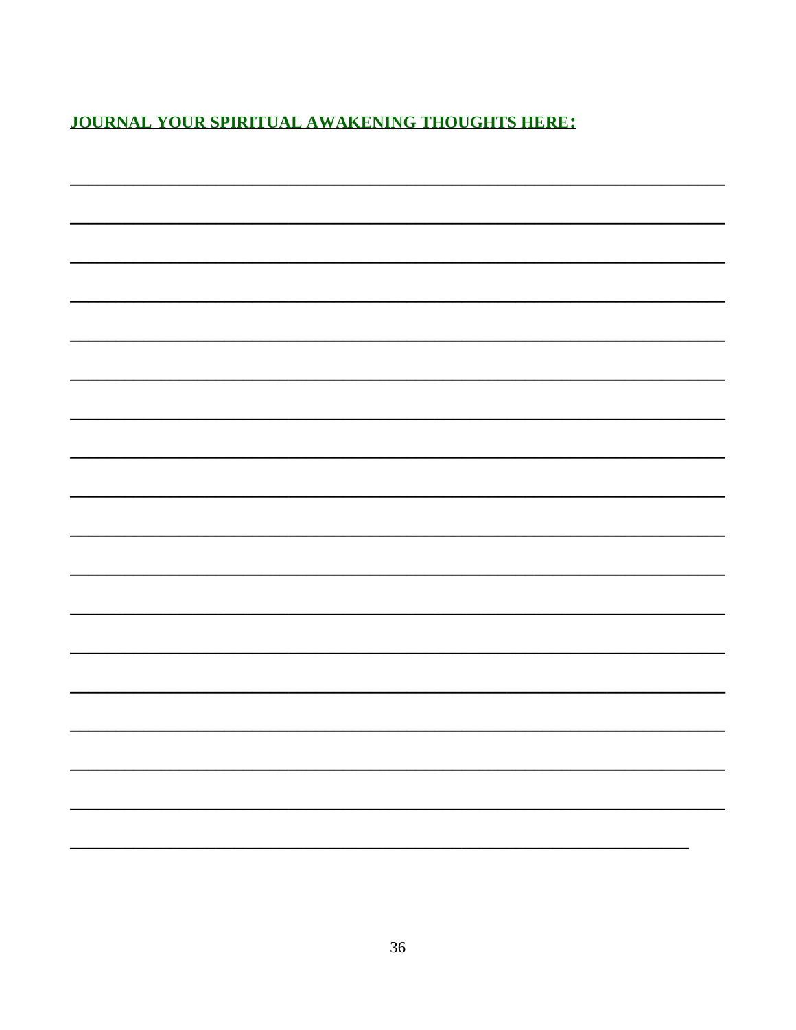**JOURNAL YOUR SPIRITUAL AWAKENING THOUGHTS HERE:**

________________________________________________________________________

________________________________________________________________________

________________________________________________________________________

________________________________________________________________________

________________________________________________________________________

________________________________________________________________________

________________________________________________________________________

________________________________________________________________________

________________________________________________________________________

________________________________________________________________________

________________________________________________________________________

________________________________________________________________________

________________________________________________________________________

________________________________________________________________________

________________________________________________________________________

________________________________________________________________________

________________________________________________________________________

____________________________________________________________________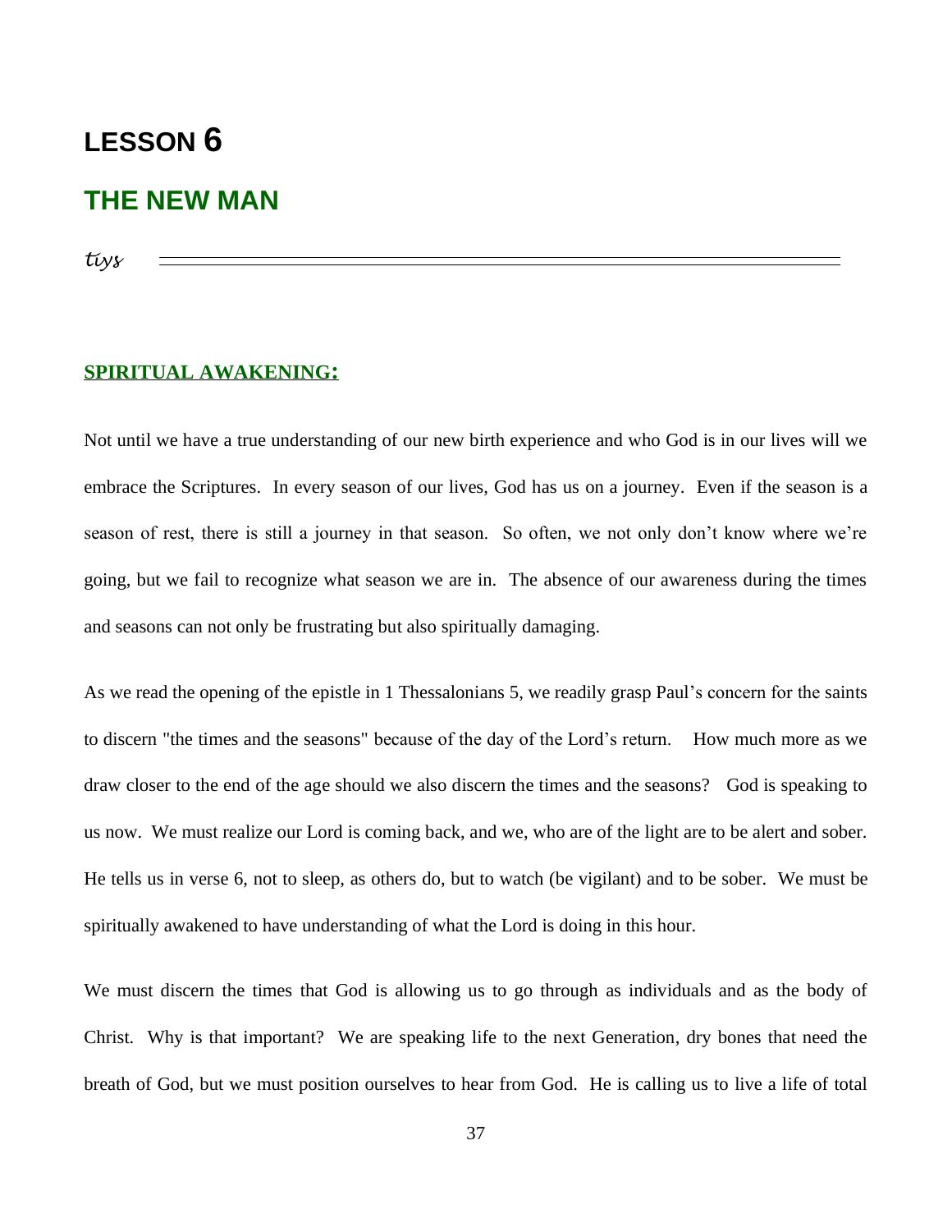# LESSON 6

## THE NEW MAN

*tiys*

---

### SPIRITUAL AWAKENING:

Not until we have a true understanding of our new birth experience and who God is in our lives will we embrace the Scriptures. In every season of our lives, God has us on a journey. Even if the season is a season of rest, there is still a journey in that season. So often, we not only don't know where we're going, but we fail to recognize what season we are in. The absence of our awareness during the times and seasons can not only be frustrating but also spiritually damaging.

As we read the opening of the epistle in 1 Thessalonians 5, we readily grasp Paul's concern for the saints to discern "the times and the seasons" because of the day of the Lord's return. How much more as we draw closer to the end of the age should we also discern the times and the seasons? God is speaking to us now. We must realize our Lord is coming back, and we, who are of the light are to be alert and sober. He tells us in verse 6, not to sleep, as others do, but to watch (be vigilant) and to be sober. We must be spiritually awakened to have understanding of what the Lord is doing in this hour.

We must discern the times that God is allowing us to go through as individuals and as the body of Christ. Why is that important? We are speaking life to the next Generation, dry bones that need the breath of God, but we must position ourselves to hear from God. He is calling us to live a life of total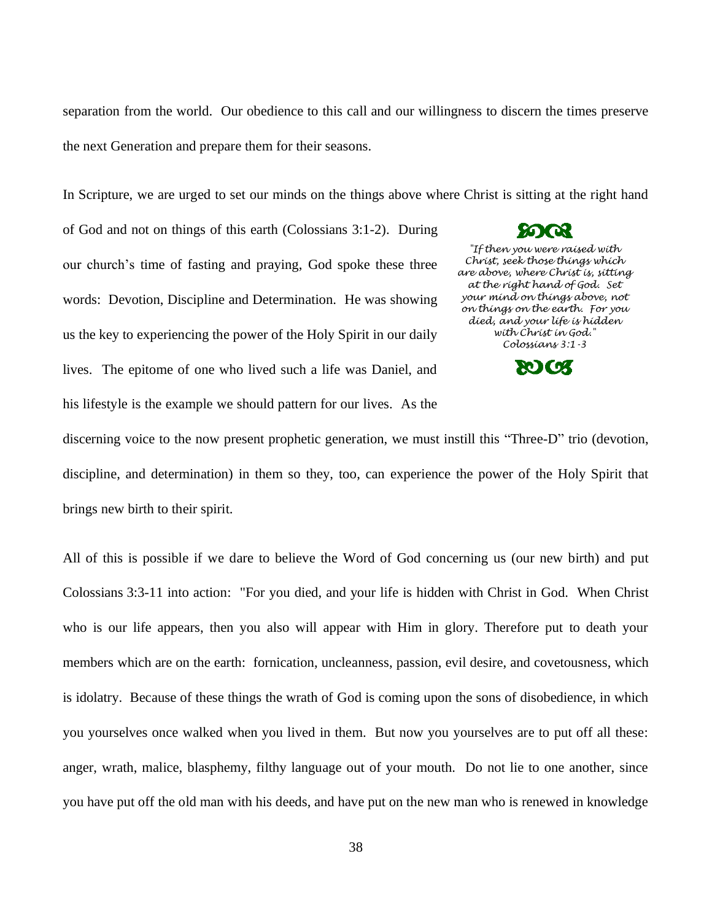separation from the world. Our obedience to this call and our willingness to discern the times preserve the next Generation and prepare them for their seasons.

In Scripture, we are urged to set our minds on the things above where Christ is sitting at the right hand of God and not on things of this earth (Colossians 3:1-2). During our church's time of fasting and praying, God spoke these three words: Devotion, Discipline and Determination. He was showing us the key to experiencing the power of the Holy Spirit in our daily lives. The epitome of one who lived such a life was Daniel, and his lifestyle is the example we should pattern for our lives. As the discerning voice to the now present prophetic generation, we must instill this "Three-D" trio (devotion, discipline, and determination) in them so they, too, can experience the power of the Holy Spirit that brings new birth to their spirit.

> *"If then you were raised with Christ, seek those things which are above, where Christ is, sitting at the right hand of God. Set your mind on things above, not on things on the earth. For you died, and your life is hidden with Christ in God."*
> *Colossians 3:1-3*

All of this is possible if we dare to believe the Word of God concerning us (our new birth) and put Colossians 3:3-11 into action: "For you died, and your life is hidden with Christ in God. When Christ who is our life appears, then you also will appear with Him in glory. Therefore put to death your members which are on the earth: fornication, uncleanness, passion, evil desire, and covetousness, which is idolatry. Because of these things the wrath of God is coming upon the sons of disobedience, in which you yourselves once walked when you lived in them. But now you yourselves are to put off all these: anger, wrath, malice, blasphemy, filthy language out of your mouth. Do not lie to one another, since you have put off the old man with his deeds, and have put on the new man who is renewed in knowledge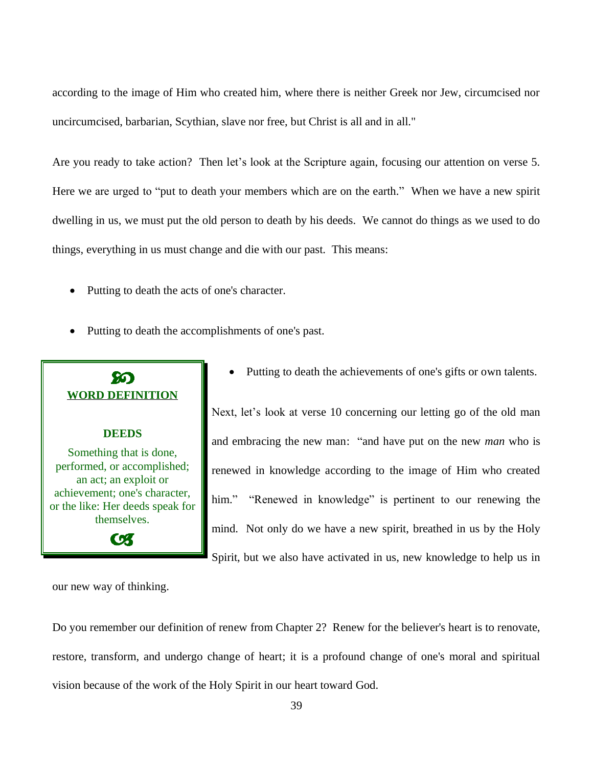according to the image of Him who created him, where there is neither Greek nor Jew, circumcised nor uncircumcised, barbarian, Scythian, slave nor free, but Christ is all and in all."

Are you ready to take action? Then let's look at the Scripture again, focusing our attention on verse 5. Here we are urged to "put to death your members which are on the earth." When we have a new spirit dwelling in us, we must put the old person to death by his deeds. We cannot do things as we used to do things, everything in us must change and die with our past. This means:

- Putting to death the acts of one's character.
- Putting to death the accomplishments of one's past.
- Putting to death the achievements of one's gifts or own talents.

> **WORD DEFINITION**
>
> **DEEDS**
>
> Something that is done, performed, or accomplished; an act; an exploit or achievement; one's character, or the like: Her deeds speak for themselves.

Next, let's look at verse 10 concerning our letting go of the old man and embracing the new man: "and have put on the new *man* who is renewed in knowledge according to the image of Him who created him." "Renewed in knowledge" is pertinent to our renewing the mind. Not only do we have a new spirit, breathed in us by the Holy Spirit, but we also have activated in us, new knowledge to help us in our new way of thinking.

Do you remember our definition of renew from Chapter 2? Renew for the believer's heart is to renovate, restore, transform, and undergo change of heart; it is a profound change of one's moral and spiritual vision because of the work of the Holy Spirit in our heart toward God.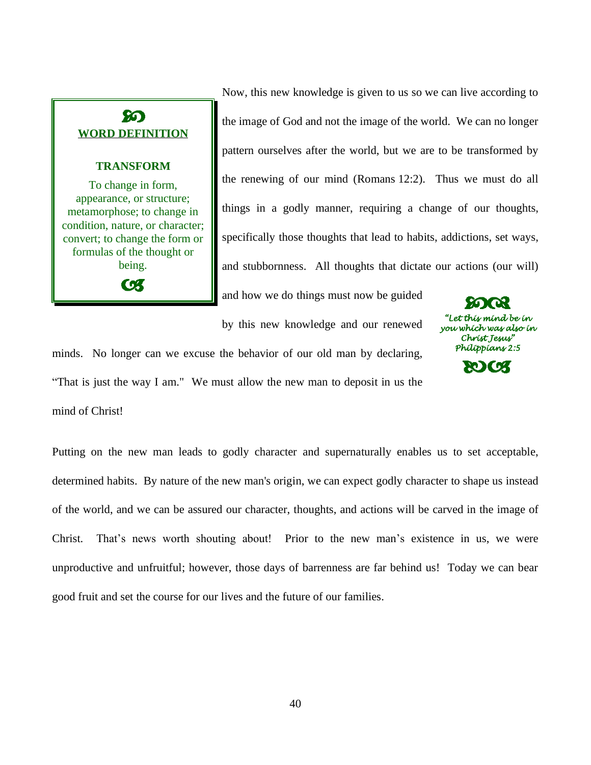> **WORD DEFINITION**
>
> **TRANSFORM**
>
> To change in form, appearance, or structure; metamorphose; to change in condition, nature, or character; convert; to change the form or formulas of the thought or being.

Now, this new knowledge is given to us so we can live according to the image of God and not the image of the world. We can no longer pattern ourselves after the world, but we are to be transformed by the renewing of our mind (Romans 12:2). Thus we must do all things in a godly manner, requiring a change of our thoughts, specifically those thoughts that lead to habits, addictions, set ways, and stubbornness. All thoughts that dictate our actions (our will) and how we do things must now be guided by this new knowledge and our renewed minds. No longer can we excuse the behavior of our old man by declaring, "That is just the way I am." We must allow the new man to deposit in us the mind of Christ!

> *"Let this mind be in you which was also in Christ Jesus"*
> *Philippians 2:5*

Putting on the new man leads to godly character and supernaturally enables us to set acceptable, determined habits. By nature of the new man's origin, we can expect godly character to shape us instead of the world, and we can be assured our character, thoughts, and actions will be carved in the image of Christ. That's news worth shouting about! Prior to the new man's existence in us, we were unproductive and unfruitful; however, those days of barrenness are far behind us! Today we can bear good fruit and set the course for our lives and the future of our families.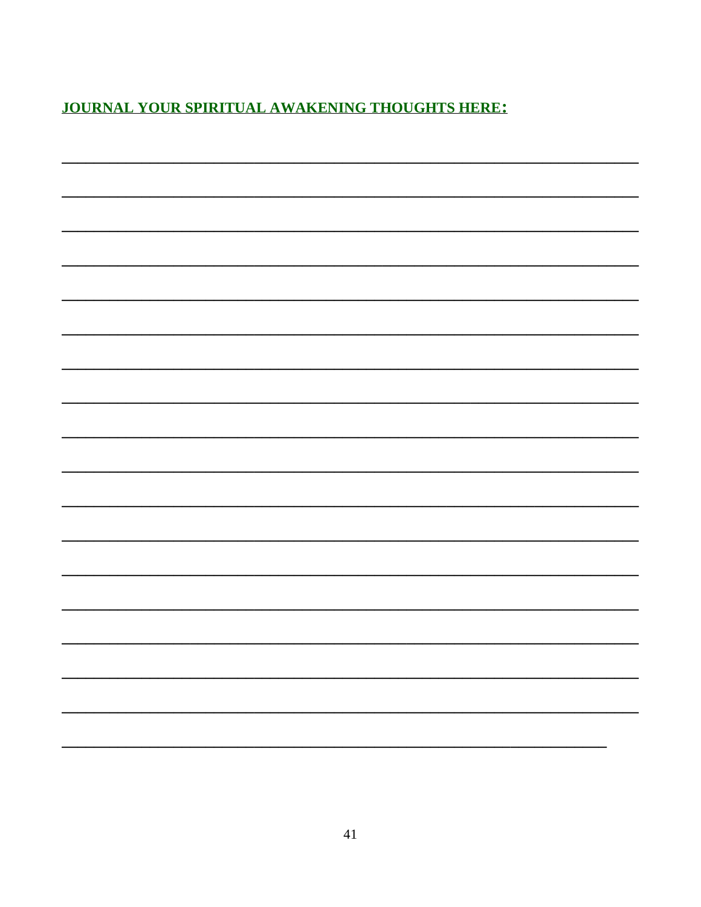**JOURNAL YOUR SPIRITUAL AWAKENING THOUGHTS HERE:**

______________________________________________________________________

______________________________________________________________________

______________________________________________________________________

______________________________________________________________________

______________________________________________________________________

______________________________________________________________________

______________________________________________________________________

______________________________________________________________________

______________________________________________________________________

______________________________________________________________________

______________________________________________________________________

______________________________________________________________________

______________________________________________________________________

______________________________________________________________________

______________________________________________________________________

______________________________________________________________________

______________________________________________________________________

__________________________________________________________________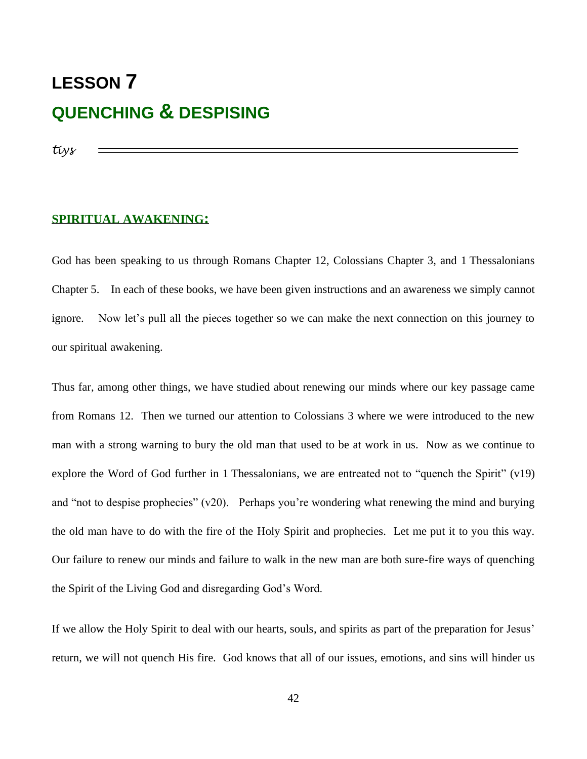# LESSON 7

# QUENCHING & DESPISING

*tiys*

---

## SPIRITUAL AWAKENING:

God has been speaking to us through Romans Chapter 12, Colossians Chapter 3, and 1 Thessalonians Chapter 5. In each of these books, we have been given instructions and an awareness we simply cannot ignore. Now let's pull all the pieces together so we can make the next connection on this journey to our spiritual awakening.

Thus far, among other things, we have studied about renewing our minds where our key passage came from Romans 12. Then we turned our attention to Colossians 3 where we were introduced to the new man with a strong warning to bury the old man that used to be at work in us. Now as we continue to explore the Word of God further in 1 Thessalonians, we are entreated not to "quench the Spirit" (v19) and "not to despise prophecies" (v20). Perhaps you're wondering what renewing the mind and burying the old man have to do with the fire of the Holy Spirit and prophecies. Let me put it to you this way. Our failure to renew our minds and failure to walk in the new man are both sure-fire ways of quenching the Spirit of the Living God and disregarding God's Word.

If we allow the Holy Spirit to deal with our hearts, souls, and spirits as part of the preparation for Jesus' return, we will not quench His fire. God knows that all of our issues, emotions, and sins will hinder us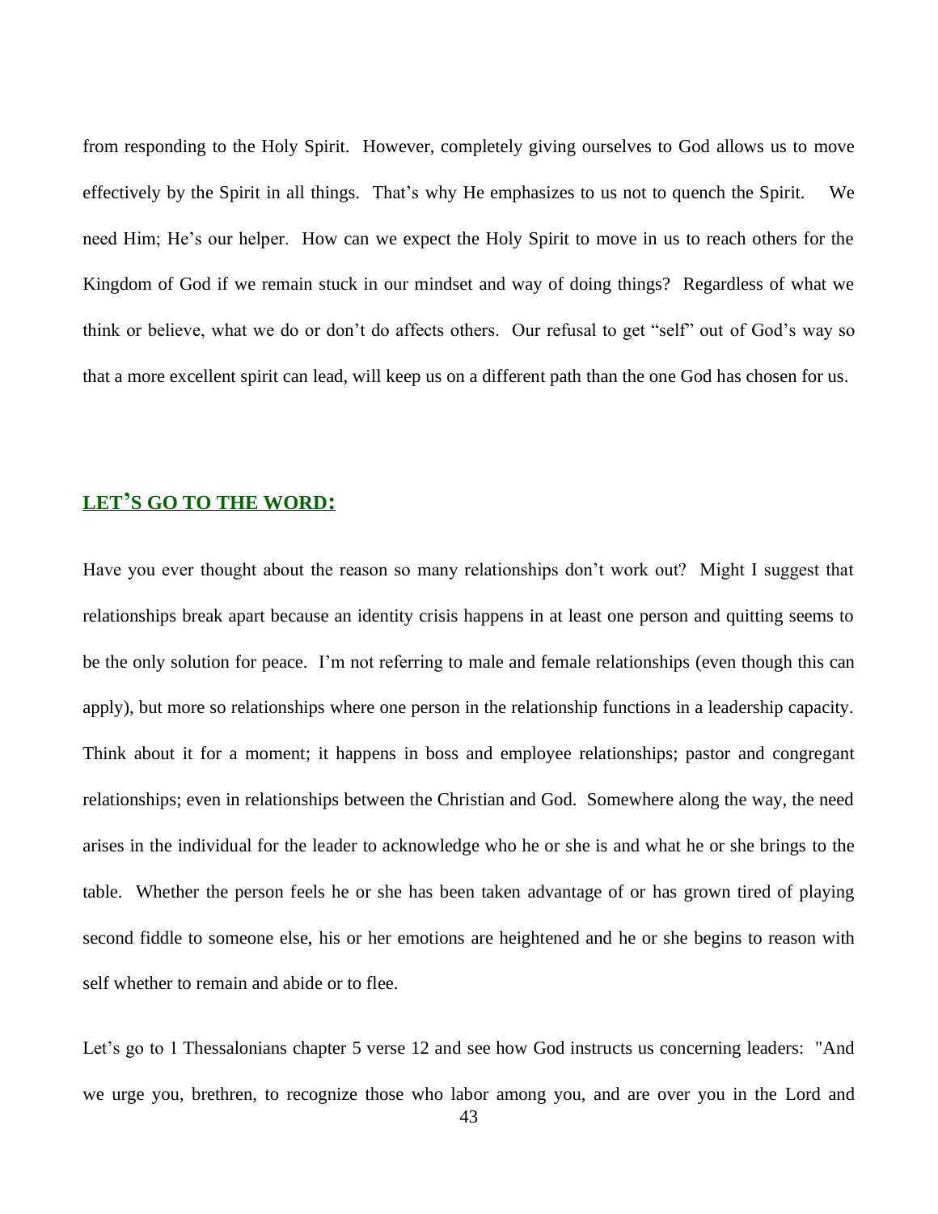from responding to the Holy Spirit. However, completely giving ourselves to God allows us to move effectively by the Spirit in all things. That's why He emphasizes to us not to quench the Spirit. We need Him; He's our helper. How can we expect the Holy Spirit to move in us to reach others for the Kingdom of God if we remain stuck in our mindset and way of doing things? Regardless of what we think or believe, what we do or don't do affects others. Our refusal to get "self" out of God's way so that a more excellent spirit can lead, will keep us on a different path than the one God has chosen for us.

## LET'S GO TO THE WORD:

Have you ever thought about the reason so many relationships don't work out? Might I suggest that relationships break apart because an identity crisis happens in at least one person and quitting seems to be the only solution for peace. I'm not referring to male and female relationships (even though this can apply), but more so relationships where one person in the relationship functions in a leadership capacity. Think about it for a moment; it happens in boss and employee relationships; pastor and congregant relationships; even in relationships between the Christian and God. Somewhere along the way, the need arises in the individual for the leader to acknowledge who he or she is and what he or she brings to the table. Whether the person feels he or she has been taken advantage of or has grown tired of playing second fiddle to someone else, his or her emotions are heightened and he or she begins to reason with self whether to remain and abide or to flee.

Let's go to 1 Thessalonians chapter 5 verse 12 and see how God instructs us concerning leaders: "And we urge you, brethren, to recognize those who labor among you, and are over you in the Lord and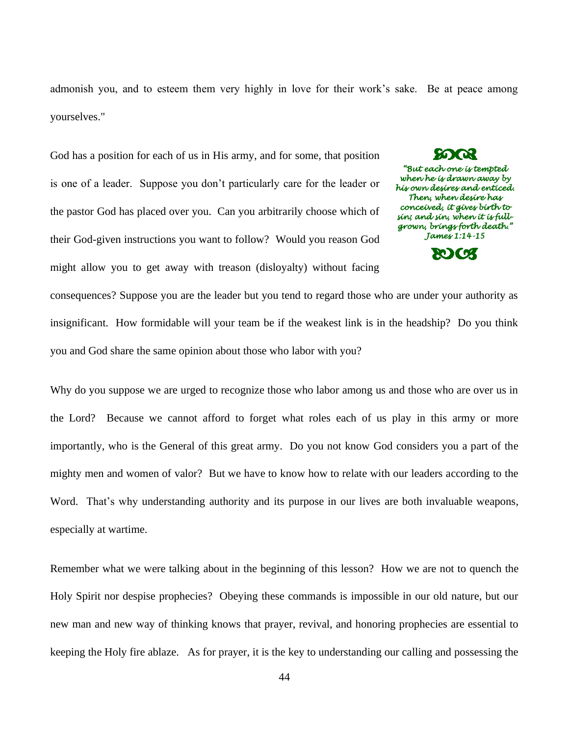admonish you, and to esteem them very highly in love for their work's sake. Be at peace among yourselves."

God has a position for each of us in His army, and for some, that position is one of a leader. Suppose you don't particularly care for the leader or the pastor God has placed over you. Can you arbitrarily choose which of their God-given instructions you want to follow? Would you reason God might allow you to get away with treason (disloyalty) without facing consequences? Suppose you are the leader but you tend to regard those who are under your authority as insignificant. How formidable will your team be if the weakest link is in the headship? Do you think you and God share the same opinion about those who labor with you?

> *"But each one is tempted when he is drawn away by his own desires and enticed. Then, when desire has conceived, it gives birth to sin; and sin, when it is full-grown, brings forth death."*
> *James 1:14-15*

Why do you suppose we are urged to recognize those who labor among us and those who are over us in the Lord? Because we cannot afford to forget what roles each of us play in this army or more importantly, who is the General of this great army. Do you not know God considers you a part of the mighty men and women of valor? But we have to know how to relate with our leaders according to the Word. That's why understanding authority and its purpose in our lives are both invaluable weapons, especially at wartime.

Remember what we were talking about in the beginning of this lesson? How we are not to quench the Holy Spirit nor despise prophecies? Obeying these commands is impossible in our old nature, but our new man and new way of thinking knows that prayer, revival, and honoring prophecies are essential to keeping the Holy fire ablaze. As for prayer, it is the key to understanding our calling and possessing the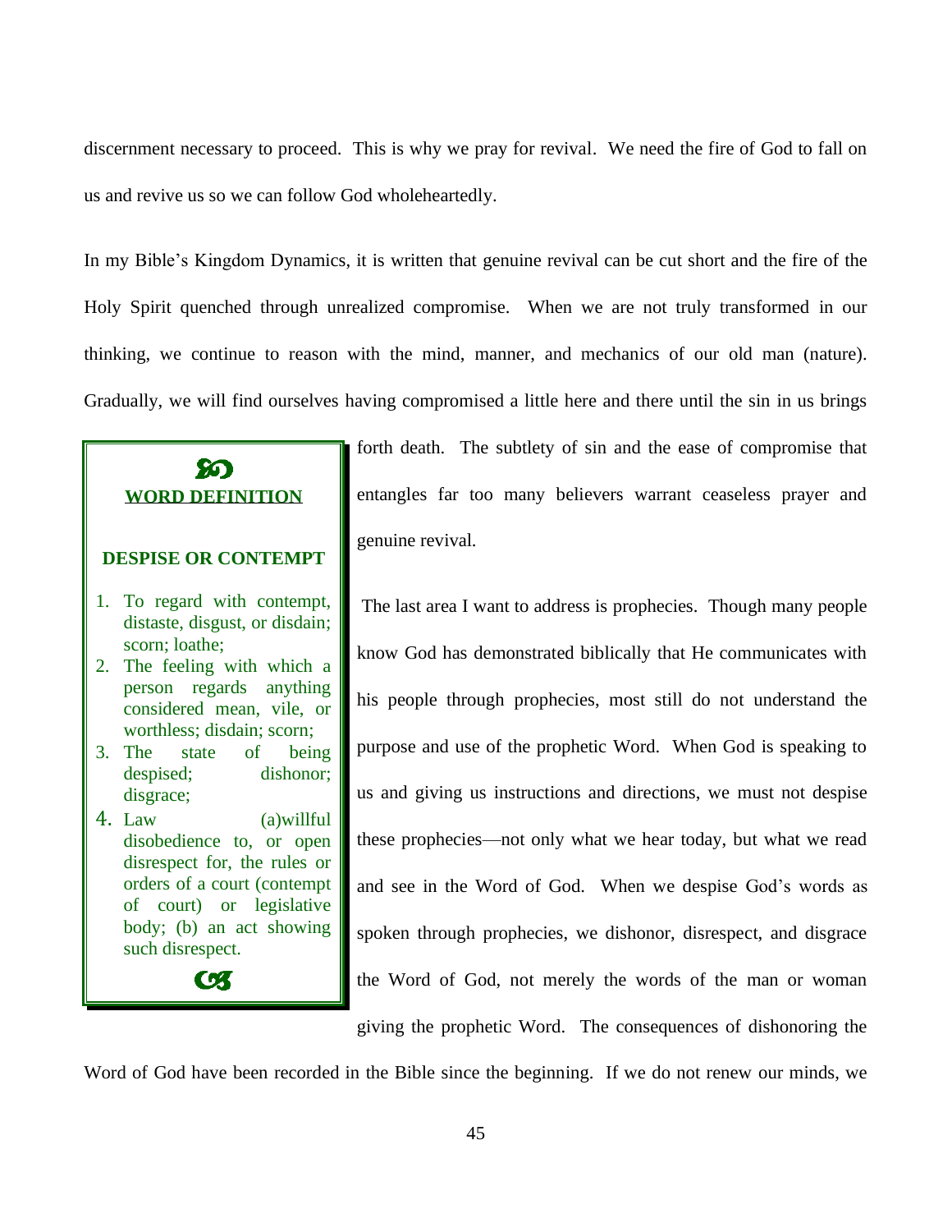discernment necessary to proceed. This is why we pray for revival. We need the fire of God to fall on us and revive us so we can follow God wholeheartedly.

In my Bible's Kingdom Dynamics, it is written that genuine revival can be cut short and the fire of the Holy Spirit quenched through unrealized compromise. When we are not truly transformed in our thinking, we continue to reason with the mind, manner, and mechanics of our old man (nature). Gradually, we will find ourselves having compromised a little here and there until the sin in us brings forth death. The subtlety of sin and the ease of compromise that entangles far too many believers warrant ceaseless prayer and genuine revival.

> **WORD DEFINITION**
>
> **DESPISE OR CONTEMPT**
>
> 1. To regard with contempt, distaste, disgust, or disdain; scorn; loathe;
> 2. The feeling with which a person regards anything considered mean, vile, or worthless; disdain; scorn;
> 3. The state of being despised; dishonor; disgrace;
> 4. Law (a)willful disobedience to, or open disrespect for, the rules or orders of a court (contempt of court) or legislative body; (b) an act showing such disrespect.

The last area I want to address is prophecies. Though many people know God has demonstrated biblically that He communicates with his people through prophecies, most still do not understand the purpose and use of the prophetic Word. When God is speaking to us and giving us instructions and directions, we must not despise these prophecies—not only what we hear today, but what we read and see in the Word of God. When we despise God's words as spoken through prophecies, we dishonor, disrespect, and disgrace the Word of God, not merely the words of the man or woman giving the prophetic Word. The consequences of dishonoring the Word of God have been recorded in the Bible since the beginning. If we do not renew our minds, we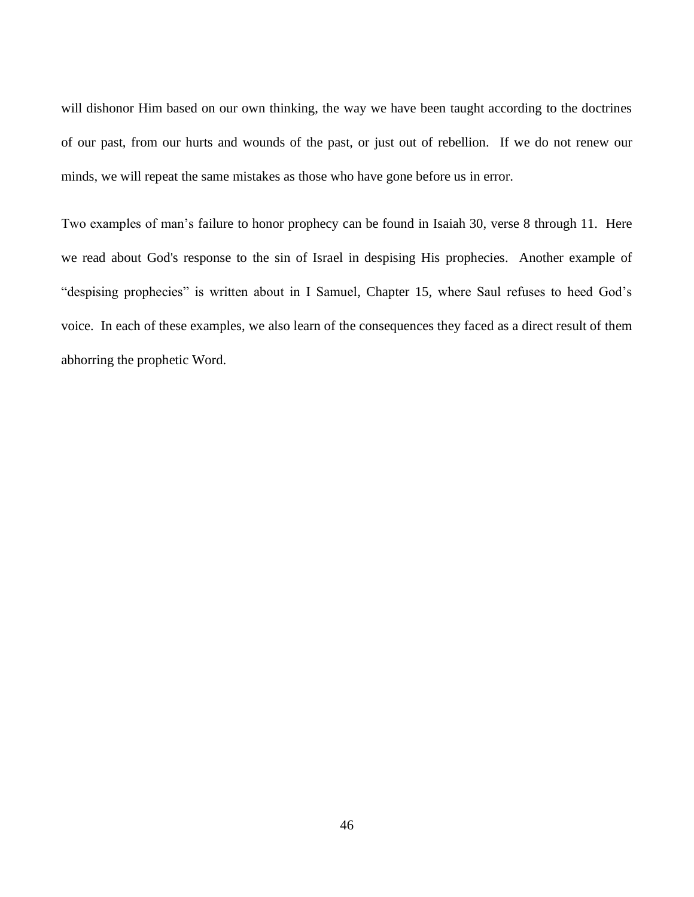will dishonor Him based on our own thinking, the way we have been taught according to the doctrines of our past, from our hurts and wounds of the past, or just out of rebellion.  If we do not renew our minds, we will repeat the same mistakes as those who have gone before us in error.

Two examples of man's failure to honor prophecy can be found in Isaiah 30, verse 8 through 11.  Here we read about God's response to the sin of Israel in despising His prophecies.  Another example of "despising prophecies" is written about in I Samuel, Chapter 15, where Saul refuses to heed God's voice.  In each of these examples, we also learn of the consequences they faced as a direct result of them abhorring the prophetic Word.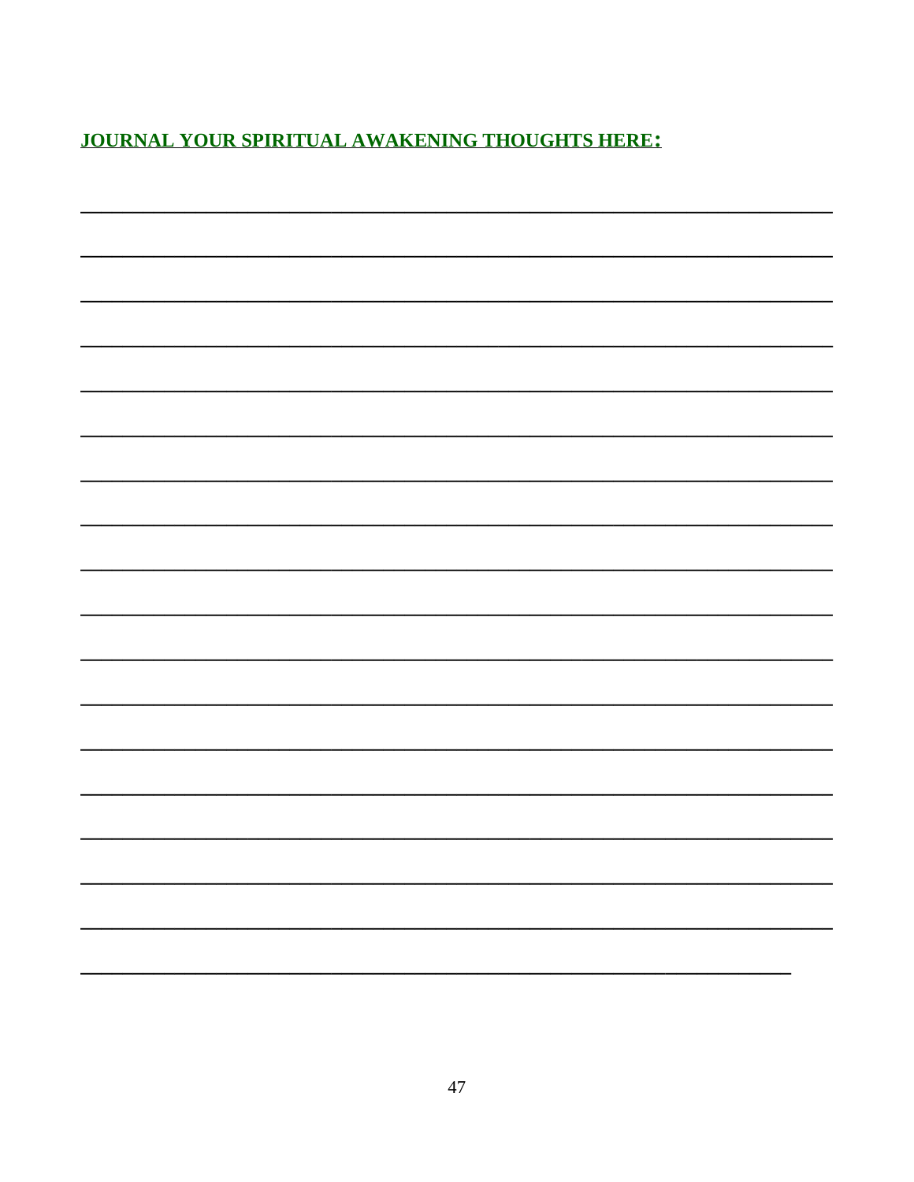**JOURNAL YOUR SPIRITUAL AWAKENING THOUGHTS HERE:**

\_\_\_\_\_\_\_\_\_\_\_\_\_\_\_\_\_\_\_\_\_\_\_\_\_\_\_\_\_\_\_\_\_\_\_\_\_\_\_\_\_\_\_\_\_\_\_\_\_\_\_\_\_\_\_\_\_\_\_\_\_\_\_\_

\_\_\_\_\_\_\_\_\_\_\_\_\_\_\_\_\_\_\_\_\_\_\_\_\_\_\_\_\_\_\_\_\_\_\_\_\_\_\_\_\_\_\_\_\_\_\_\_\_\_\_\_\_\_\_\_\_\_\_\_\_\_\_\_

\_\_\_\_\_\_\_\_\_\_\_\_\_\_\_\_\_\_\_\_\_\_\_\_\_\_\_\_\_\_\_\_\_\_\_\_\_\_\_\_\_\_\_\_\_\_\_\_\_\_\_\_\_\_\_\_\_\_\_\_\_\_\_\_

\_\_\_\_\_\_\_\_\_\_\_\_\_\_\_\_\_\_\_\_\_\_\_\_\_\_\_\_\_\_\_\_\_\_\_\_\_\_\_\_\_\_\_\_\_\_\_\_\_\_\_\_\_\_\_\_\_\_\_\_\_\_\_\_

\_\_\_\_\_\_\_\_\_\_\_\_\_\_\_\_\_\_\_\_\_\_\_\_\_\_\_\_\_\_\_\_\_\_\_\_\_\_\_\_\_\_\_\_\_\_\_\_\_\_\_\_\_\_\_\_\_\_\_\_\_\_\_\_

\_\_\_\_\_\_\_\_\_\_\_\_\_\_\_\_\_\_\_\_\_\_\_\_\_\_\_\_\_\_\_\_\_\_\_\_\_\_\_\_\_\_\_\_\_\_\_\_\_\_\_\_\_\_\_\_\_\_\_\_\_\_\_\_

\_\_\_\_\_\_\_\_\_\_\_\_\_\_\_\_\_\_\_\_\_\_\_\_\_\_\_\_\_\_\_\_\_\_\_\_\_\_\_\_\_\_\_\_\_\_\_\_\_\_\_\_\_\_\_\_\_\_\_\_\_\_\_\_

\_\_\_\_\_\_\_\_\_\_\_\_\_\_\_\_\_\_\_\_\_\_\_\_\_\_\_\_\_\_\_\_\_\_\_\_\_\_\_\_\_\_\_\_\_\_\_\_\_\_\_\_\_\_\_\_\_\_\_\_\_\_\_\_

\_\_\_\_\_\_\_\_\_\_\_\_\_\_\_\_\_\_\_\_\_\_\_\_\_\_\_\_\_\_\_\_\_\_\_\_\_\_\_\_\_\_\_\_\_\_\_\_\_\_\_\_\_\_\_\_\_\_\_\_\_\_\_\_

\_\_\_\_\_\_\_\_\_\_\_\_\_\_\_\_\_\_\_\_\_\_\_\_\_\_\_\_\_\_\_\_\_\_\_\_\_\_\_\_\_\_\_\_\_\_\_\_\_\_\_\_\_\_\_\_\_\_\_\_\_\_\_\_

\_\_\_\_\_\_\_\_\_\_\_\_\_\_\_\_\_\_\_\_\_\_\_\_\_\_\_\_\_\_\_\_\_\_\_\_\_\_\_\_\_\_\_\_\_\_\_\_\_\_\_\_\_\_\_\_\_\_\_\_\_\_\_\_

\_\_\_\_\_\_\_\_\_\_\_\_\_\_\_\_\_\_\_\_\_\_\_\_\_\_\_\_\_\_\_\_\_\_\_\_\_\_\_\_\_\_\_\_\_\_\_\_\_\_\_\_\_\_\_\_\_\_\_\_\_\_\_\_

\_\_\_\_\_\_\_\_\_\_\_\_\_\_\_\_\_\_\_\_\_\_\_\_\_\_\_\_\_\_\_\_\_\_\_\_\_\_\_\_\_\_\_\_\_\_\_\_\_\_\_\_\_\_\_\_\_\_\_\_\_\_\_\_

\_\_\_\_\_\_\_\_\_\_\_\_\_\_\_\_\_\_\_\_\_\_\_\_\_\_\_\_\_\_\_\_\_\_\_\_\_\_\_\_\_\_\_\_\_\_\_\_\_\_\_\_\_\_\_\_\_\_\_\_\_\_\_\_

\_\_\_\_\_\_\_\_\_\_\_\_\_\_\_\_\_\_\_\_\_\_\_\_\_\_\_\_\_\_\_\_\_\_\_\_\_\_\_\_\_\_\_\_\_\_\_\_\_\_\_\_\_\_\_\_\_\_\_\_\_\_\_\_

\_\_\_\_\_\_\_\_\_\_\_\_\_\_\_\_\_\_\_\_\_\_\_\_\_\_\_\_\_\_\_\_\_\_\_\_\_\_\_\_\_\_\_\_\_\_\_\_\_\_\_\_\_\_\_\_\_\_\_\_\_\_\_\_

\_\_\_\_\_\_\_\_\_\_\_\_\_\_\_\_\_\_\_\_\_\_\_\_\_\_\_\_\_\_\_\_\_\_\_\_\_\_\_\_\_\_\_\_\_\_\_\_\_\_\_\_\_\_\_\_\_\_\_\_\_\_\_\_

\_\_\_\_\_\_\_\_\_\_\_\_\_\_\_\_\_\_\_\_\_\_\_\_\_\_\_\_\_\_\_\_\_\_\_\_\_\_\_\_\_\_\_\_\_\_\_\_\_\_\_\_\_\_\_\_\_\_\_\_\_\_\_\_

\_\_\_\_\_\_\_\_\_\_\_\_\_\_\_\_\_\_\_\_\_\_\_\_\_\_\_\_\_\_\_\_\_\_\_\_\_\_\_\_\_\_\_\_\_\_\_\_\_\_\_\_\_\_\_\_\_\_\_\_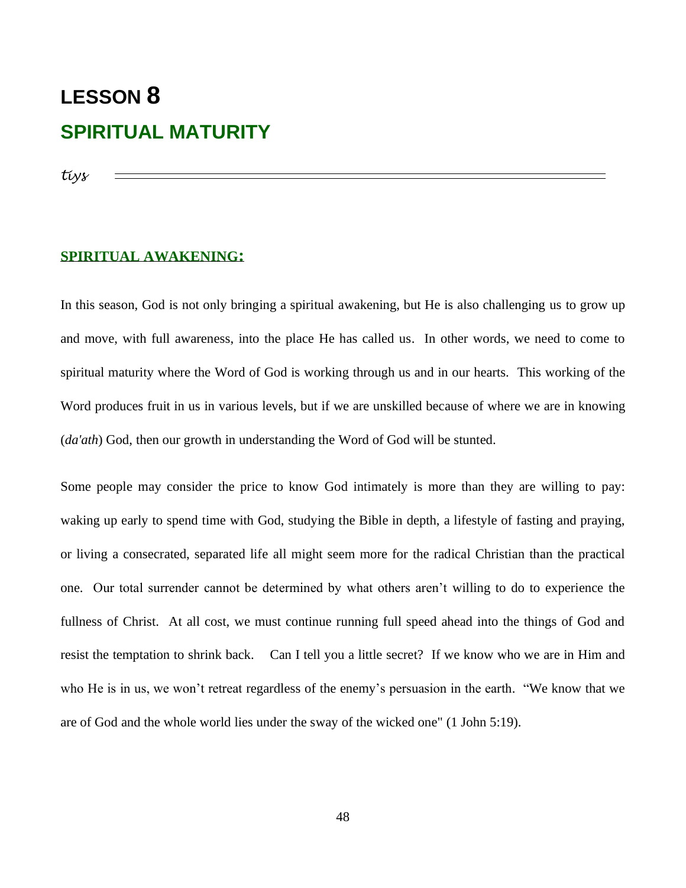# LESSON 8

## SPIRITUAL MATURITY

*tiys*

### SPIRITUAL AWAKENING:

In this season, God is not only bringing a spiritual awakening, but He is also challenging us to grow up and move, with full awareness, into the place He has called us. In other words, we need to come to spiritual maturity where the Word of God is working through us and in our hearts. This working of the Word produces fruit in us in various levels, but if we are unskilled because of where we are in knowing (*da'ath*) God, then our growth in understanding the Word of God will be stunted.

Some people may consider the price to know God intimately is more than they are willing to pay: waking up early to spend time with God, studying the Bible in depth, a lifestyle of fasting and praying, or living a consecrated, separated life all might seem more for the radical Christian than the practical one. Our total surrender cannot be determined by what others aren't willing to do to experience the fullness of Christ. At all cost, we must continue running full speed ahead into the things of God and resist the temptation to shrink back. Can I tell you a little secret? If we know who we are in Him and who He is in us, we won't retreat regardless of the enemy's persuasion in the earth. "We know that we are of God and the whole world lies under the sway of the wicked one" (1 John 5:19).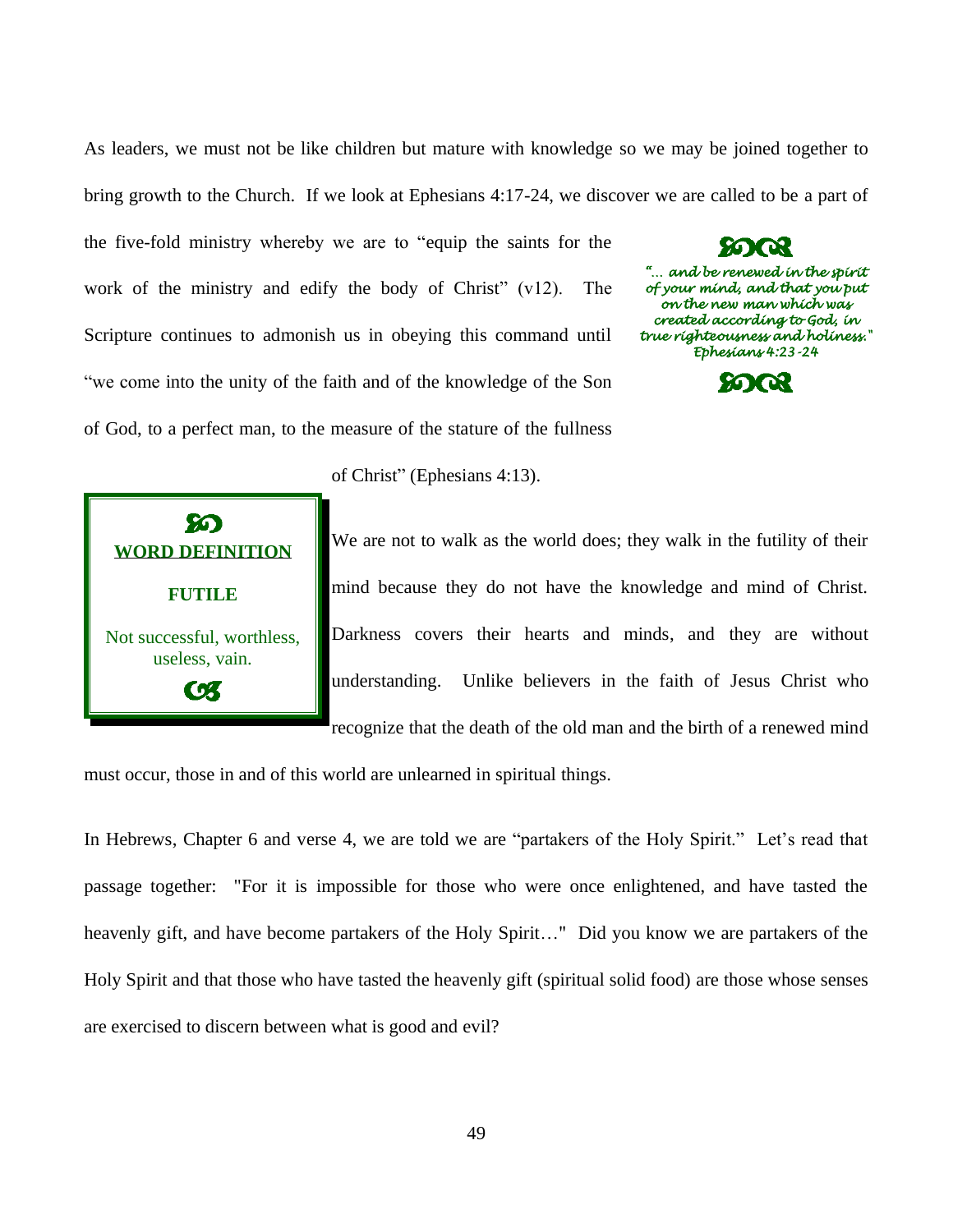As leaders, we must not be like children but mature with knowledge so we may be joined together to bring growth to the Church. If we look at Ephesians 4:17-24, we discover we are called to be a part of the five-fold ministry whereby we are to "equip the saints for the work of the ministry and edify the body of Christ" (v12). The Scripture continues to admonish us in obeying this command until "we come into the unity of the faith and of the knowledge of the Son of God, to a perfect man, to the measure of the stature of the fullness of Christ" (Ephesians 4:13).

> *"... and be renewed in the spirit of your mind, and that you put on the new man which was created according to God, in true righteousness and holiness."*
> *Ephesians 4:23-24*

> **WORD DEFINITION**
>
> **FUTILE**
>
> Not successful, worthless, useless, vain.

We are not to walk as the world does; they walk in the futility of their mind because they do not have the knowledge and mind of Christ. Darkness covers their hearts and minds, and they are without understanding. Unlike believers in the faith of Jesus Christ who recognize that the death of the old man and the birth of a renewed mind must occur, those in and of this world are unlearned in spiritual things.

In Hebrews, Chapter 6 and verse 4, we are told we are "partakers of the Holy Spirit." Let's read that passage together: "For it is impossible for those who were once enlightened, and have tasted the heavenly gift, and have become partakers of the Holy Spirit…" Did you know we are partakers of the Holy Spirit and that those who have tasted the heavenly gift (spiritual solid food) are those whose senses are exercised to discern between what is good and evil?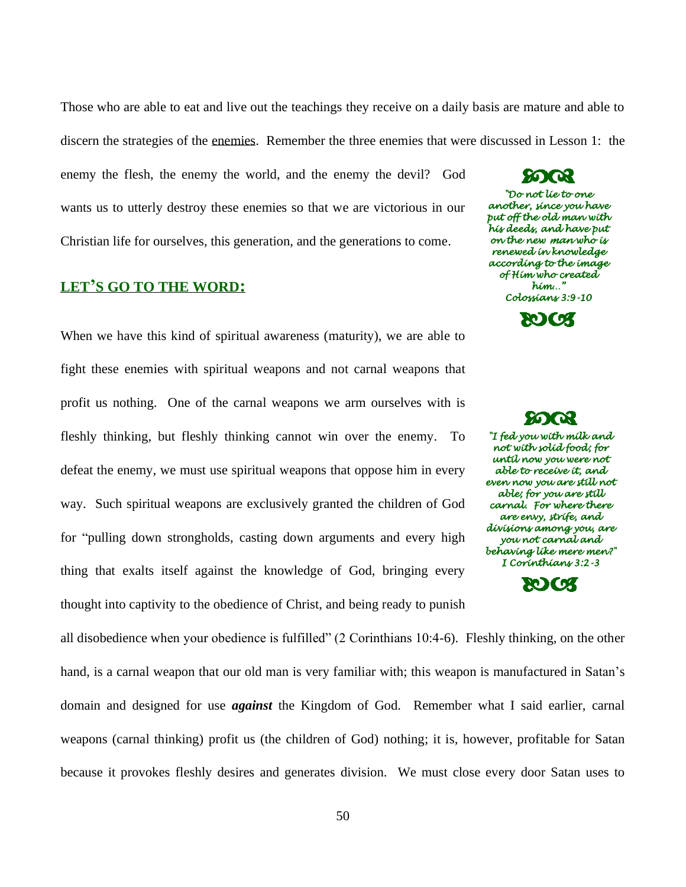Those who are able to eat and live out the teachings they receive on a daily basis are mature and able to discern the strategies of the enemies. Remember the three enemies that were discussed in Lesson 1: the enemy the flesh, the enemy the world, and the enemy the devil? God wants us to utterly destroy these enemies so that we are victorious in our Christian life for ourselves, this generation, and the generations to come.

> *"Do not lie to one another, since you have put off the old man with his deeds, and have put on the new man who is renewed in knowledge according to the image of Him who created him..."*
> *Colossians 3:9-10*

## LET'S GO TO THE WORD:

When we have this kind of spiritual awareness (maturity), we are able to fight these enemies with spiritual weapons and not carnal weapons that profit us nothing. One of the carnal weapons we arm ourselves with is fleshly thinking, but fleshly thinking cannot win over the enemy. To defeat the enemy, we must use spiritual weapons that oppose him in every way. Such spiritual weapons are exclusively granted the children of God for "pulling down strongholds, casting down arguments and every high thing that exalts itself against the knowledge of God, bringing every thought into captivity to the obedience of Christ, and being ready to punish all disobedience when your obedience is fulfilled" (2 Corinthians 10:4-6). Fleshly thinking, on the other hand, is a carnal weapon that our old man is very familiar with; this weapon is manufactured in Satan's domain and designed for use ***against*** the Kingdom of God. Remember what I said earlier, carnal weapons (carnal thinking) profit us (the children of God) nothing; it is, however, profitable for Satan because it provokes fleshly desires and generates division. We must close every door Satan uses to

> *"I fed you with milk and not with solid food; for until now you were not able to receive it, and even now you are still not able; for you are still carnal. For where there are envy, strife, and divisions among you, are you not carnal and behaving like mere men?"*
> *I Corinthians 3:2-3*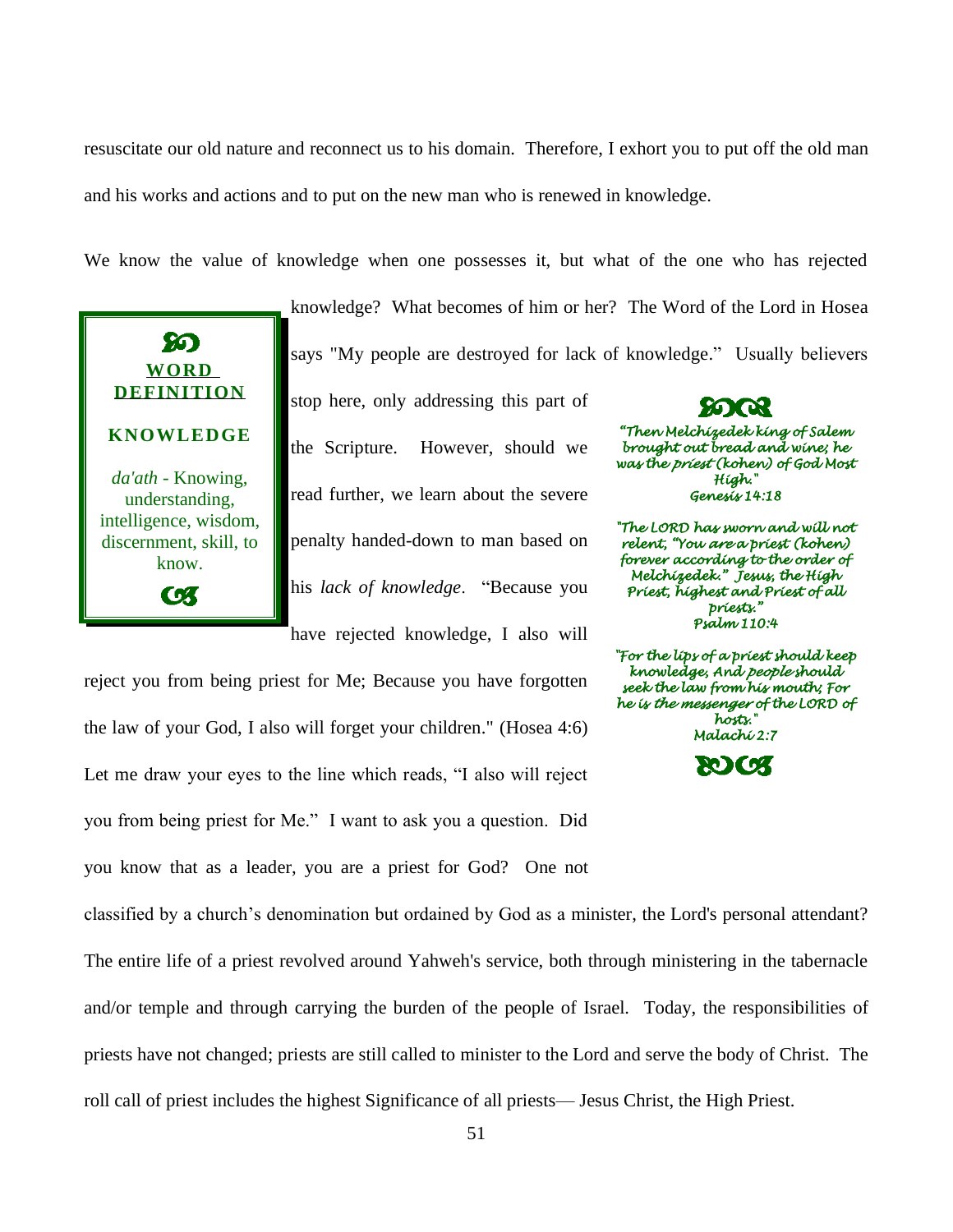resuscitate our old nature and reconnect us to his domain. Therefore, I exhort you to put off the old man and his works and actions and to put on the new man who is renewed in knowledge.

We know the value of knowledge when one possesses it, but what of the one who has rejected knowledge? What becomes of him or her? The Word of the Lord in Hosea says "My people are destroyed for lack of knowledge." Usually believers stop here, only addressing this part of the Scripture. However, should we read further, we learn about the severe penalty handed-down to man based on his *lack of knowledge*. "Because you have rejected knowledge, I also will reject you from being priest for Me; Because you have forgotten the law of your God, I also will forget your children." (Hosea 4:6) Let me draw your eyes to the line which reads, "I also will reject you from being priest for Me." I want to ask you a question. Did you know that as a leader, you are a priest for God? One not classified by a church's denomination but ordained by God as a minister, the Lord's personal attendant? The entire life of a priest revolved around Yahweh's service, both through ministering in the tabernacle and/or temple and through carrying the burden of the people of Israel. Today, the responsibilities of priests have not changed; priests are still called to minister to the Lord and serve the body of Christ. The roll call of priest includes the highest Significance of all priests— Jesus Christ, the High Priest.

> **WORD DEFINITION**
>
> **KNOWLEDGE**
>
> *da'ath* - Knowing, understanding, intelligence, wisdom, discernment, skill, to know.

> *"Then Melchizedek king of Salem brought out bread and wine; he was the priest (kohen) of God Most High."*
> *Genesis 14:18*
>
> *"The LORD has sworn and will not relent, "You are a priest (kohen) forever according to the order of Melchizedek." Jesus, the High Priest, highest and Priest of all priests."*
> *Psalm 110:4*
>
> *"For the lips of a priest should keep knowledge, And people should seek the law from his mouth; For he is the messenger of the LORD of hosts."*
> *Malachi 2:7*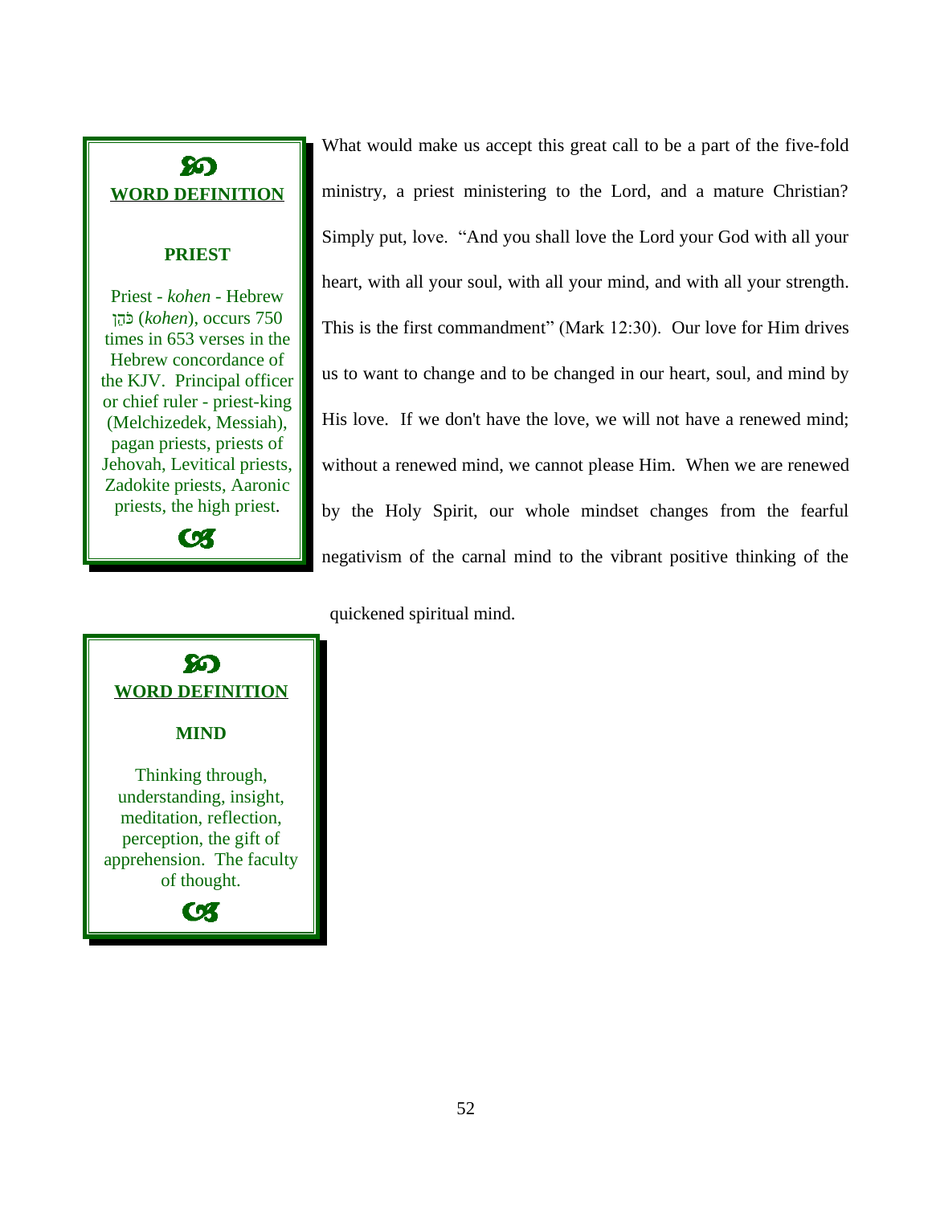> ## WORD DEFINITION
>
> ### PRIEST
>
> Priest - *kohen* - Hebrew כֹּהֵן (*kohen*), occurs 750 times in 653 verses in the Hebrew concordance of the KJV. Principal officer or chief ruler - priest-king (Melchizedek, Messiah), pagan priests, priests of Jehovah, Levitical priests, Zadokite priests, Aaronic priests, the high priest.

What would make us accept this great call to be a part of the five-fold ministry, a priest ministering to the Lord, and a mature Christian? Simply put, love. "And you shall love the Lord your God with all your heart, with all your soul, with all your mind, and with all your strength. This is the first commandment" (Mark 12:30). Our love for Him drives us to want to change and to be changed in our heart, soul, and mind by His love. If we don't have the love, we will not have a renewed mind; without a renewed mind, we cannot please Him. When we are renewed by the Holy Spirit, our whole mindset changes from the fearful negativism of the carnal mind to the vibrant positive thinking of the quickened spiritual mind.

> ## WORD DEFINITION
>
> ### MIND
>
> Thinking through, understanding, insight, meditation, reflection, perception, the gift of apprehension. The faculty of thought.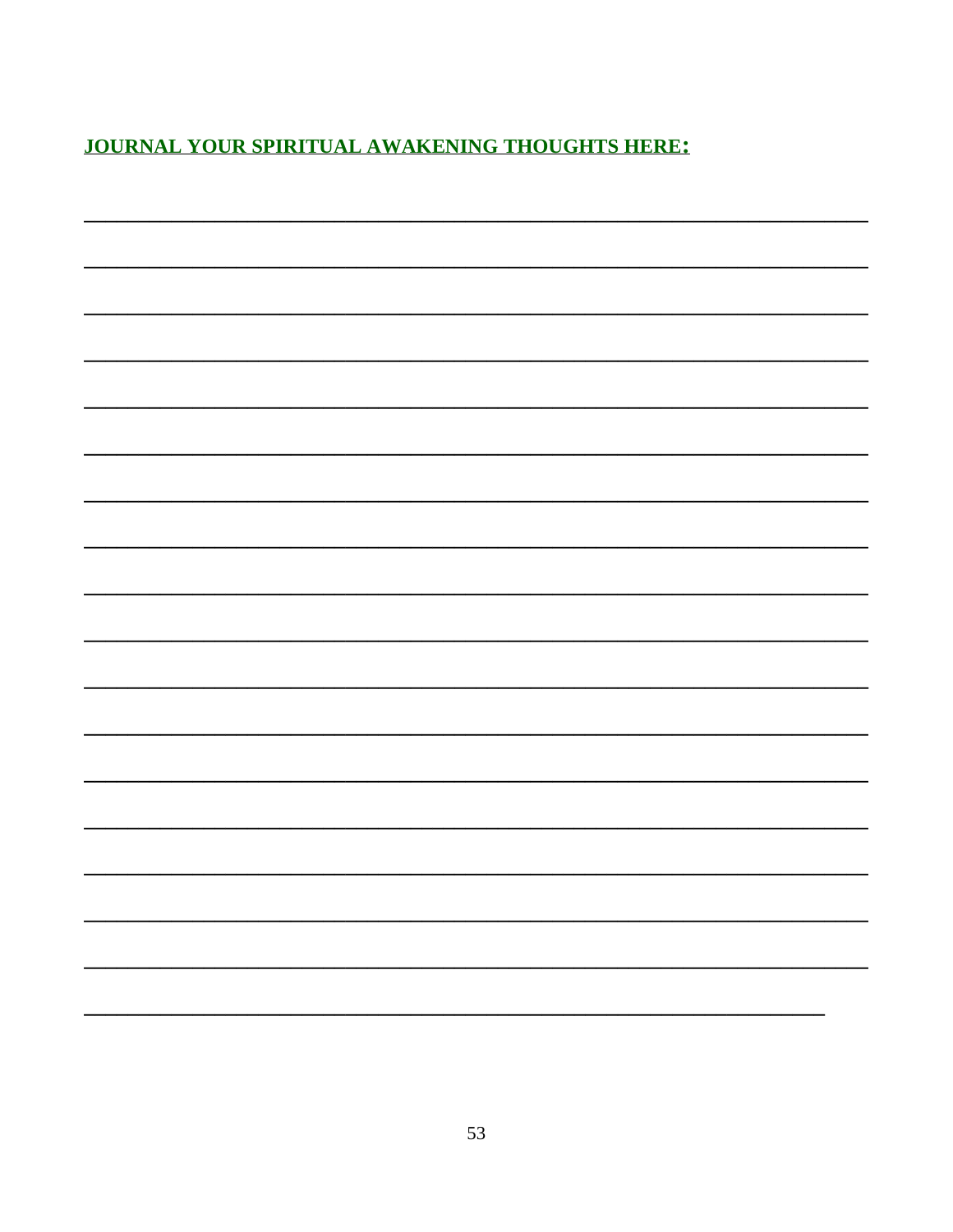**JOURNAL YOUR SPIRITUAL AWAKENING THOUGHTS HERE:**

___________________________________________________________________________

___________________________________________________________________________

___________________________________________________________________________

___________________________________________________________________________

___________________________________________________________________________

___________________________________________________________________________

___________________________________________________________________________

___________________________________________________________________________

___________________________________________________________________________

___________________________________________________________________________

___________________________________________________________________________

___________________________________________________________________________

___________________________________________________________________________

___________________________________________________________________________

___________________________________________________________________________

___________________________________________________________________________

___________________________________________________________________________

_______________________________________________________________________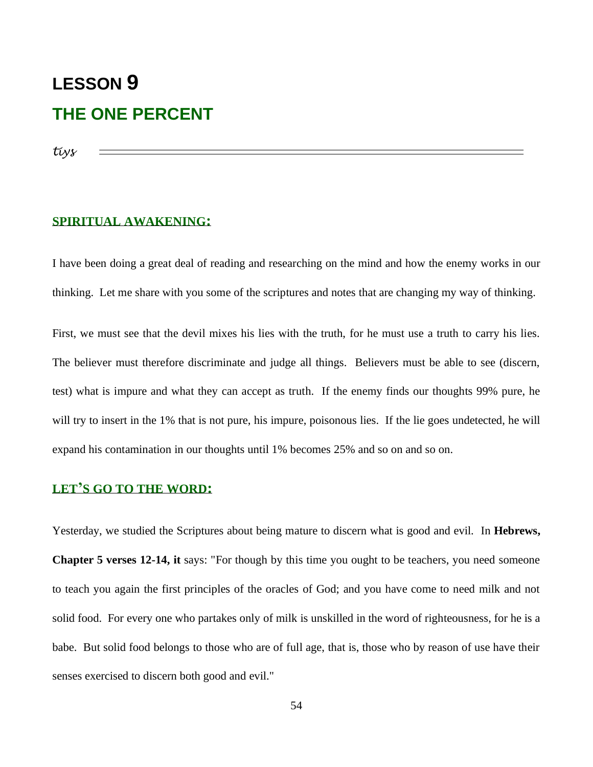# LESSON 9

## THE ONE PERCENT

*tiys*

### SPIRITUAL AWAKENING:

I have been doing a great deal of reading and researching on the mind and how the enemy works in our thinking. Let me share with you some of the scriptures and notes that are changing my way of thinking.

First, we must see that the devil mixes his lies with the truth, for he must use a truth to carry his lies. The believer must therefore discriminate and judge all things. Believers must be able to see (discern, test) what is impure and what they can accept as truth. If the enemy finds our thoughts 99% pure, he will try to insert in the 1% that is not pure, his impure, poisonous lies. If the lie goes undetected, he will expand his contamination in our thoughts until 1% becomes 25% and so on and so on.

### LET'S GO TO THE WORD:

Yesterday, we studied the Scriptures about being mature to discern what is good and evil. In **Hebrews, Chapter 5 verses 12-14, it** says: "For though by this time you ought to be teachers, you need someone to teach you again the first principles of the oracles of God; and you have come to need milk and not solid food. For every one who partakes only of milk is unskilled in the word of righteousness, for he is a babe. But solid food belongs to those who are of full age, that is, those who by reason of use have their senses exercised to discern both good and evil."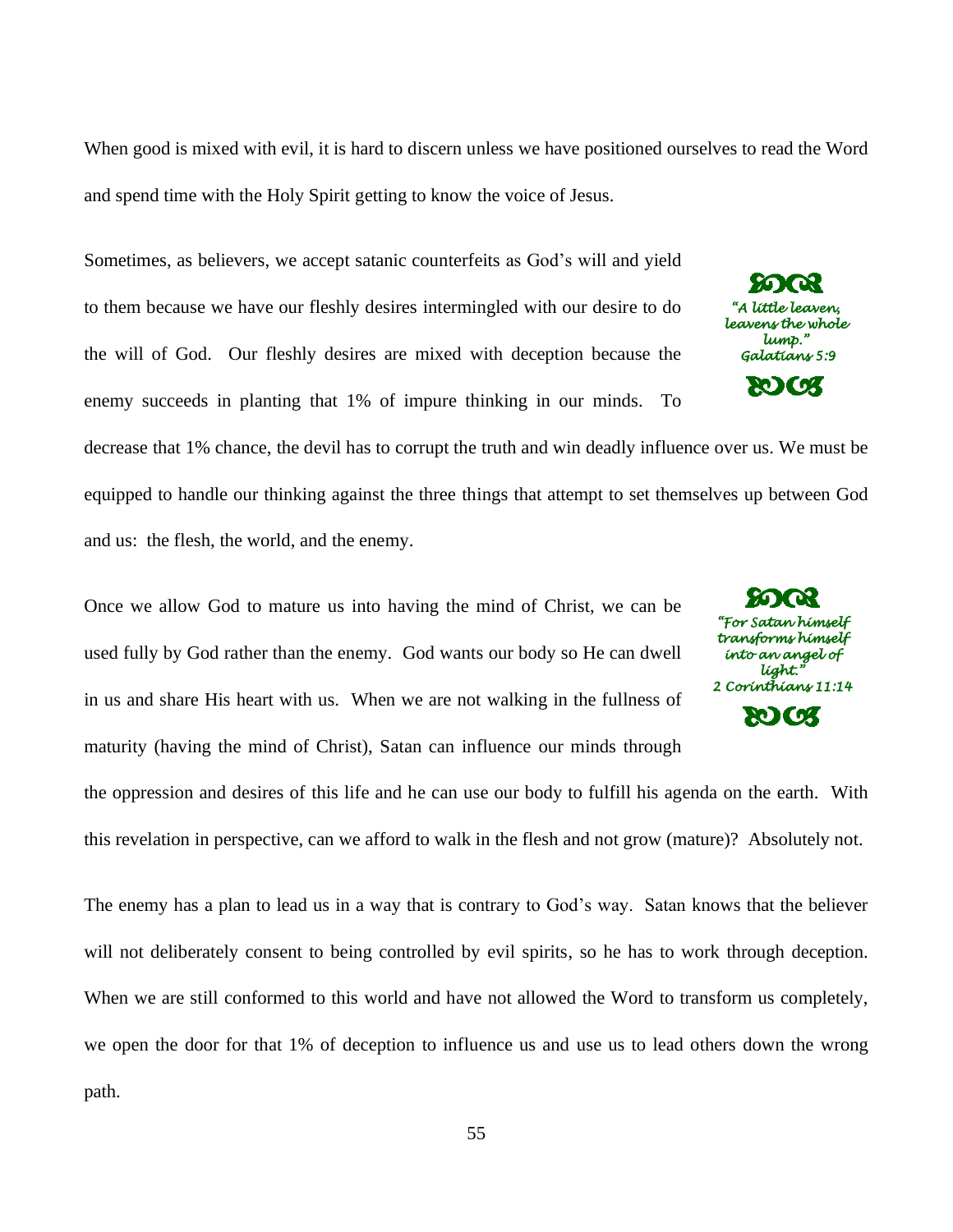When good is mixed with evil, it is hard to discern unless we have positioned ourselves to read the Word and spend time with the Holy Spirit getting to know the voice of Jesus.

Sometimes, as believers, we accept satanic counterfeits as God's will and yield to them because we have our fleshly desires intermingled with our desire to do the will of God. Our fleshly desires are mixed with deception because the enemy succeeds in planting that 1% of impure thinking in our minds. To decrease that 1% chance, the devil has to corrupt the truth and win deadly influence over us. We must be equipped to handle our thinking against the three things that attempt to set themselves up between God and us: the flesh, the world, and the enemy.

> *"A little leaven, leavens the whole lump."*
> *Galatians 5:9*

Once we allow God to mature us into having the mind of Christ, we can be used fully by God rather than the enemy. God wants our body so He can dwell in us and share His heart with us. When we are not walking in the fullness of maturity (having the mind of Christ), Satan can influence our minds through the oppression and desires of this life and he can use our body to fulfill his agenda on the earth. With this revelation in perspective, can we afford to walk in the flesh and not grow (mature)? Absolutely not.

> *"For Satan himself transforms himself into an angel of light."*
> *2 Corinthians 11:14*

The enemy has a plan to lead us in a way that is contrary to God's way. Satan knows that the believer will not deliberately consent to being controlled by evil spirits, so he has to work through deception. When we are still conformed to this world and have not allowed the Word to transform us completely, we open the door for that 1% of deception to influence us and use us to lead others down the wrong path.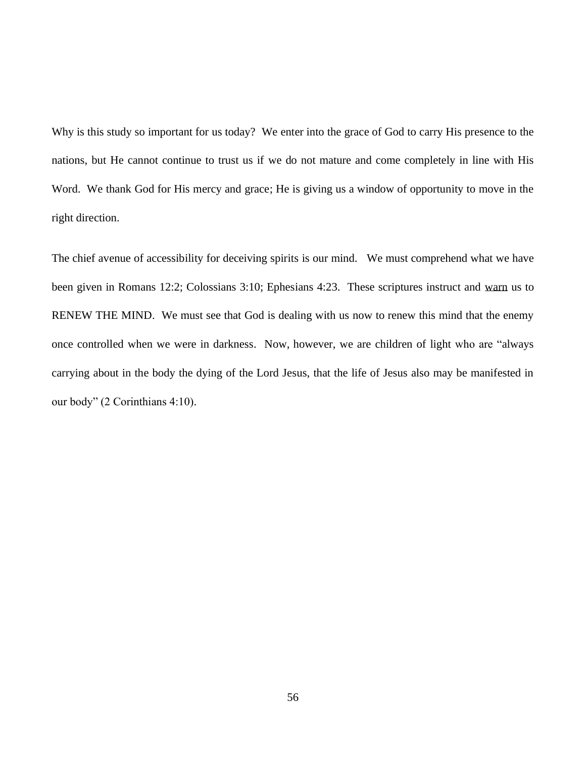Why is this study so important for us today? We enter into the grace of God to carry His presence to the nations, but He cannot continue to trust us if we do not mature and come completely in line with His Word. We thank God for His mercy and grace; He is giving us a window of opportunity to move in the right direction.

The chief avenue of accessibility for deceiving spirits is our mind. We must comprehend what we have been given in Romans 12:2; Colossians 3:10; Ephesians 4:23. These scriptures instruct and <u>warn</u> us to RENEW THE MIND. We must see that God is dealing with us now to renew this mind that the enemy once controlled when we were in darkness. Now, however, we are children of light who are "always carrying about in the body the dying of the Lord Jesus, that the life of Jesus also may be manifested in our body" (2 Corinthians 4:10).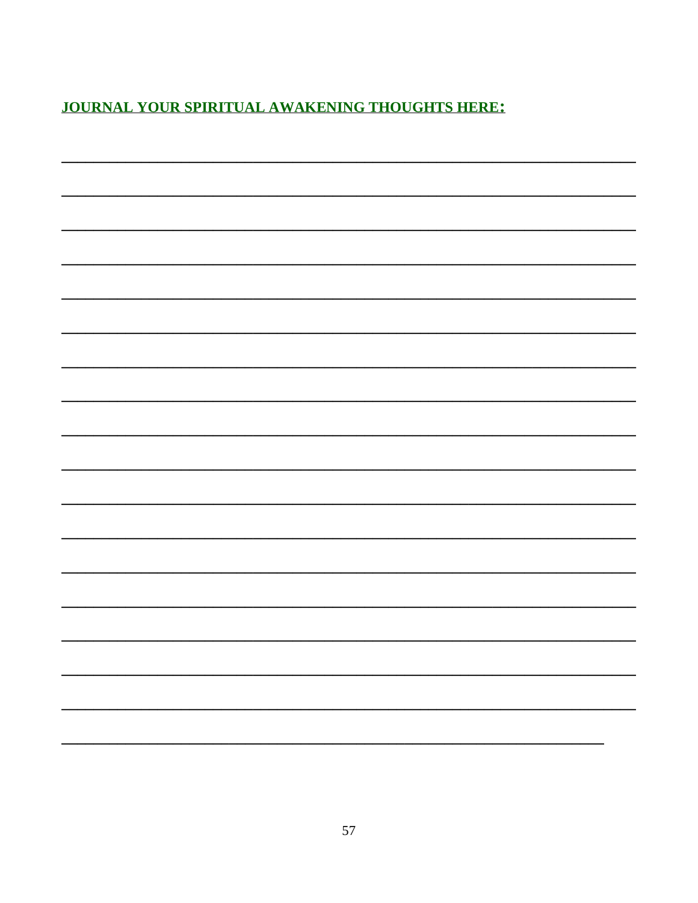**JOURNAL YOUR SPIRITUAL AWAKENING THOUGHTS HERE:**

\_\_\_\_\_\_\_\_\_\_\_\_\_\_\_\_\_\_\_\_\_\_\_\_\_\_\_\_\_\_\_\_\_\_\_\_\_\_\_\_\_\_\_\_\_\_\_\_\_\_\_\_\_\_\_\_\_\_\_\_\_\_\_\_\_\_\_\_\_\_

\_\_\_\_\_\_\_\_\_\_\_\_\_\_\_\_\_\_\_\_\_\_\_\_\_\_\_\_\_\_\_\_\_\_\_\_\_\_\_\_\_\_\_\_\_\_\_\_\_\_\_\_\_\_\_\_\_\_\_\_\_\_\_\_\_\_\_\_\_\_

\_\_\_\_\_\_\_\_\_\_\_\_\_\_\_\_\_\_\_\_\_\_\_\_\_\_\_\_\_\_\_\_\_\_\_\_\_\_\_\_\_\_\_\_\_\_\_\_\_\_\_\_\_\_\_\_\_\_\_\_\_\_\_\_\_\_\_\_\_\_

\_\_\_\_\_\_\_\_\_\_\_\_\_\_\_\_\_\_\_\_\_\_\_\_\_\_\_\_\_\_\_\_\_\_\_\_\_\_\_\_\_\_\_\_\_\_\_\_\_\_\_\_\_\_\_\_\_\_\_\_\_\_\_\_\_\_\_\_\_\_

\_\_\_\_\_\_\_\_\_\_\_\_\_\_\_\_\_\_\_\_\_\_\_\_\_\_\_\_\_\_\_\_\_\_\_\_\_\_\_\_\_\_\_\_\_\_\_\_\_\_\_\_\_\_\_\_\_\_\_\_\_\_\_\_\_\_\_\_\_\_

\_\_\_\_\_\_\_\_\_\_\_\_\_\_\_\_\_\_\_\_\_\_\_\_\_\_\_\_\_\_\_\_\_\_\_\_\_\_\_\_\_\_\_\_\_\_\_\_\_\_\_\_\_\_\_\_\_\_\_\_\_\_\_\_\_\_\_\_\_\_

\_\_\_\_\_\_\_\_\_\_\_\_\_\_\_\_\_\_\_\_\_\_\_\_\_\_\_\_\_\_\_\_\_\_\_\_\_\_\_\_\_\_\_\_\_\_\_\_\_\_\_\_\_\_\_\_\_\_\_\_\_\_\_\_\_\_\_\_\_\_

\_\_\_\_\_\_\_\_\_\_\_\_\_\_\_\_\_\_\_\_\_\_\_\_\_\_\_\_\_\_\_\_\_\_\_\_\_\_\_\_\_\_\_\_\_\_\_\_\_\_\_\_\_\_\_\_\_\_\_\_\_\_\_\_\_\_\_\_\_\_

\_\_\_\_\_\_\_\_\_\_\_\_\_\_\_\_\_\_\_\_\_\_\_\_\_\_\_\_\_\_\_\_\_\_\_\_\_\_\_\_\_\_\_\_\_\_\_\_\_\_\_\_\_\_\_\_\_\_\_\_\_\_\_\_\_\_\_\_\_\_

\_\_\_\_\_\_\_\_\_\_\_\_\_\_\_\_\_\_\_\_\_\_\_\_\_\_\_\_\_\_\_\_\_\_\_\_\_\_\_\_\_\_\_\_\_\_\_\_\_\_\_\_\_\_\_\_\_\_\_\_\_\_\_\_\_\_\_\_\_\_

\_\_\_\_\_\_\_\_\_\_\_\_\_\_\_\_\_\_\_\_\_\_\_\_\_\_\_\_\_\_\_\_\_\_\_\_\_\_\_\_\_\_\_\_\_\_\_\_\_\_\_\_\_\_\_\_\_\_\_\_\_\_\_\_\_\_\_\_\_\_

\_\_\_\_\_\_\_\_\_\_\_\_\_\_\_\_\_\_\_\_\_\_\_\_\_\_\_\_\_\_\_\_\_\_\_\_\_\_\_\_\_\_\_\_\_\_\_\_\_\_\_\_\_\_\_\_\_\_\_\_\_\_\_\_\_\_\_\_\_\_

\_\_\_\_\_\_\_\_\_\_\_\_\_\_\_\_\_\_\_\_\_\_\_\_\_\_\_\_\_\_\_\_\_\_\_\_\_\_\_\_\_\_\_\_\_\_\_\_\_\_\_\_\_\_\_\_\_\_\_\_\_\_\_\_\_\_\_\_\_\_

\_\_\_\_\_\_\_\_\_\_\_\_\_\_\_\_\_\_\_\_\_\_\_\_\_\_\_\_\_\_\_\_\_\_\_\_\_\_\_\_\_\_\_\_\_\_\_\_\_\_\_\_\_\_\_\_\_\_\_\_\_\_\_\_\_\_\_\_\_\_

\_\_\_\_\_\_\_\_\_\_\_\_\_\_\_\_\_\_\_\_\_\_\_\_\_\_\_\_\_\_\_\_\_\_\_\_\_\_\_\_\_\_\_\_\_\_\_\_\_\_\_\_\_\_\_\_\_\_\_\_\_\_\_\_\_\_\_\_\_\_

\_\_\_\_\_\_\_\_\_\_\_\_\_\_\_\_\_\_\_\_\_\_\_\_\_\_\_\_\_\_\_\_\_\_\_\_\_\_\_\_\_\_\_\_\_\_\_\_\_\_\_\_\_\_\_\_\_\_\_\_\_\_\_\_\_\_\_\_\_\_

\_\_\_\_\_\_\_\_\_\_\_\_\_\_\_\_\_\_\_\_\_\_\_\_\_\_\_\_\_\_\_\_\_\_\_\_\_\_\_\_\_\_\_\_\_\_\_\_\_\_\_\_\_\_\_\_\_\_\_\_\_\_\_\_\_\_\_\_\_\_

\_\_\_\_\_\_\_\_\_\_\_\_\_\_\_\_\_\_\_\_\_\_\_\_\_\_\_\_\_\_\_\_\_\_\_\_\_\_\_\_\_\_\_\_\_\_\_\_\_\_\_\_\_\_\_\_\_\_\_\_\_\_\_\_\_\_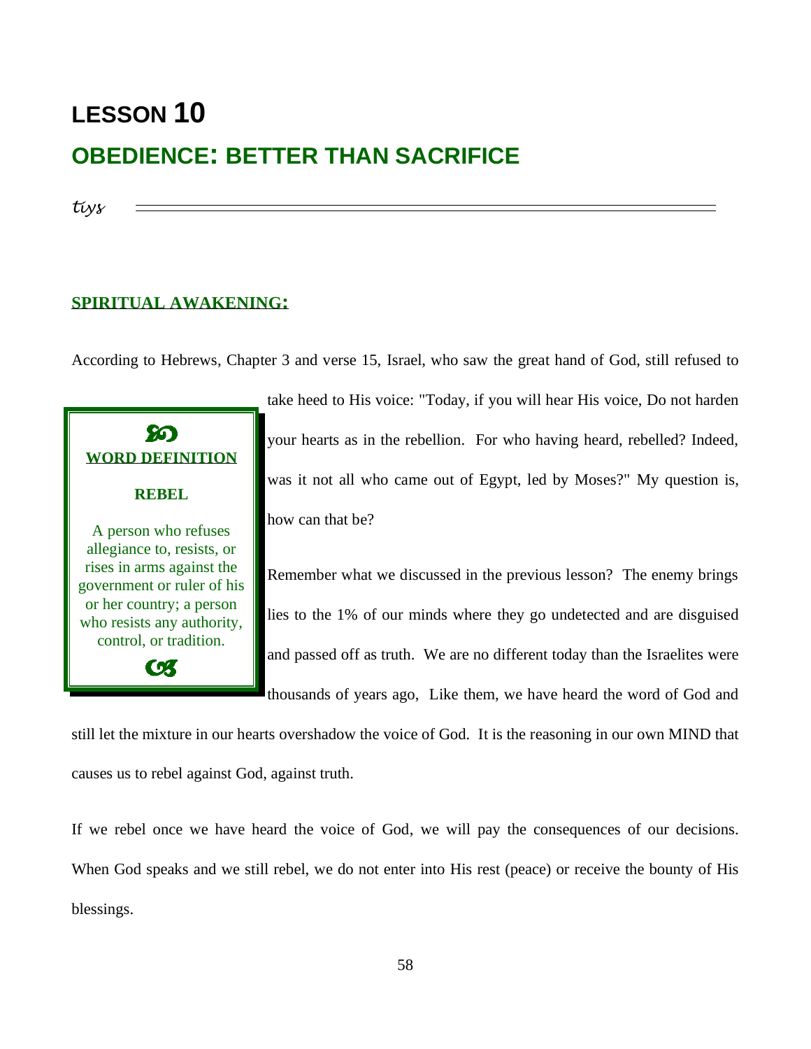# LESSON 10

## OBEDIENCE: BETTER THAN SACRIFICE

*tiys*

---

### SPIRITUAL AWAKENING:

According to Hebrews, Chapter 3 and verse 15, Israel, who saw the great hand of God, still refused to take heed to His voice: "Today, if you will hear His voice, Do not harden your hearts as in the rebellion. For who having heard, rebelled? Indeed, was it not all who came out of Egypt, led by Moses?" My question is, how can that be?

> **WORD DEFINITION**
>
> **REBEL**
>
> A person who refuses allegiance to, resists, or rises in arms against the government or ruler of his or her country; a person who resists any authority, control, or tradition.

Remember what we discussed in the previous lesson? The enemy brings lies to the 1% of our minds where they go undetected and are disguised and passed off as truth. We are no different today than the Israelites were thousands of years ago, Like them, we have heard the word of God and still let the mixture in our hearts overshadow the voice of God. It is the reasoning in our own MIND that causes us to rebel against God, against truth.

If we rebel once we have heard the voice of God, we will pay the consequences of our decisions. When God speaks and we still rebel, we do not enter into His rest (peace) or receive the bounty of His blessings.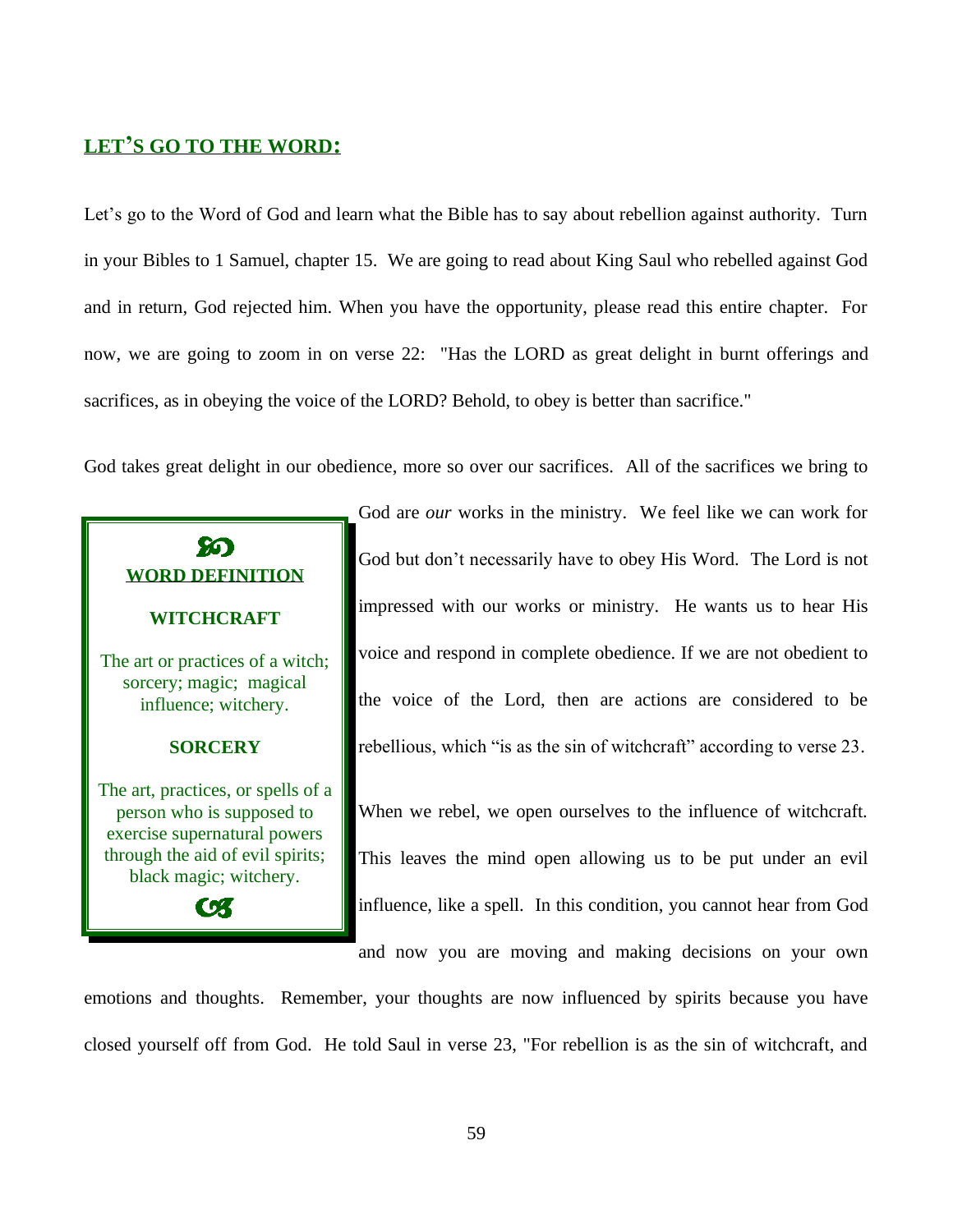## **LET'S GO TO THE WORD:**

Let's go to the Word of God and learn what the Bible has to say about rebellion against authority. Turn in your Bibles to 1 Samuel, chapter 15. We are going to read about King Saul who rebelled against God and in return, God rejected him. When you have the opportunity, please read this entire chapter. For now, we are going to zoom in on verse 22: "Has the LORD as great delight in burnt offerings and sacrifices, as in obeying the voice of the LORD? Behold, to obey is better than sacrifice."

God takes great delight in our obedience, more so over our sacrifices. All of the sacrifices we bring to God are *our* works in the ministry. We feel like we can work for God but don't necessarily have to obey His Word. The Lord is not impressed with our works or ministry. He wants us to hear His voice and respond in complete obedience. If we are not obedient to the voice of the Lord, then are actions are considered to be rebellious, which "is as the sin of witchcraft" according to verse 23.

> **WORD DEFINITION**
>
> **WITCHCRAFT**
>
> The art or practices of a witch; sorcery; magic; magical influence; witchery.
>
> **SORCERY**
>
> The art, practices, or spells of a person who is supposed to exercise supernatural powers through the aid of evil spirits; black magic; witchery.

When we rebel, we open ourselves to the influence of witchcraft. This leaves the mind open allowing us to be put under an evil influence, like a spell. In this condition, you cannot hear from God and now you are moving and making decisions on your own emotions and thoughts. Remember, your thoughts are now influenced by spirits because you have closed yourself off from God. He told Saul in verse 23, "For rebellion is as the sin of witchcraft, and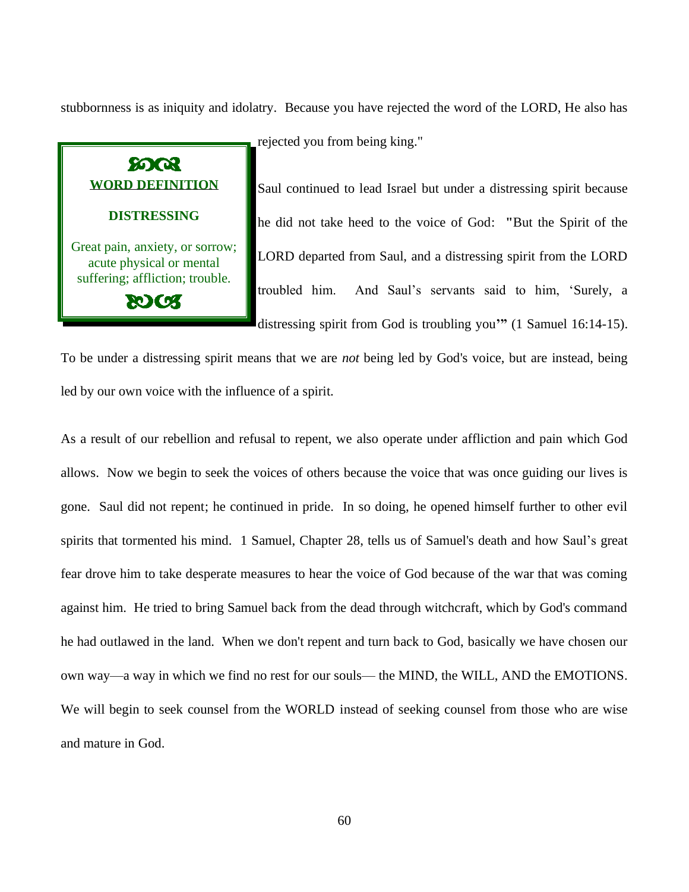stubbornness is as iniquity and idolatry. Because you have rejected the word of the LORD, He also has rejected you from being king."

> **WORD DEFINITION**
>
> **DISTRESSING**
>
> Great pain, anxiety, or sorrow; acute physical or mental suffering; affliction; trouble.

Saul continued to lead Israel but under a distressing spirit because he did not take heed to the voice of God: **"**But the Spirit of the LORD departed from Saul, and a distressing spirit from the LORD troubled him. And Saul's servants said to him, 'Surely, a distressing spirit from God is troubling you'**"** (1 Samuel 16:14-15). To be under a distressing spirit means that we are *not* being led by God's voice, but are instead, being led by our own voice with the influence of a spirit.

As a result of our rebellion and refusal to repent, we also operate under affliction and pain which God allows. Now we begin to seek the voices of others because the voice that was once guiding our lives is gone. Saul did not repent; he continued in pride. In so doing, he opened himself further to other evil spirits that tormented his mind. 1 Samuel, Chapter 28, tells us of Samuel's death and how Saul's great fear drove him to take desperate measures to hear the voice of God because of the war that was coming against him. He tried to bring Samuel back from the dead through witchcraft, which by God's command he had outlawed in the land. When we don't repent and turn back to God, basically we have chosen our own way—a way in which we find no rest for our souls— the MIND, the WILL, AND the EMOTIONS. We will begin to seek counsel from the WORLD instead of seeking counsel from those who are wise and mature in God.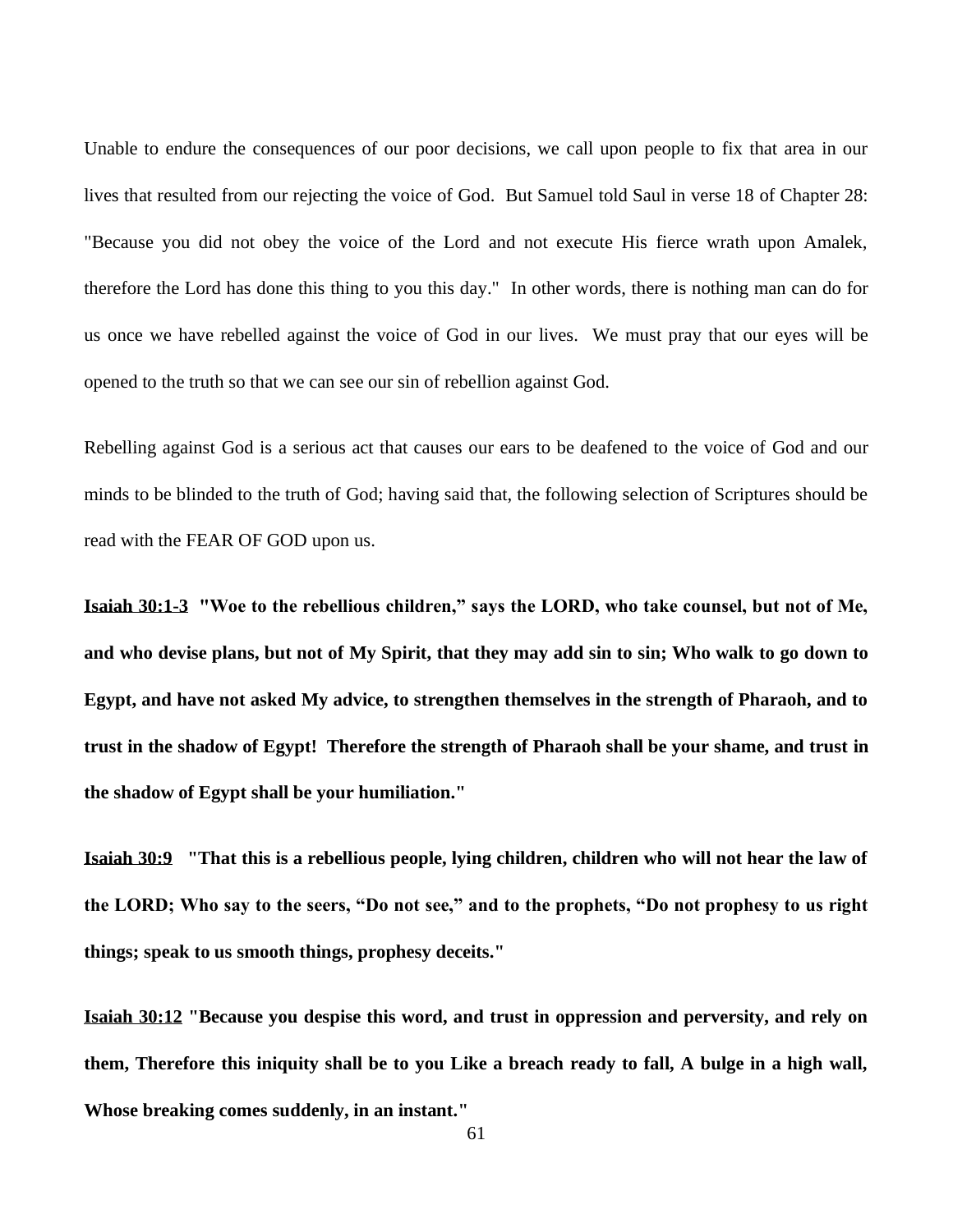Unable to endure the consequences of our poor decisions, we call upon people to fix that area in our lives that resulted from our rejecting the voice of God. But Samuel told Saul in verse 18 of Chapter 28: "Because you did not obey the voice of the Lord and not execute His fierce wrath upon Amalek, therefore the Lord has done this thing to you this day." In other words, there is nothing man can do for us once we have rebelled against the voice of God in our lives. We must pray that our eyes will be opened to the truth so that we can see our sin of rebellion against God.

Rebelling against God is a serious act that causes our ears to be deafened to the voice of God and our minds to be blinded to the truth of God; having said that, the following selection of Scriptures should be read with the FEAR OF GOD upon us.

**<u>Isaiah 30:1-3</u> "Woe to the rebellious children," says the LORD, who take counsel, but not of Me, and who devise plans, but not of My Spirit, that they may add sin to sin; Who walk to go down to Egypt, and have not asked My advice, to strengthen themselves in the strength of Pharaoh, and to trust in the shadow of Egypt! Therefore the strength of Pharaoh shall be your shame, and trust in the shadow of Egypt shall be your humiliation."**

**<u>Isaiah 30:9</u> "That this is a rebellious people, lying children, children who will not hear the law of the LORD; Who say to the seers, "Do not see," and to the prophets, "Do not prophesy to us right things; speak to us smooth things, prophesy deceits."**

**<u>Isaiah 30:12</u> "Because you despise this word, and trust in oppression and perversity, and rely on them, Therefore this iniquity shall be to you Like a breach ready to fall, A bulge in a high wall, Whose breaking comes suddenly, in an instant."**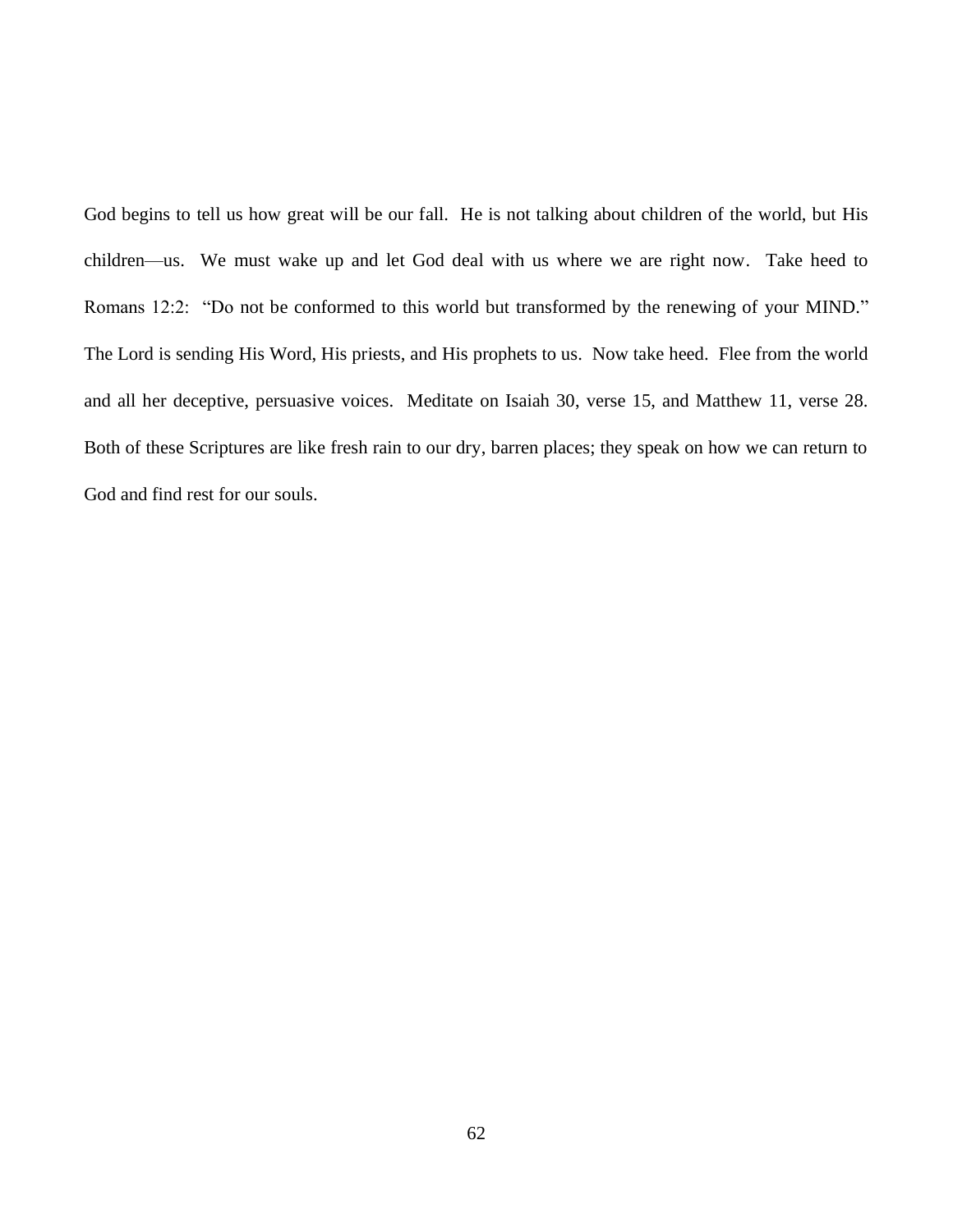God begins to tell us how great will be our fall. He is not talking about children of the world, but His children—us. We must wake up and let God deal with us where we are right now. Take heed to Romans 12:2: "Do not be conformed to this world but transformed by the renewing of your MIND." The Lord is sending His Word, His priests, and His prophets to us. Now take heed. Flee from the world and all her deceptive, persuasive voices. Meditate on Isaiah 30, verse 15, and Matthew 11, verse 28. Both of these Scriptures are like fresh rain to our dry, barren places; they speak on how we can return to God and find rest for our souls.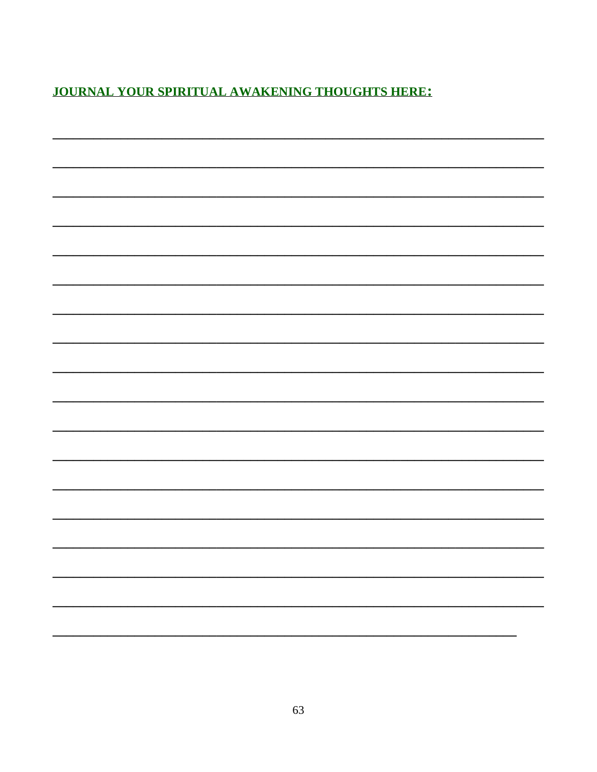**JOURNAL YOUR SPIRITUAL AWAKENING THOUGHTS HERE:**

_____________________________________________________________________________

_____________________________________________________________________________

_____________________________________________________________________________

_____________________________________________________________________________

_____________________________________________________________________________

_____________________________________________________________________________

_____________________________________________________________________________

_____________________________________________________________________________

_____________________________________________________________________________

_____________________________________________________________________________

_____________________________________________________________________________

_____________________________________________________________________________

_____________________________________________________________________________

_____________________________________________________________________________

_____________________________________________________________________________

_____________________________________________________________________________

_____________________________________________________________________________

_________________________________________________________________________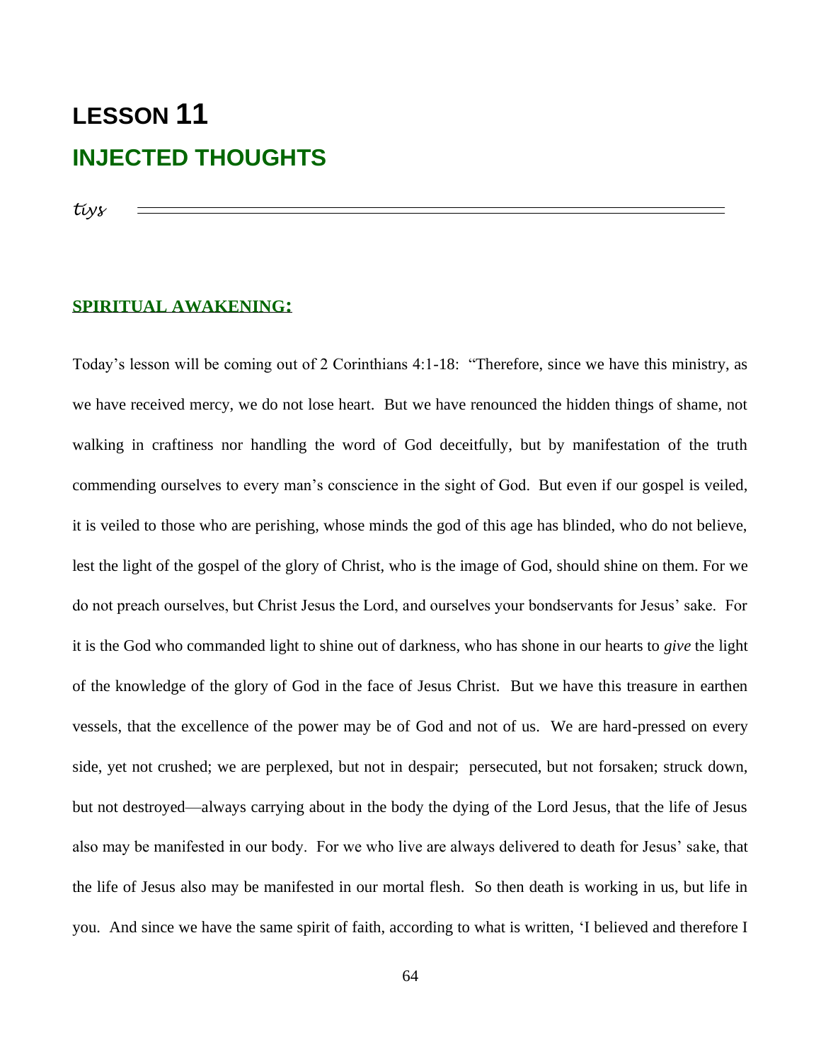# LESSON 11

## INJECTED THOUGHTS

*tiys*

---

### SPIRITUAL AWAKENING:

Today's lesson will be coming out of 2 Corinthians 4:1-18: "Therefore, since we have this ministry, as we have received mercy, we do not lose heart. But we have renounced the hidden things of shame, not walking in craftiness nor handling the word of God deceitfully, but by manifestation of the truth commending ourselves to every man's conscience in the sight of God. But even if our gospel is veiled, it is veiled to those who are perishing, whose minds the god of this age has blinded, who do not believe, lest the light of the gospel of the glory of Christ, who is the image of God, should shine on them. For we do not preach ourselves, but Christ Jesus the Lord, and ourselves your bondservants for Jesus' sake. For it is the God who commanded light to shine out of darkness, who has shone in our hearts to *give* the light of the knowledge of the glory of God in the face of Jesus Christ. But we have this treasure in earthen vessels, that the excellence of the power may be of God and not of us. We are hard-pressed on every side, yet not crushed; we are perplexed, but not in despair; persecuted, but not forsaken; struck down, but not destroyed—always carrying about in the body the dying of the Lord Jesus, that the life of Jesus also may be manifested in our body. For we who live are always delivered to death for Jesus' sake, that the life of Jesus also may be manifested in our mortal flesh. So then death is working in us, but life in you. And since we have the same spirit of faith, according to what is written, 'I believed and therefore I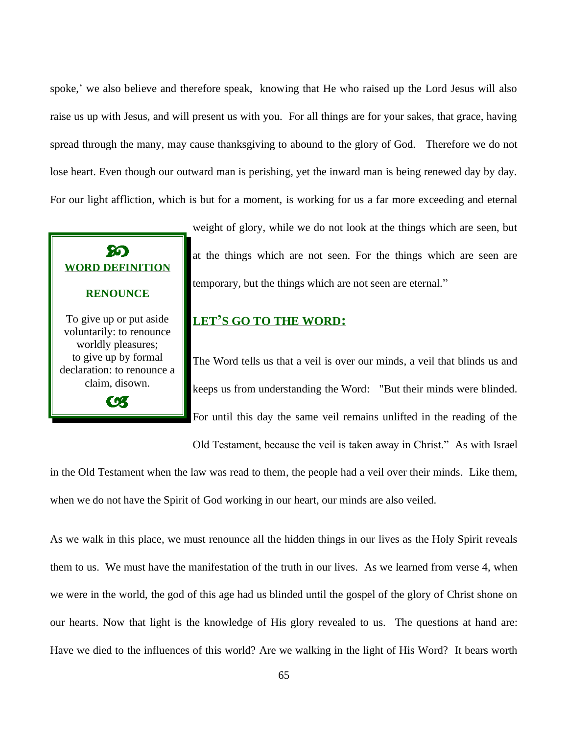spoke,' we also believe and therefore speak, knowing that He who raised up the Lord Jesus will also raise us up with Jesus, and will present us with you. For all things are for your sakes, that grace, having spread through the many, may cause thanksgiving to abound to the glory of God. Therefore we do not lose heart. Even though our outward man is perishing, yet the inward man is being renewed day by day. For our light affliction, which is but for a moment, is working for us a far more exceeding and eternal weight of glory, while we do not look at the things which are seen, but at the things which are not seen. For the things which are seen are temporary, but the things which are not seen are eternal."

> **WORD DEFINITION**
>
> **RENOUNCE**
>
> To give up or put aside voluntarily: to renounce worldly pleasures; to give up by formal declaration: to renounce a claim, disown.

## LET'S GO TO THE WORD:

The Word tells us that a veil is over our minds, a veil that blinds us and keeps us from understanding the Word: "But their minds were blinded. For until this day the same veil remains unlifted in the reading of the Old Testament, because the veil is taken away in Christ." As with Israel in the Old Testament when the law was read to them, the people had a veil over their minds. Like them, when we do not have the Spirit of God working in our heart, our minds are also veiled.

As we walk in this place, we must renounce all the hidden things in our lives as the Holy Spirit reveals them to us. We must have the manifestation of the truth in our lives. As we learned from verse 4, when we were in the world, the god of this age had us blinded until the gospel of the glory of Christ shone on our hearts. Now that light is the knowledge of His glory revealed to us. The questions at hand are: Have we died to the influences of this world? Are we walking in the light of His Word? It bears worth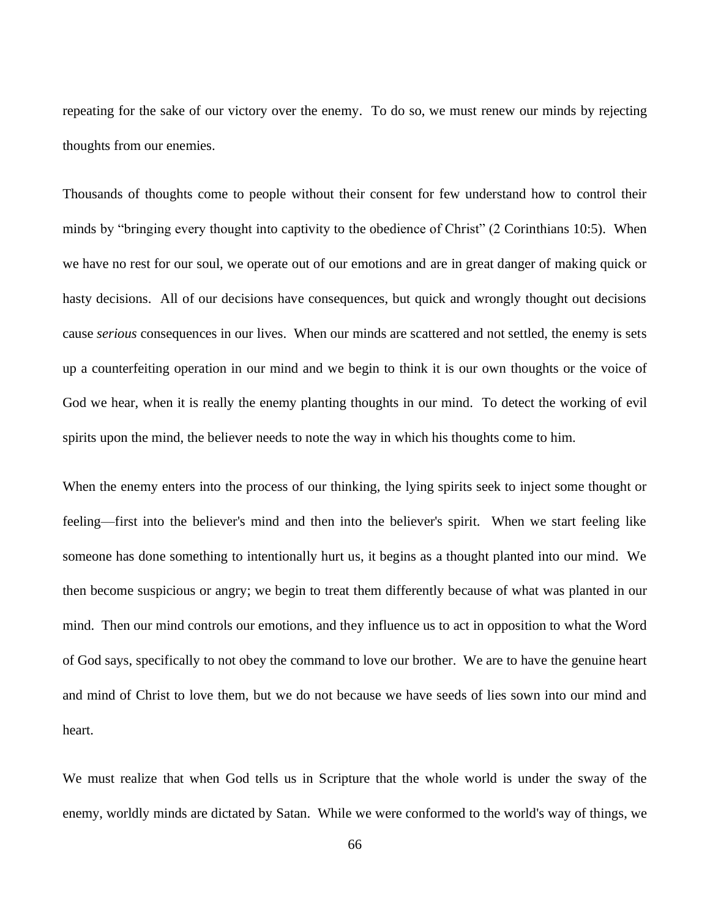repeating for the sake of our victory over the enemy. To do so, we must renew our minds by rejecting thoughts from our enemies.

Thousands of thoughts come to people without their consent for few understand how to control their minds by "bringing every thought into captivity to the obedience of Christ" (2 Corinthians 10:5). When we have no rest for our soul, we operate out of our emotions and are in great danger of making quick or hasty decisions. All of our decisions have consequences, but quick and wrongly thought out decisions cause *serious* consequences in our lives. When our minds are scattered and not settled, the enemy is sets up a counterfeiting operation in our mind and we begin to think it is our own thoughts or the voice of God we hear, when it is really the enemy planting thoughts in our mind. To detect the working of evil spirits upon the mind, the believer needs to note the way in which his thoughts come to him.

When the enemy enters into the process of our thinking, the lying spirits seek to inject some thought or feeling—first into the believer's mind and then into the believer's spirit. When we start feeling like someone has done something to intentionally hurt us, it begins as a thought planted into our mind. We then become suspicious or angry; we begin to treat them differently because of what was planted in our mind. Then our mind controls our emotions, and they influence us to act in opposition to what the Word of God says, specifically to not obey the command to love our brother. We are to have the genuine heart and mind of Christ to love them, but we do not because we have seeds of lies sown into our mind and heart.

We must realize that when God tells us in Scripture that the whole world is under the sway of the enemy, worldly minds are dictated by Satan. While we were conformed to the world's way of things, we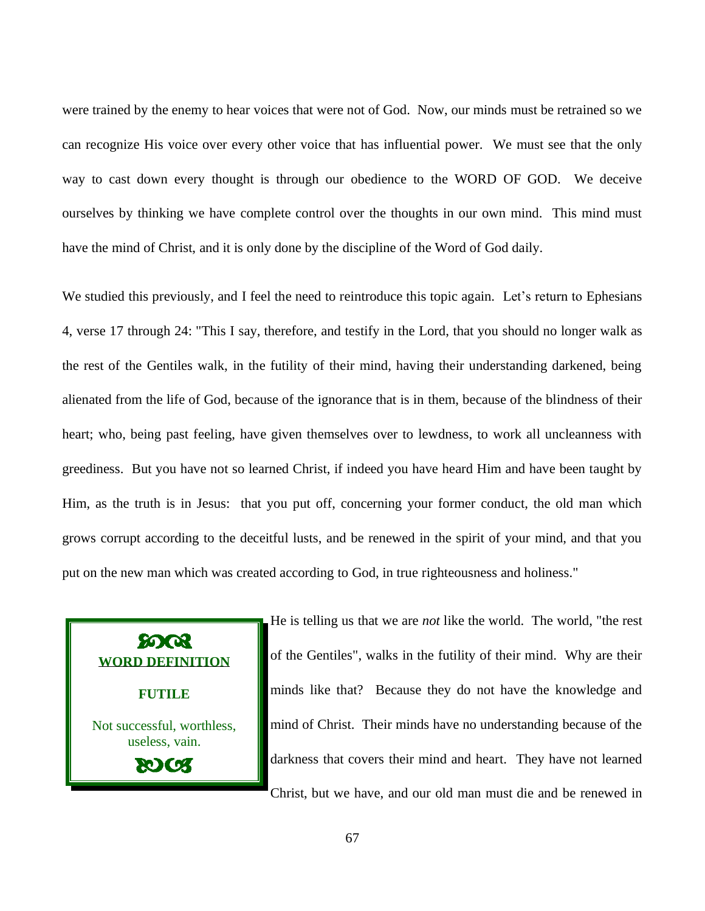were trained by the enemy to hear voices that were not of God. Now, our minds must be retrained so we can recognize His voice over every other voice that has influential power. We must see that the only way to cast down every thought is through our obedience to the WORD OF GOD. We deceive ourselves by thinking we have complete control over the thoughts in our own mind. This mind must have the mind of Christ, and it is only done by the discipline of the Word of God daily.

We studied this previously, and I feel the need to reintroduce this topic again. Let's return to Ephesians 4, verse 17 through 24: "This I say, therefore, and testify in the Lord, that you should no longer walk as the rest of the Gentiles walk, in the futility of their mind, having their understanding darkened, being alienated from the life of God, because of the ignorance that is in them, because of the blindness of their heart; who, being past feeling, have given themselves over to lewdness, to work all uncleanness with greediness. But you have not so learned Christ, if indeed you have heard Him and have been taught by Him, as the truth is in Jesus: that you put off, concerning your former conduct, the old man which grows corrupt according to the deceitful lusts, and be renewed in the spirit of your mind, and that you put on the new man which was created according to God, in true righteousness and holiness."

> **WORD DEFINITION**
>
> **FUTILE**
>
> Not successful, worthless, useless, vain.

He is telling us that we are *not* like the world. The world, "the rest of the Gentiles", walks in the futility of their mind. Why are their minds like that? Because they do not have the knowledge and mind of Christ. Their minds have no understanding because of the darkness that covers their mind and heart. They have not learned Christ, but we have, and our old man must die and be renewed in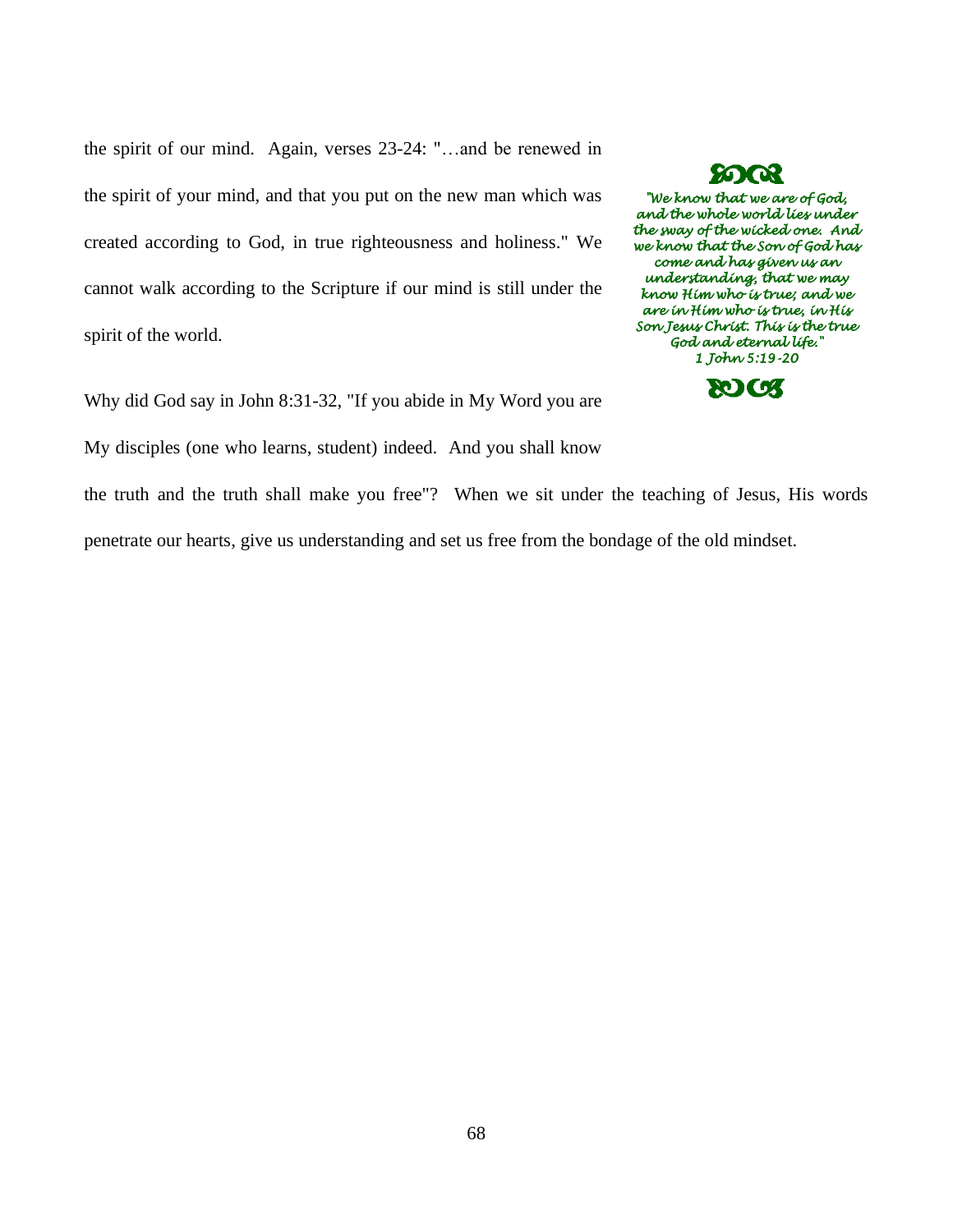the spirit of our mind. Again, verses 23-24: "…and be renewed in the spirit of your mind, and that you put on the new man which was created according to God, in true righteousness and holiness." We cannot walk according to the Scripture if our mind is still under the spirit of the world.

> *"We know that we are of God, and the whole world lies under the sway of the wicked one. And we know that the Son of God has come and has given us an understanding, that we may know Him who is true; and we are in Him who is true, in His Son Jesus Christ. This is the true God and eternal life."*
> *1 John 5:19-20*

Why did God say in John 8:31-32, "If you abide in My Word you are My disciples (one who learns, student) indeed. And you shall know the truth and the truth shall make you free"? When we sit under the teaching of Jesus, His words penetrate our hearts, give us understanding and set us free from the bondage of the old mindset.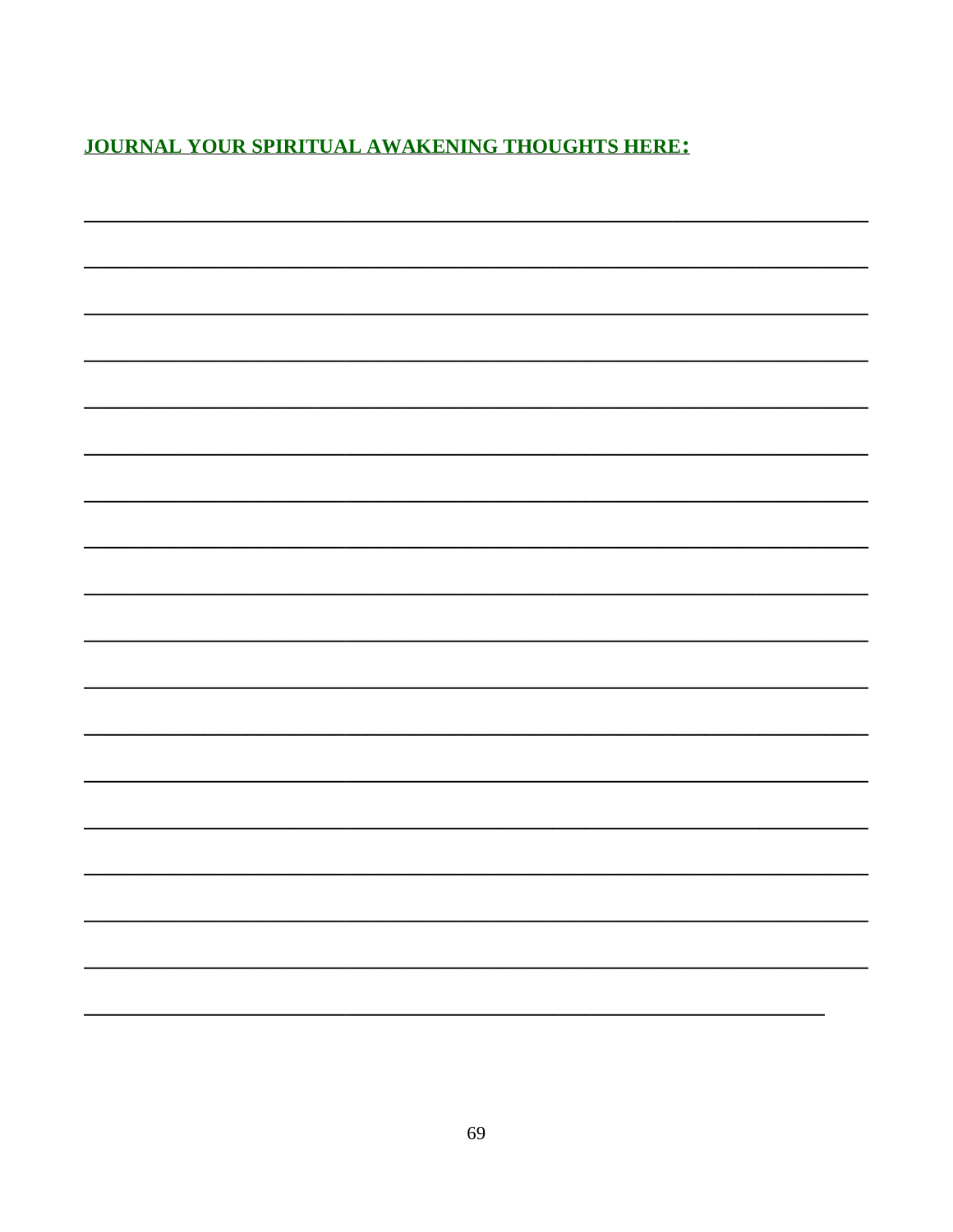**JOURNAL YOUR SPIRITUAL AWAKENING THOUGHTS HERE:**

_______________________________________________________________________

_______________________________________________________________________

_______________________________________________________________________

_______________________________________________________________________

_______________________________________________________________________

_______________________________________________________________________

_______________________________________________________________________

_______________________________________________________________________

_______________________________________________________________________

_______________________________________________________________________

_______________________________________________________________________

_______________________________________________________________________

_______________________________________________________________________

_______________________________________________________________________

_______________________________________________________________________

_______________________________________________________________________

_______________________________________________________________________

___________________________________________________________________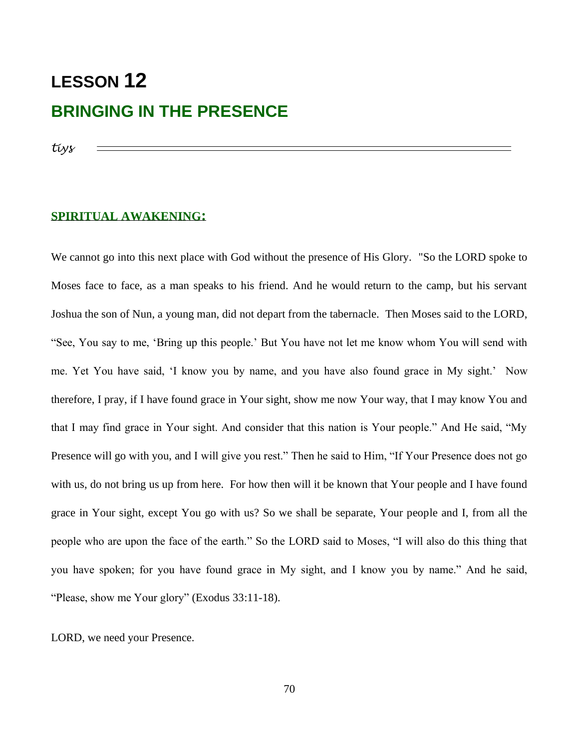# LESSON 12

## BRINGING IN THE PRESENCE

*tiys*

**SPIRITUAL AWAKENING:**

We cannot go into this next place with God without the presence of His Glory. "So the LORD spoke to Moses face to face, as a man speaks to his friend. And he would return to the camp, but his servant Joshua the son of Nun, a young man, did not depart from the tabernacle. Then Moses said to the LORD, "See, You say to me, 'Bring up this people.' But You have not let me know whom You will send with me. Yet You have said, 'I know you by name, and you have also found grace in My sight.' Now therefore, I pray, if I have found grace in Your sight, show me now Your way, that I may know You and that I may find grace in Your sight. And consider that this nation is Your people." And He said, "My Presence will go with you, and I will give you rest." Then he said to Him, "If Your Presence does not go with us, do not bring us up from here. For how then will it be known that Your people and I have found grace in Your sight, except You go with us? So we shall be separate, Your people and I, from all the people who are upon the face of the earth." So the LORD said to Moses, "I will also do this thing that you have spoken; for you have found grace in My sight, and I know you by name." And he said, "Please, show me Your glory" (Exodus 33:11-18).

LORD, we need your Presence.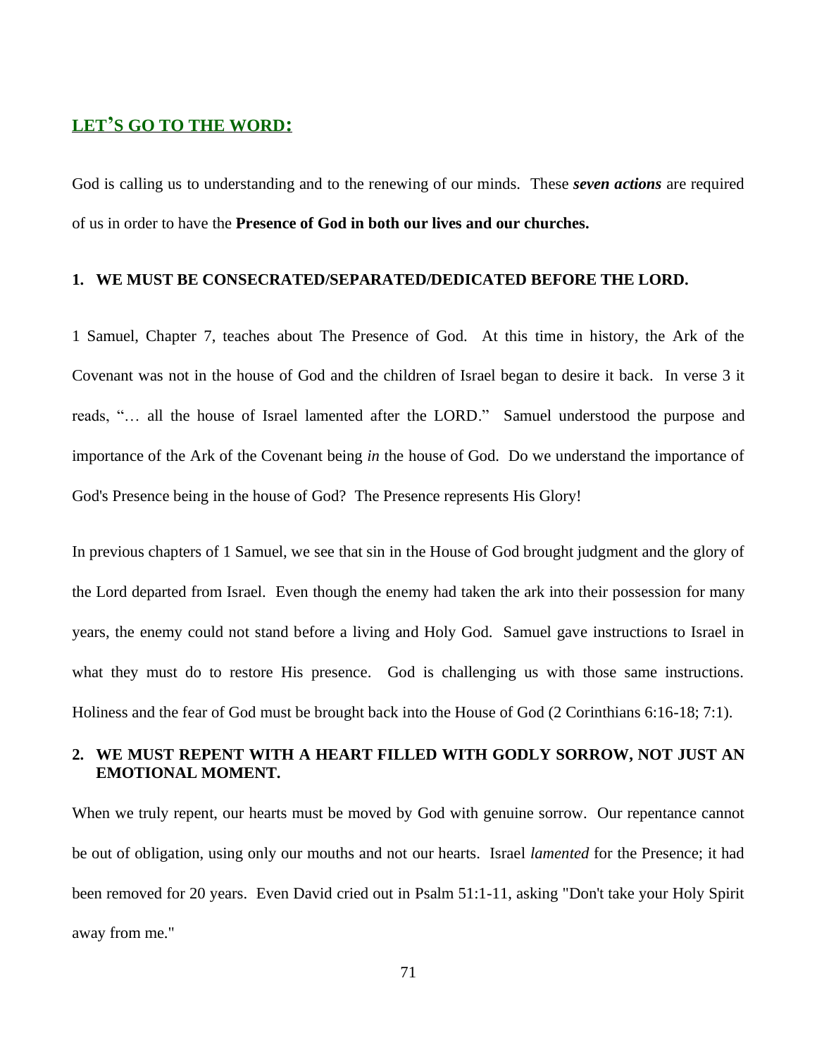## LET'S GO TO THE WORD:

God is calling us to understanding and to the renewing of our minds. These ***seven actions*** are required of us in order to have the **Presence of God in both our lives and our churches.**

**1. WE MUST BE CONSECRATED/SEPARATED/DEDICATED BEFORE THE LORD.**

1 Samuel, Chapter 7, teaches about The Presence of God. At this time in history, the Ark of the Covenant was not in the house of God and the children of Israel began to desire it back. In verse 3 it reads, "… all the house of Israel lamented after the LORD." Samuel understood the purpose and importance of the Ark of the Covenant being *in* the house of God. Do we understand the importance of God's Presence being in the house of God? The Presence represents His Glory!

In previous chapters of 1 Samuel, we see that sin in the House of God brought judgment and the glory of the Lord departed from Israel. Even though the enemy had taken the ark into their possession for many years, the enemy could not stand before a living and Holy God. Samuel gave instructions to Israel in what they must do to restore His presence. God is challenging us with those same instructions. Holiness and the fear of God must be brought back into the House of God (2 Corinthians 6:16-18; 7:1).

**2. WE MUST REPENT WITH A HEART FILLED WITH GODLY SORROW, NOT JUST AN EMOTIONAL MOMENT.**

When we truly repent, our hearts must be moved by God with genuine sorrow. Our repentance cannot be out of obligation, using only our mouths and not our hearts. Israel *lamented* for the Presence; it had been removed for 20 years. Even David cried out in Psalm 51:1-11, asking "Don't take your Holy Spirit away from me."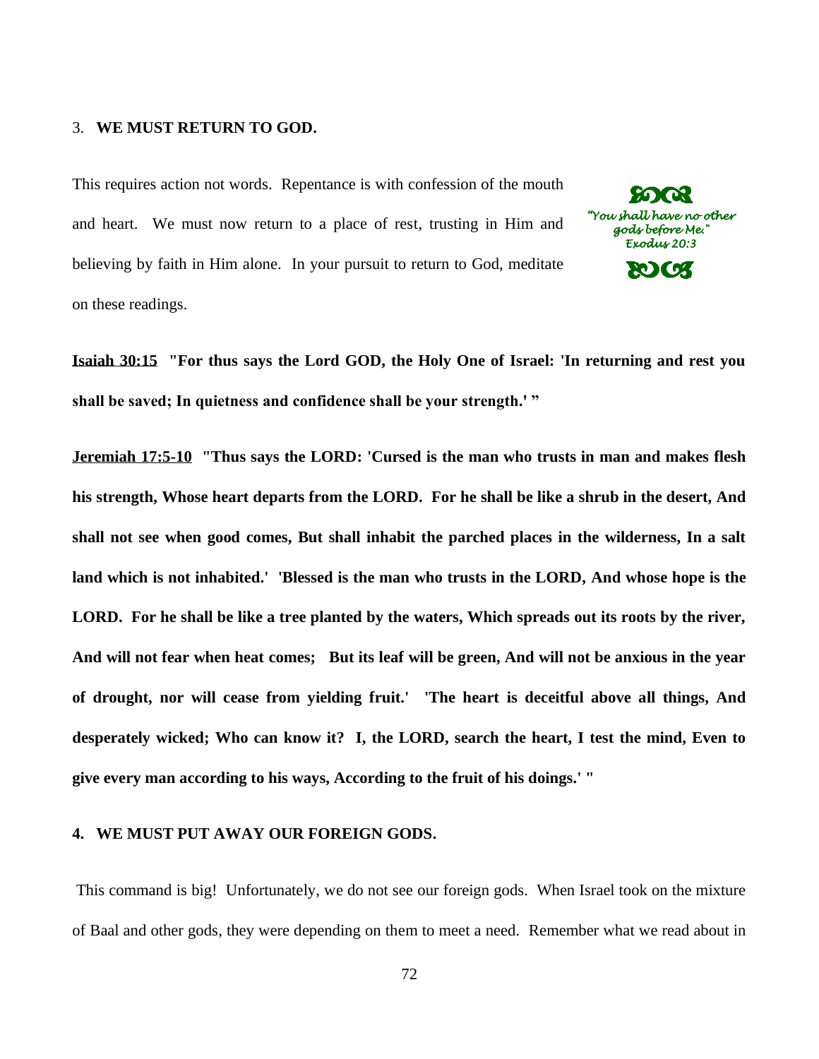3. **WE MUST RETURN TO GOD.**

This requires action not words. Repentance is with confession of the mouth and heart. We must now return to a place of rest, trusting in Him and believing by faith in Him alone. In your pursuit to return to God, meditate on these readings.

*"You shall have no other gods before Me." Exodus 20:3*

**Isaiah 30:15** **"For thus says the Lord GOD, the Holy One of Israel: 'In returning and rest you shall be saved; In quietness and confidence shall be your strength.' "**

**Jeremiah 17:5-10** **"Thus says the LORD: 'Cursed is the man who trusts in man and makes flesh his strength, Whose heart departs from the LORD. For he shall be like a shrub in the desert, And shall not see when good comes, But shall inhabit the parched places in the wilderness, In a salt land which is not inhabited.' 'Blessed is the man who trusts in the LORD, And whose hope is the LORD. For he shall be like a tree planted by the waters, Which spreads out its roots by the river, And will not fear when heat comes; But its leaf will be green, And will not be anxious in the year of drought, nor will cease from yielding fruit.' 'The heart is deceitful above all things, And desperately wicked; Who can know it? I, the LORD, search the heart, I test the mind, Even to give every man according to his ways, According to the fruit of his doings.' "**

4. **WE MUST PUT AWAY OUR FOREIGN GODS.**

This command is big! Unfortunately, we do not see our foreign gods. When Israel took on the mixture of Baal and other gods, they were depending on them to meet a need. Remember what we read about in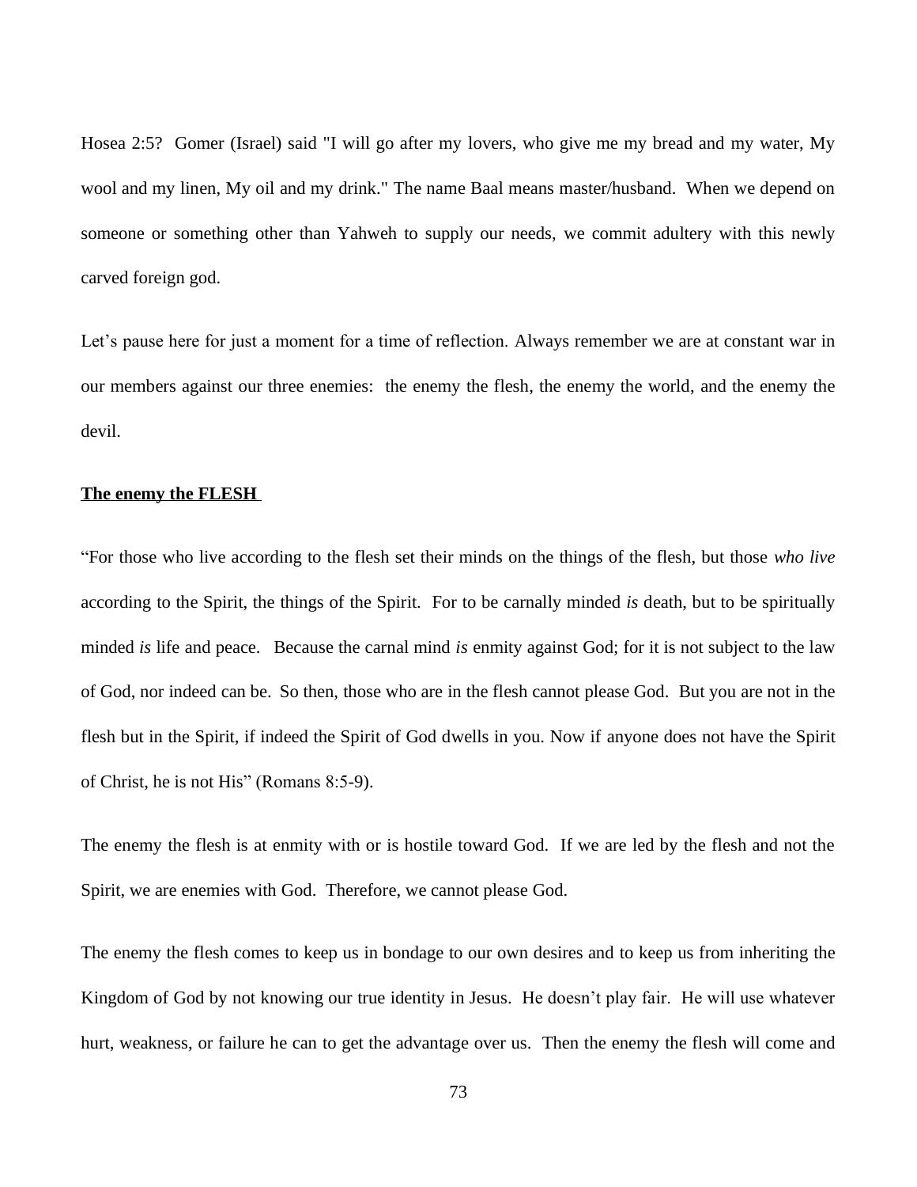Hosea 2:5? Gomer (Israel) said "I will go after my lovers, who give me my bread and my water, My wool and my linen, My oil and my drink." The name Baal means master/husband. When we depend on someone or something other than Yahweh to supply our needs, we commit adultery with this newly carved foreign god.

Let's pause here for just a moment for a time of reflection. Always remember we are at constant war in our members against our three enemies: the enemy the flesh, the enemy the world, and the enemy the devil.

**<u>The enemy the FLESH</u>**

"For those who live according to the flesh set their minds on the things of the flesh, but those *who live* according to the Spirit, the things of the Spirit. For to be carnally minded *is* death, but to be spiritually minded *is* life and peace. Because the carnal mind *is* enmity against God; for it is not subject to the law of God, nor indeed can be. So then, those who are in the flesh cannot please God. But you are not in the flesh but in the Spirit, if indeed the Spirit of God dwells in you. Now if anyone does not have the Spirit of Christ, he is not His" (Romans 8:5-9).

The enemy the flesh is at enmity with or is hostile toward God. If we are led by the flesh and not the Spirit, we are enemies with God. Therefore, we cannot please God.

The enemy the flesh comes to keep us in bondage to our own desires and to keep us from inheriting the Kingdom of God by not knowing our true identity in Jesus. He doesn't play fair. He will use whatever hurt, weakness, or failure he can to get the advantage over us. Then the enemy the flesh will come and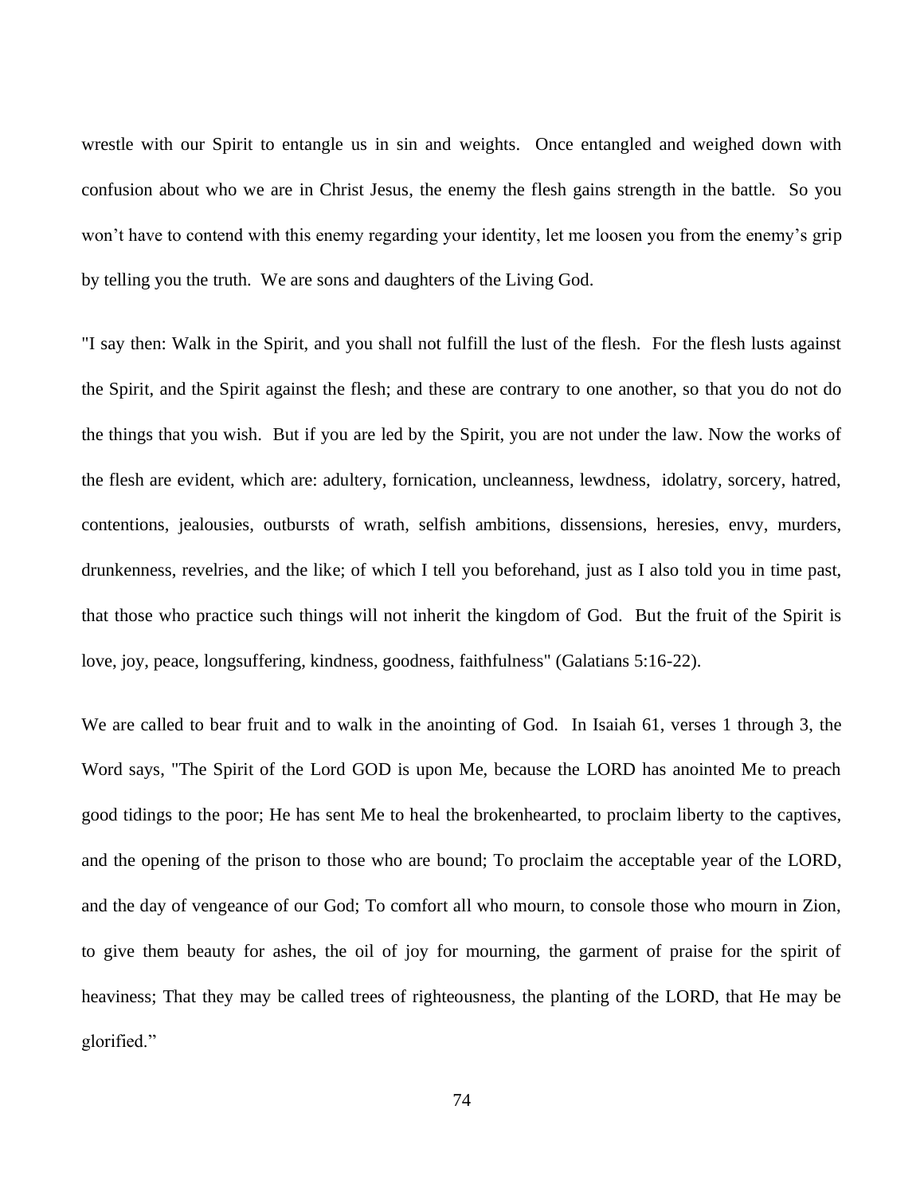wrestle with our Spirit to entangle us in sin and weights. Once entangled and weighed down with confusion about who we are in Christ Jesus, the enemy the flesh gains strength in the battle. So you won't have to contend with this enemy regarding your identity, let me loosen you from the enemy's grip by telling you the truth. We are sons and daughters of the Living God.

"I say then: Walk in the Spirit, and you shall not fulfill the lust of the flesh. For the flesh lusts against the Spirit, and the Spirit against the flesh; and these are contrary to one another, so that you do not do the things that you wish. But if you are led by the Spirit, you are not under the law. Now the works of the flesh are evident, which are: adultery, fornication, uncleanness, lewdness, idolatry, sorcery, hatred, contentions, jealousies, outbursts of wrath, selfish ambitions, dissensions, heresies, envy, murders, drunkenness, revelries, and the like; of which I tell you beforehand, just as I also told you in time past, that those who practice such things will not inherit the kingdom of God. But the fruit of the Spirit is love, joy, peace, longsuffering, kindness, goodness, faithfulness" (Galatians 5:16-22).

We are called to bear fruit and to walk in the anointing of God. In Isaiah 61, verses 1 through 3, the Word says, "The Spirit of the Lord GOD is upon Me, because the LORD has anointed Me to preach good tidings to the poor; He has sent Me to heal the brokenhearted, to proclaim liberty to the captives, and the opening of the prison to those who are bound; To proclaim the acceptable year of the LORD, and the day of vengeance of our God; To comfort all who mourn, to console those who mourn in Zion, to give them beauty for ashes, the oil of joy for mourning, the garment of praise for the spirit of heaviness; That they may be called trees of righteousness, the planting of the LORD, that He may be glorified."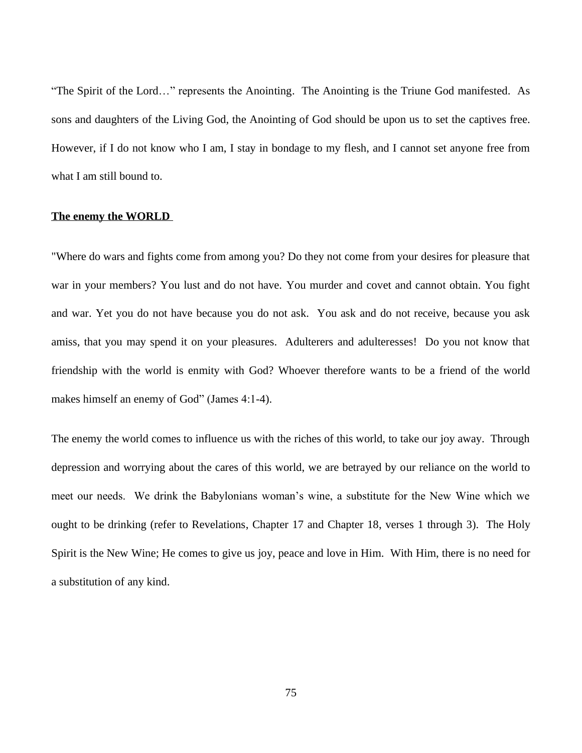"The Spirit of the Lord…" represents the Anointing. The Anointing is the Triune God manifested. As sons and daughters of the Living God, the Anointing of God should be upon us to set the captives free. However, if I do not know who I am, I stay in bondage to my flesh, and I cannot set anyone free from what I am still bound to.

**<u>The enemy the WORLD</u>**

"Where do wars and fights come from among you? Do they not come from your desires for pleasure that war in your members? You lust and do not have. You murder and covet and cannot obtain. You fight and war. Yet you do not have because you do not ask. You ask and do not receive, because you ask amiss, that you may spend it on your pleasures. Adulterers and adulteresses! Do you not know that friendship with the world is enmity with God? Whoever therefore wants to be a friend of the world makes himself an enemy of God" (James 4:1-4).

The enemy the world comes to influence us with the riches of this world, to take our joy away. Through depression and worrying about the cares of this world, we are betrayed by our reliance on the world to meet our needs. We drink the Babylonians woman's wine, a substitute for the New Wine which we ought to be drinking (refer to Revelations, Chapter 17 and Chapter 18, verses 1 through 3). The Holy Spirit is the New Wine; He comes to give us joy, peace and love in Him. With Him, there is no need for a substitution of any kind.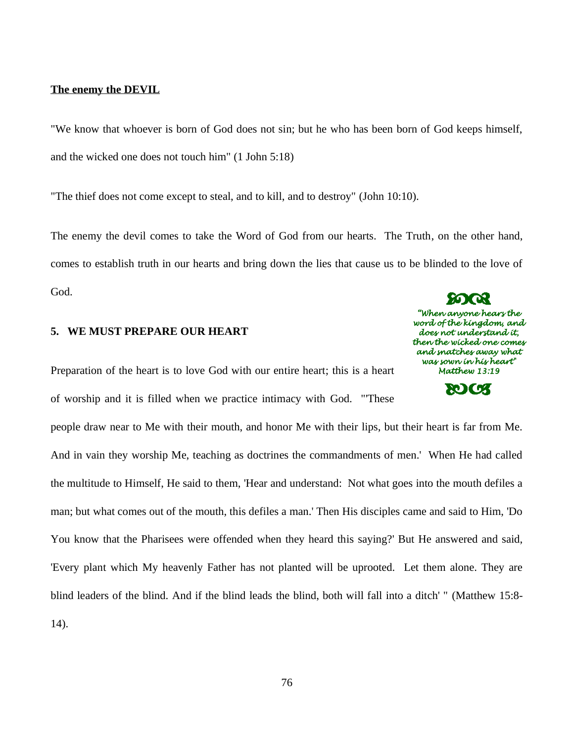**The enemy the DEVIL**

"We know that whoever is born of God does not sin; but he who has been born of God keeps himself, and the wicked one does not touch him" (1 John 5:18)

"The thief does not come except to steal, and to kill, and to destroy" (John 10:10).

The enemy the devil comes to take the Word of God from our hearts. The Truth, on the other hand, comes to establish truth in our hearts and bring down the lies that cause us to be blinded to the love of God.

*"When anyone hears the word of the kingdom, and does not understand it, then the wicked one comes and snatches away what was sown in his heart" Matthew 13:19*

### 5. WE MUST PREPARE OUR HEART

Preparation of the heart is to love God with our entire heart; this is a heart of worship and it is filled when we practice intimacy with God. "'These people draw near to Me with their mouth, and honor Me with their lips, but their heart is far from Me. And in vain they worship Me, teaching as doctrines the commandments of men.' When He had called the multitude to Himself, He said to them, 'Hear and understand: Not what goes into the mouth defiles a man; but what comes out of the mouth, this defiles a man.' Then His disciples came and said to Him, 'Do You know that the Pharisees were offended when they heard this saying?' But He answered and said, 'Every plant which My heavenly Father has not planted will be uprooted. Let them alone. They are blind leaders of the blind. And if the blind leads the blind, both will fall into a ditch' " (Matthew 15:8-14).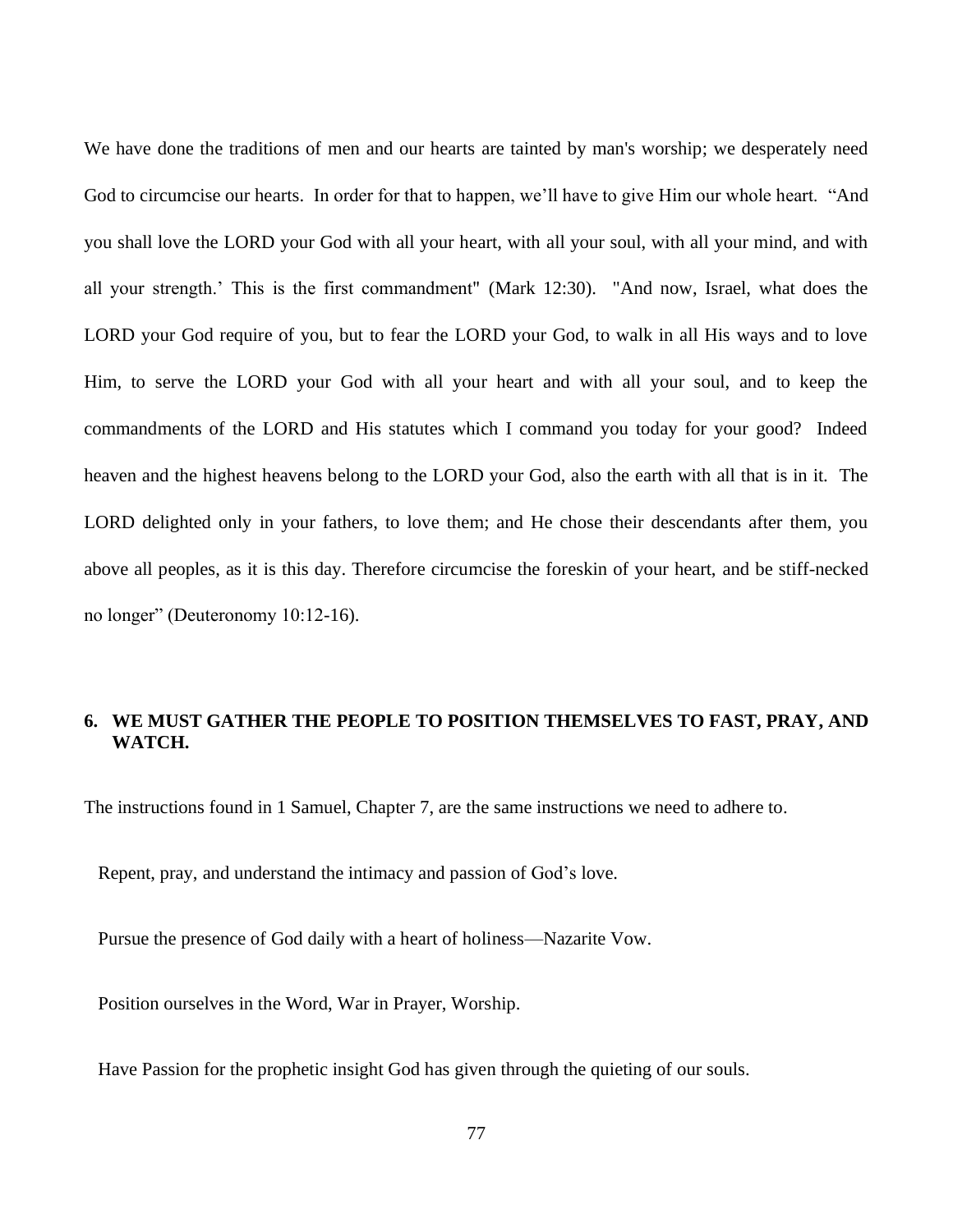We have done the traditions of men and our hearts are tainted by man's worship; we desperately need God to circumcise our hearts. In order for that to happen, we'll have to give Him our whole heart. "And you shall love the LORD your God with all your heart, with all your soul, with all your mind, and with all your strength.' This is the first commandment" (Mark 12:30). "And now, Israel, what does the LORD your God require of you, but to fear the LORD your God, to walk in all His ways and to love Him, to serve the LORD your God with all your heart and with all your soul, and to keep the commandments of the LORD and His statutes which I command you today for your good? Indeed heaven and the highest heavens belong to the LORD your God, also the earth with all that is in it. The LORD delighted only in your fathers, to love them; and He chose their descendants after them, you above all peoples, as it is this day. Therefore circumcise the foreskin of your heart, and be stiff-necked no longer" (Deuteronomy 10:12-16).

### 6. WE MUST GATHER THE PEOPLE TO POSITION THEMSELVES TO FAST, PRAY, AND WATCH.

The instructions found in 1 Samuel, Chapter 7, are the same instructions we need to adhere to.

Repent, pray, and understand the intimacy and passion of God's love.

Pursue the presence of God daily with a heart of holiness—Nazarite Vow.

Position ourselves in the Word, War in Prayer, Worship.

Have Passion for the prophetic insight God has given through the quieting of our souls.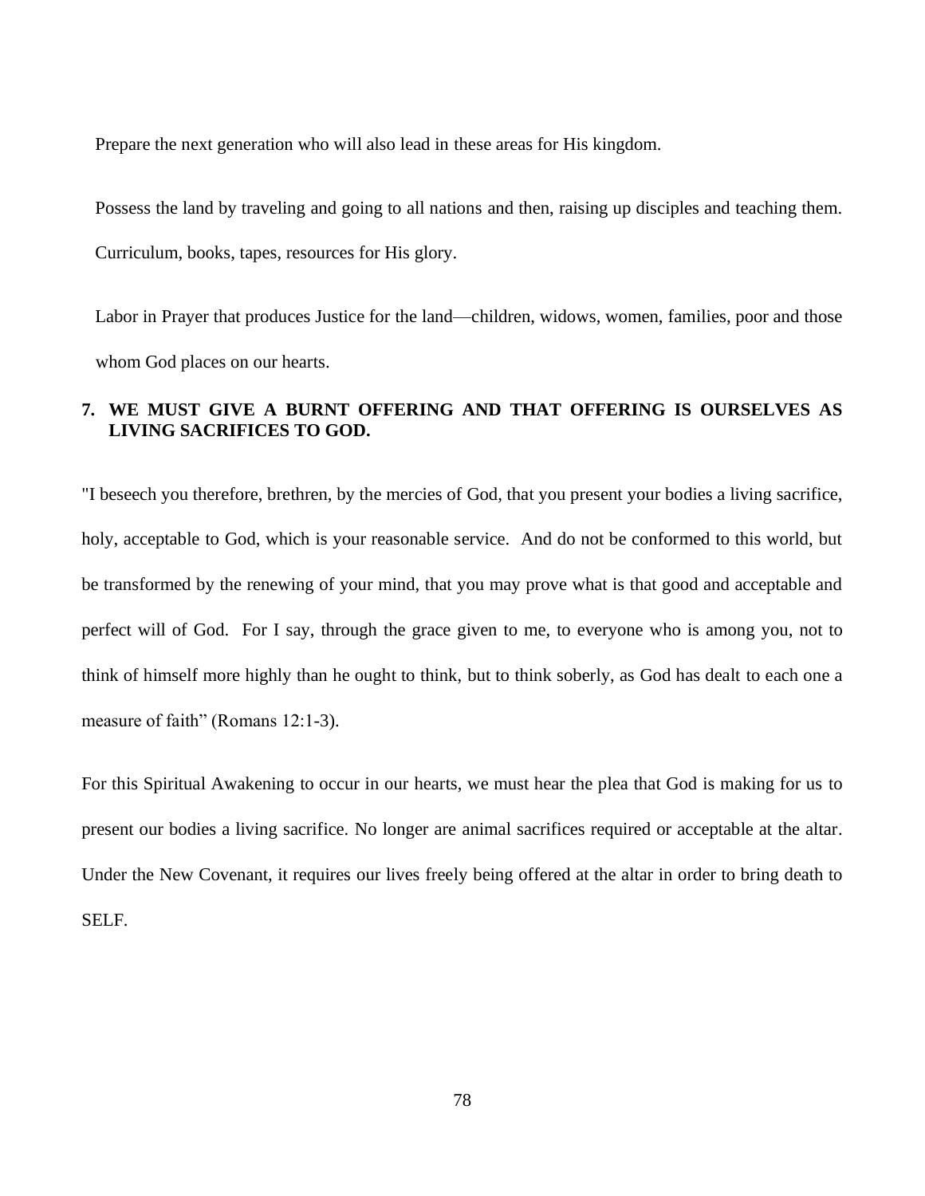Prepare the next generation who will also lead in these areas for His kingdom.

Possess the land by traveling and going to all nations and then, raising up disciples and teaching them. Curriculum, books, tapes, resources for His glory.

Labor in Prayer that produces Justice for the land—children, widows, women, families, poor and those whom God places on our hearts.

**7. WE MUST GIVE A BURNT OFFERING AND THAT OFFERING IS OURSELVES AS LIVING SACRIFICES TO GOD.**

"I beseech you therefore, brethren, by the mercies of God, that you present your bodies a living sacrifice, holy, acceptable to God, which is your reasonable service. And do not be conformed to this world, but be transformed by the renewing of your mind, that you may prove what is that good and acceptable and perfect will of God. For I say, through the grace given to me, to everyone who is among you, not to think of himself more highly than he ought to think, but to think soberly, as God has dealt to each one a measure of faith" (Romans 12:1-3).

For this Spiritual Awakening to occur in our hearts, we must hear the plea that God is making for us to present our bodies a living sacrifice. No longer are animal sacrifices required or acceptable at the altar. Under the New Covenant, it requires our lives freely being offered at the altar in order to bring death to SELF.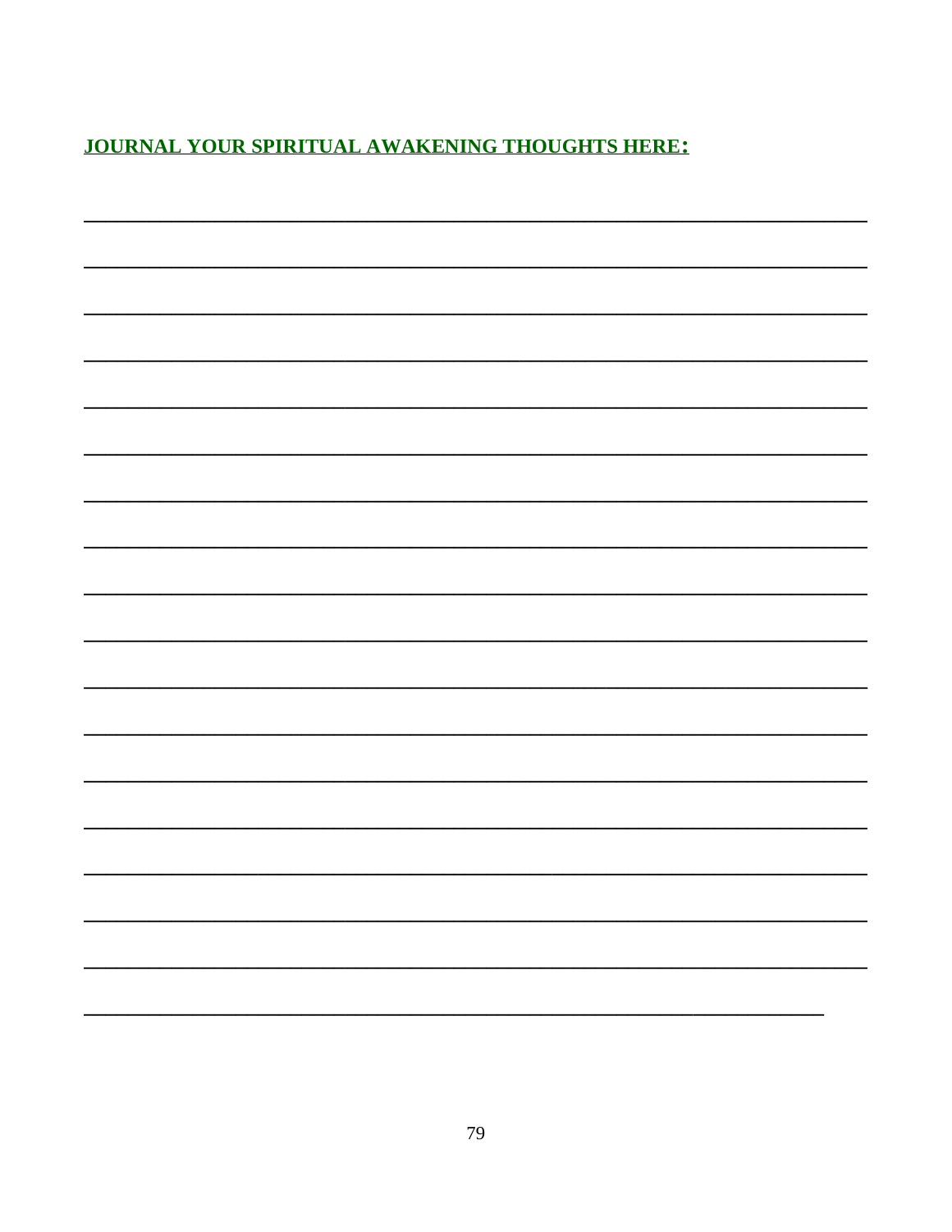**JOURNAL YOUR SPIRITUAL AWAKENING THOUGHTS HERE:**

\_\_\_\_\_\_\_\_\_\_\_\_\_\_\_\_\_\_\_\_\_\_\_\_\_\_\_\_\_\_\_\_\_\_\_\_\_\_\_\_\_\_\_\_\_\_\_\_\_\_\_\_\_\_\_\_\_\_\_\_\_\_\_\_

\_\_\_\_\_\_\_\_\_\_\_\_\_\_\_\_\_\_\_\_\_\_\_\_\_\_\_\_\_\_\_\_\_\_\_\_\_\_\_\_\_\_\_\_\_\_\_\_\_\_\_\_\_\_\_\_\_\_\_\_\_\_\_\_

\_\_\_\_\_\_\_\_\_\_\_\_\_\_\_\_\_\_\_\_\_\_\_\_\_\_\_\_\_\_\_\_\_\_\_\_\_\_\_\_\_\_\_\_\_\_\_\_\_\_\_\_\_\_\_\_\_\_\_\_\_\_\_\_

\_\_\_\_\_\_\_\_\_\_\_\_\_\_\_\_\_\_\_\_\_\_\_\_\_\_\_\_\_\_\_\_\_\_\_\_\_\_\_\_\_\_\_\_\_\_\_\_\_\_\_\_\_\_\_\_\_\_\_\_\_\_\_\_

\_\_\_\_\_\_\_\_\_\_\_\_\_\_\_\_\_\_\_\_\_\_\_\_\_\_\_\_\_\_\_\_\_\_\_\_\_\_\_\_\_\_\_\_\_\_\_\_\_\_\_\_\_\_\_\_\_\_\_\_\_\_\_\_

\_\_\_\_\_\_\_\_\_\_\_\_\_\_\_\_\_\_\_\_\_\_\_\_\_\_\_\_\_\_\_\_\_\_\_\_\_\_\_\_\_\_\_\_\_\_\_\_\_\_\_\_\_\_\_\_\_\_\_\_\_\_\_\_

\_\_\_\_\_\_\_\_\_\_\_\_\_\_\_\_\_\_\_\_\_\_\_\_\_\_\_\_\_\_\_\_\_\_\_\_\_\_\_\_\_\_\_\_\_\_\_\_\_\_\_\_\_\_\_\_\_\_\_\_\_\_\_\_

\_\_\_\_\_\_\_\_\_\_\_\_\_\_\_\_\_\_\_\_\_\_\_\_\_\_\_\_\_\_\_\_\_\_\_\_\_\_\_\_\_\_\_\_\_\_\_\_\_\_\_\_\_\_\_\_\_\_\_\_\_\_\_\_

\_\_\_\_\_\_\_\_\_\_\_\_\_\_\_\_\_\_\_\_\_\_\_\_\_\_\_\_\_\_\_\_\_\_\_\_\_\_\_\_\_\_\_\_\_\_\_\_\_\_\_\_\_\_\_\_\_\_\_\_\_\_\_\_

\_\_\_\_\_\_\_\_\_\_\_\_\_\_\_\_\_\_\_\_\_\_\_\_\_\_\_\_\_\_\_\_\_\_\_\_\_\_\_\_\_\_\_\_\_\_\_\_\_\_\_\_\_\_\_\_\_\_\_\_\_\_\_\_

\_\_\_\_\_\_\_\_\_\_\_\_\_\_\_\_\_\_\_\_\_\_\_\_\_\_\_\_\_\_\_\_\_\_\_\_\_\_\_\_\_\_\_\_\_\_\_\_\_\_\_\_\_\_\_\_\_\_\_\_\_\_\_\_

\_\_\_\_\_\_\_\_\_\_\_\_\_\_\_\_\_\_\_\_\_\_\_\_\_\_\_\_\_\_\_\_\_\_\_\_\_\_\_\_\_\_\_\_\_\_\_\_\_\_\_\_\_\_\_\_\_\_\_\_\_\_\_\_

\_\_\_\_\_\_\_\_\_\_\_\_\_\_\_\_\_\_\_\_\_\_\_\_\_\_\_\_\_\_\_\_\_\_\_\_\_\_\_\_\_\_\_\_\_\_\_\_\_\_\_\_\_\_\_\_\_\_\_\_\_\_\_\_

\_\_\_\_\_\_\_\_\_\_\_\_\_\_\_\_\_\_\_\_\_\_\_\_\_\_\_\_\_\_\_\_\_\_\_\_\_\_\_\_\_\_\_\_\_\_\_\_\_\_\_\_\_\_\_\_\_\_\_\_\_\_\_\_

\_\_\_\_\_\_\_\_\_\_\_\_\_\_\_\_\_\_\_\_\_\_\_\_\_\_\_\_\_\_\_\_\_\_\_\_\_\_\_\_\_\_\_\_\_\_\_\_\_\_\_\_\_\_\_\_\_\_\_\_\_\_\_\_

\_\_\_\_\_\_\_\_\_\_\_\_\_\_\_\_\_\_\_\_\_\_\_\_\_\_\_\_\_\_\_\_\_\_\_\_\_\_\_\_\_\_\_\_\_\_\_\_\_\_\_\_\_\_\_\_\_\_\_\_\_\_\_\_

\_\_\_\_\_\_\_\_\_\_\_\_\_\_\_\_\_\_\_\_\_\_\_\_\_\_\_\_\_\_\_\_\_\_\_\_\_\_\_\_\_\_\_\_\_\_\_\_\_\_\_\_\_\_\_\_\_\_\_\_\_\_\_\_

\_\_\_\_\_\_\_\_\_\_\_\_\_\_\_\_\_\_\_\_\_\_\_\_\_\_\_\_\_\_\_\_\_\_\_\_\_\_\_\_\_\_\_\_\_\_\_\_\_\_\_\_\_\_\_\_\_\_\_\_\_\_\_\_

\_\_\_\_\_\_\_\_\_\_\_\_\_\_\_\_\_\_\_\_\_\_\_\_\_\_\_\_\_\_\_\_\_\_\_\_\_\_\_\_\_\_\_\_\_\_\_\_\_\_\_\_\_\_\_\_\_\_\_\_\_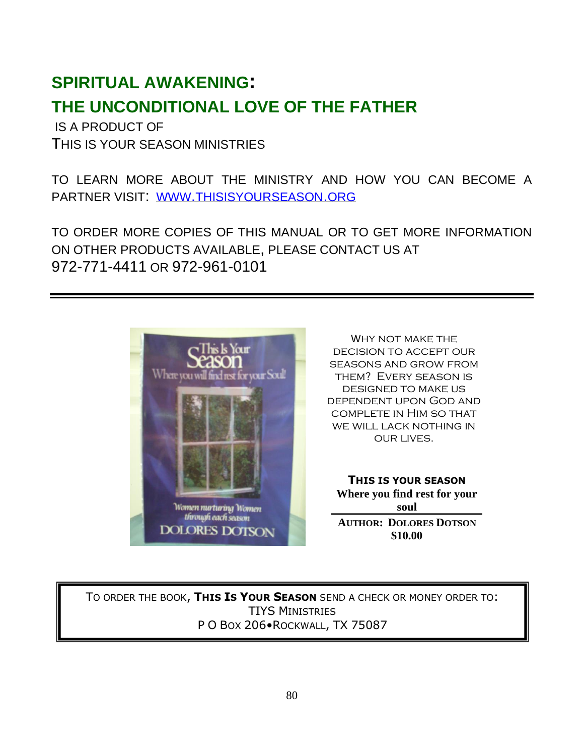## SPIRITUAL AWAKENING:
## THE UNCONDITIONAL LOVE OF THE FATHER

IS A PRODUCT OF
THIS IS YOUR SEASON MINISTRIES

TO LEARN MORE ABOUT THE MINISTRY AND HOW YOU CAN BECOME A PARTNER VISIT: [WWW.THISISYOURSEASON.ORG](http://www.thisisyourseason.org)

TO ORDER MORE COPIES OF THIS MANUAL OR TO GET MORE INFORMATION ON OTHER PRODUCTS AVAILABLE, PLEASE CONTACT US AT 972-771-4411 OR 972-961-0101

---

WHY NOT MAKE THE DECISION TO ACCEPT OUR SEASONS AND GROW FROM THEM? EVERY SEASON IS DESIGNED TO MAKE US DEPENDENT UPON GOD AND COMPLETE IN HIM SO THAT WE WILL LACK NOTHING IN OUR LIVES.

**THIS IS YOUR SEASON**
**Where you find rest for your soul**

**AUTHOR: DOLORES DOTSON**
**$10.00**

TO ORDER THE BOOK, **THIS IS YOUR SEASON** SEND A CHECK OR MONEY ORDER TO:
TIYS MINISTRIES
P O BOX 206•ROCKWALL, TX 75087